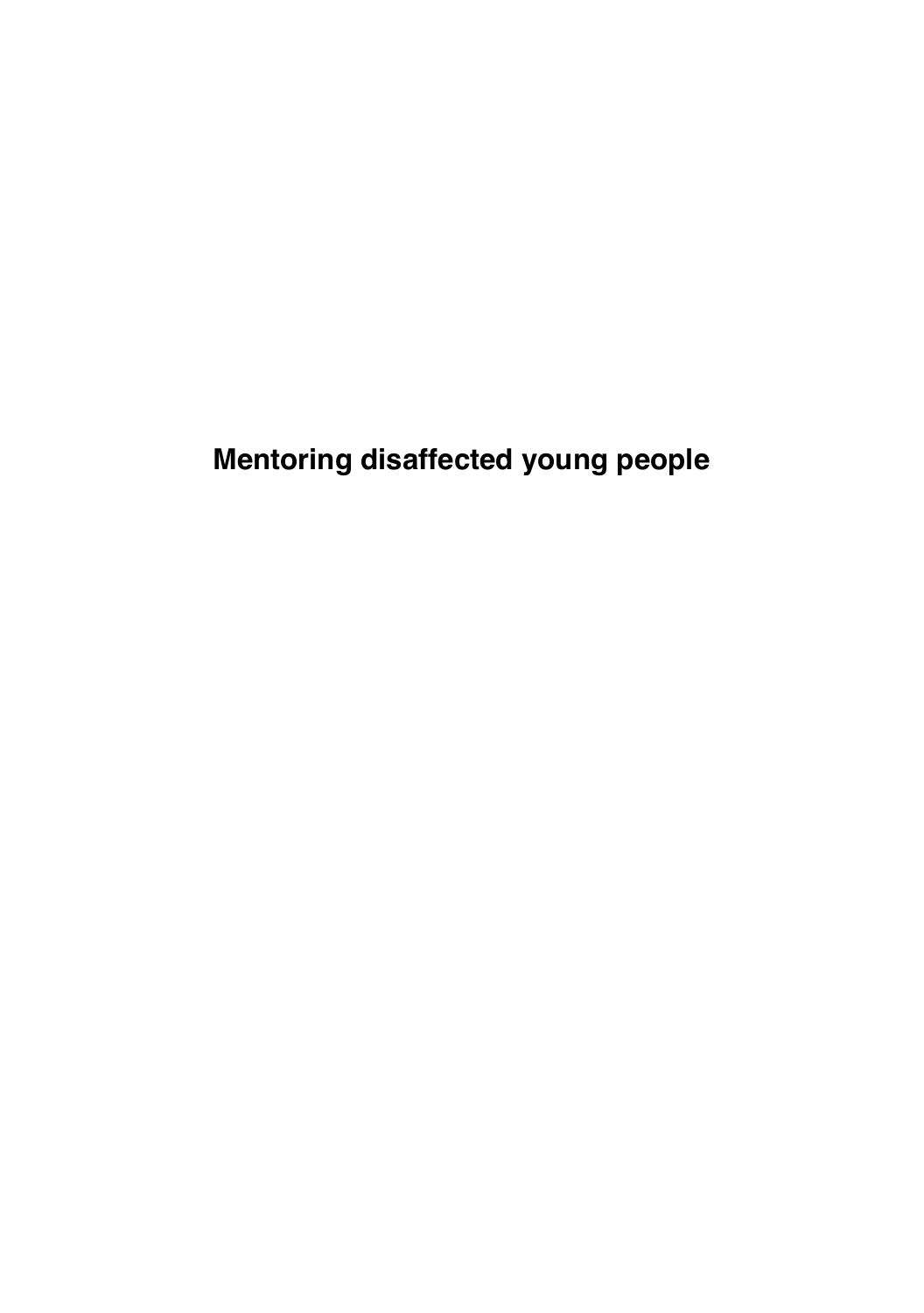# Mentoring disaffected young people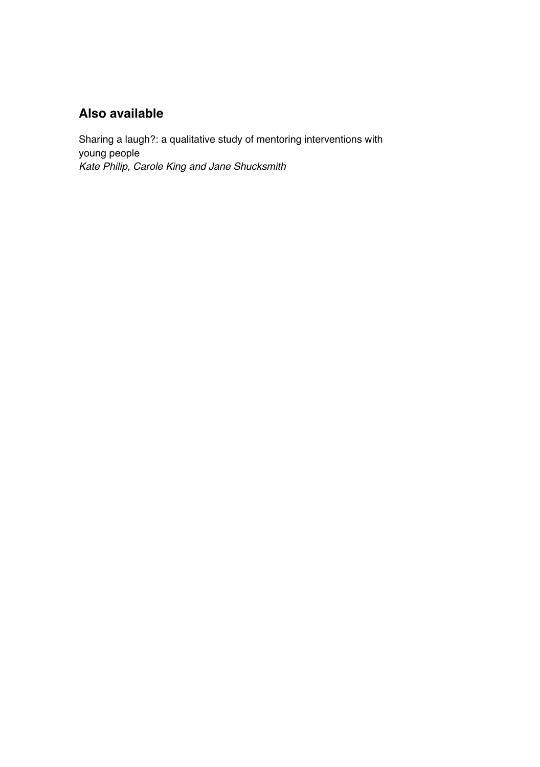## Also available

Sharing a laugh?: a qualitative study of mentoring interventions with young people
*Kate Philip, Carole King and Jane Shucksmith*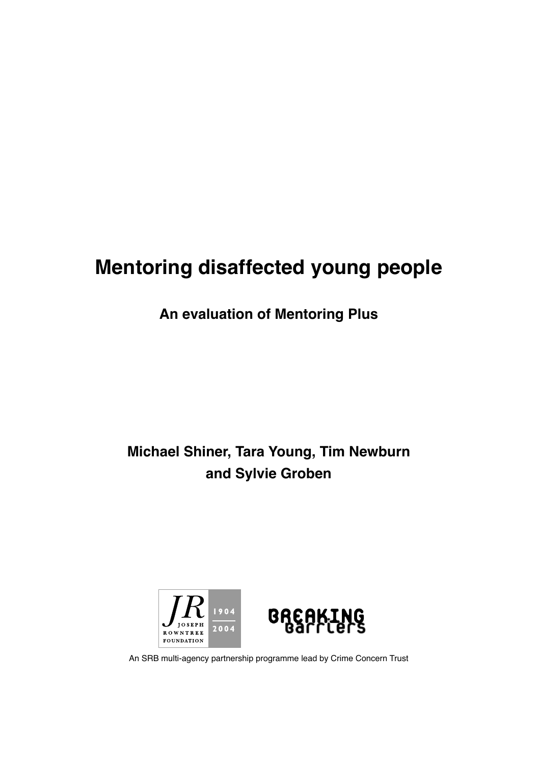# Mentoring disaffected young people

## An evaluation of Mentoring Plus

**Michael Shiner, Tara Young, Tim Newburn and Sylvie Groben**

JR JOSEPH ROWNTREE FOUNDATION 1904 2004

BREAKING barriers

An SRB multi-agency partnership programme lead by Crime Concern Trust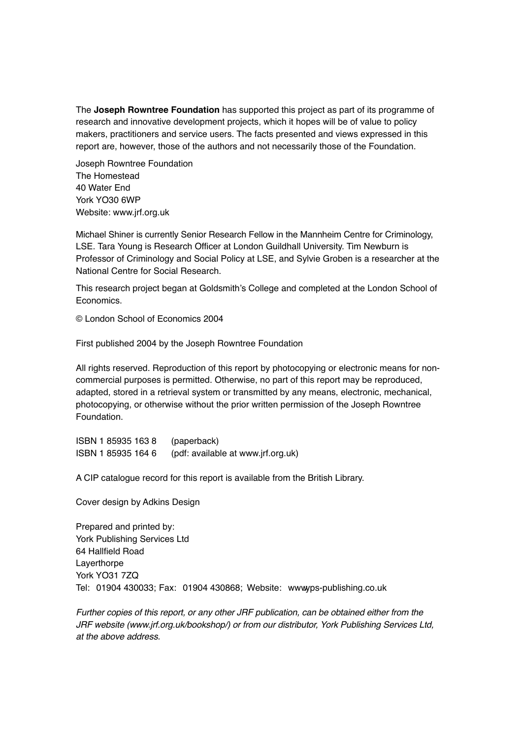The **Joseph Rowntree Foundation** has supported this project as part of its programme of research and innovative development projects, which it hopes will be of value to policy makers, practitioners and service users. The facts presented and views expressed in this report are, however, those of the authors and not necessarily those of the Foundation.

Joseph Rowntree Foundation
The Homestead
40 Water End
York YO30 6WP
Website: www.jrf.org.uk

Michael Shiner is currently Senior Research Fellow in the Mannheim Centre for Criminology, LSE. Tara Young is Research Officer at London Guildhall University. Tim Newburn is Professor of Criminology and Social Policy at LSE, and Sylvie Groben is a researcher at the National Centre for Social Research.

This research project began at Goldsmith's College and completed at the London School of Economics.

© London School of Economics 2004

First published 2004 by the Joseph Rowntree Foundation

All rights reserved. Reproduction of this report by photocopying or electronic means for non-commercial purposes is permitted. Otherwise, no part of this report may be reproduced, adapted, stored in a retrieval system or transmitted by any means, electronic, mechanical, photocopying, or otherwise without the prior written permission of the Joseph Rowntree Foundation.

ISBN 1 85935 163 8 (paperback)
ISBN 1 85935 164 6 (pdf: available at www.jrf.org.uk)

A CIP catalogue record for this report is available from the British Library.

Cover design by Adkins Design

Prepared and printed by:
York Publishing Services Ltd
64 Hallfield Road
Layerthorpe
York YO31 7ZQ
Tel: 01904 430033; Fax: 01904 430868; Website: wwwyps-publishing.co.uk

*Further copies of this report, or any other JRF publication, can be obtained either from the JRF website (www.jrf.org.uk/bookshop/) or from our distributor, York Publishing Services Ltd, at the above address.*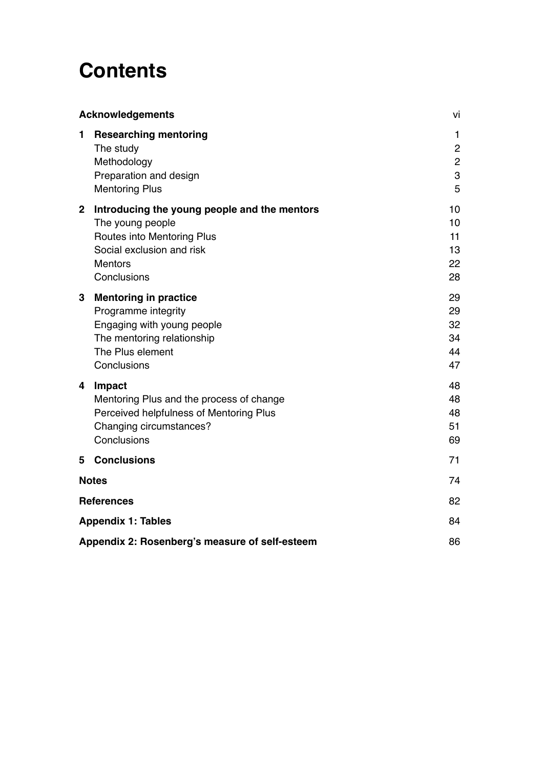# Contents

| | | |
|---|---|---|
| **Acknowledgements** | | vi |
| **1** | **Researching mentoring** | 1 |
| | The study | 2 |
| | Methodology | 2 |
| | Preparation and design | 3 |
| | Mentoring Plus | 5 |
| **2** | **Introducing the young people and the mentors** | 10 |
| | The young people | 10 |
| | Routes into Mentoring Plus | 11 |
| | Social exclusion and risk | 13 |
| | Mentors | 22 |
| | Conclusions | 28 |
| **3** | **Mentoring in practice** | 29 |
| | Programme integrity | 29 |
| | Engaging with young people | 32 |
| | The mentoring relationship | 34 |
| | The Plus element | 44 |
| | Conclusions | 47 |
| **4** | **Impact** | 48 |
| | Mentoring Plus and the process of change | 48 |
| | Perceived helpfulness of Mentoring Plus | 48 |
| | Changing circumstances? | 51 |
| | Conclusions | 69 |
| **5** | **Conclusions** | 71 |
| **Notes** | | 74 |
| **References** | | 82 |
| **Appendix 1: Tables** | | 84 |
| **Appendix 2: Rosenberg's measure of self-esteem** | | 86 |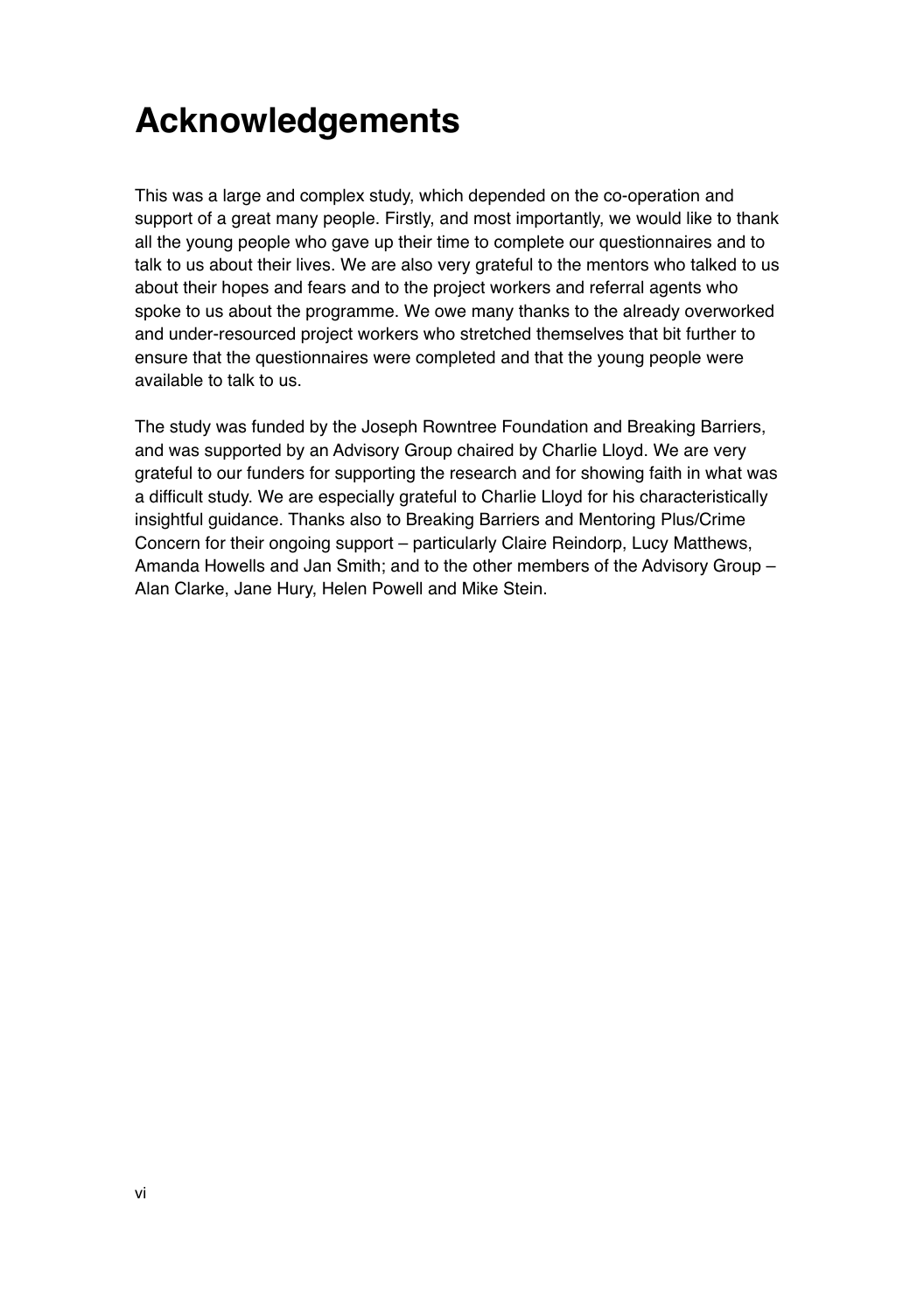# Acknowledgements

This was a large and complex study, which depended on the co-operation and support of a great many people. Firstly, and most importantly, we would like to thank all the young people who gave up their time to complete our questionnaires and to talk to us about their lives. We are also very grateful to the mentors who talked to us about their hopes and fears and to the project workers and referral agents who spoke to us about the programme. We owe many thanks to the already overworked and under-resourced project workers who stretched themselves that bit further to ensure that the questionnaires were completed and that the young people were available to talk to us.

The study was funded by the Joseph Rowntree Foundation and Breaking Barriers, and was supported by an Advisory Group chaired by Charlie Lloyd. We are very grateful to our funders for supporting the research and for showing faith in what was a difficult study. We are especially grateful to Charlie Lloyd for his characteristically insightful guidance. Thanks also to Breaking Barriers and Mentoring Plus/Crime Concern for their ongoing support – particularly Claire Reindorp, Lucy Matthews, Amanda Howells and Jan Smith; and to the other members of the Advisory Group – Alan Clarke, Jane Hury, Helen Powell and Mike Stein.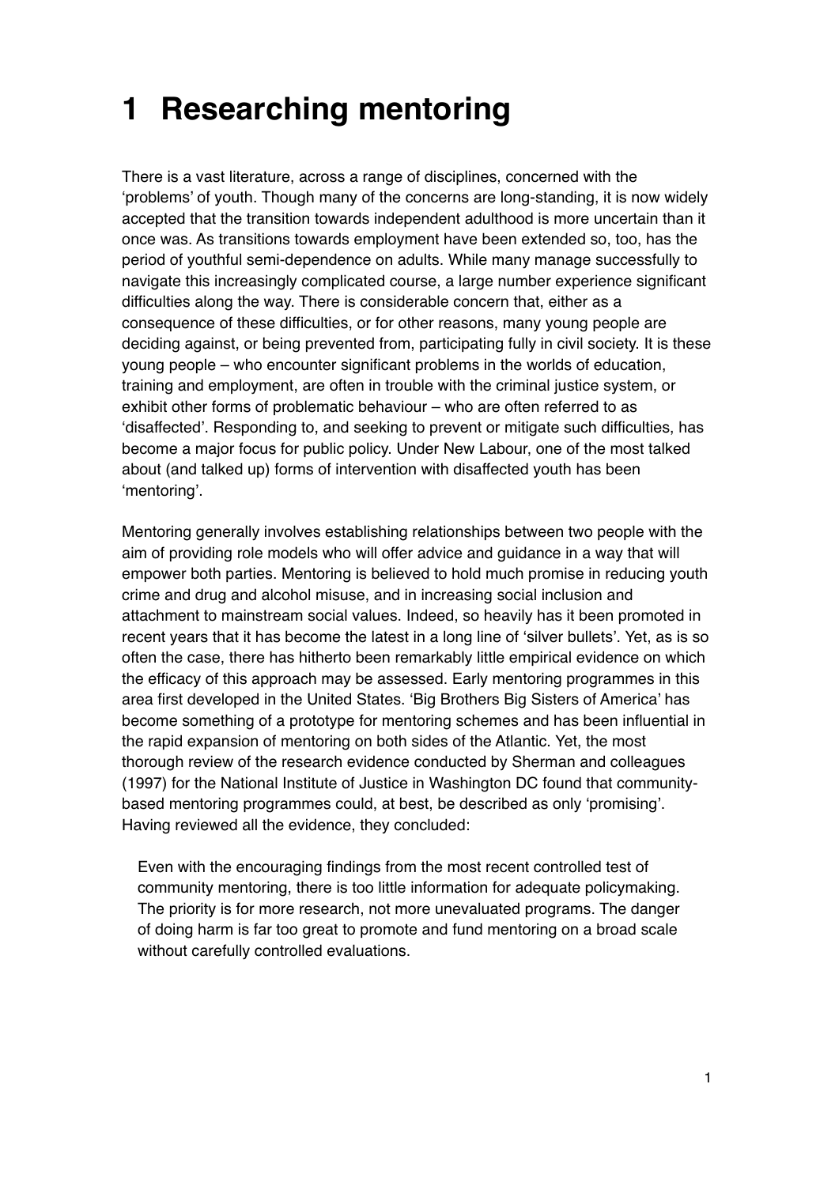# 1 Researching mentoring

There is a vast literature, across a range of disciplines, concerned with the 'problems' of youth. Though many of the concerns are long-standing, it is now widely accepted that the transition towards independent adulthood is more uncertain than it once was. As transitions towards employment have been extended so, too, has the period of youthful semi-dependence on adults. While many manage successfully to navigate this increasingly complicated course, a large number experience significant difficulties along the way. There is considerable concern that, either as a consequence of these difficulties, or for other reasons, many young people are deciding against, or being prevented from, participating fully in civil society. It is these young people – who encounter significant problems in the worlds of education, training and employment, are often in trouble with the criminal justice system, or exhibit other forms of problematic behaviour – who are often referred to as 'disaffected'. Responding to, and seeking to prevent or mitigate such difficulties, has become a major focus for public policy. Under New Labour, one of the most talked about (and talked up) forms of intervention with disaffected youth has been 'mentoring'.

Mentoring generally involves establishing relationships between two people with the aim of providing role models who will offer advice and guidance in a way that will empower both parties. Mentoring is believed to hold much promise in reducing youth crime and drug and alcohol misuse, and in increasing social inclusion and attachment to mainstream social values. Indeed, so heavily has it been promoted in recent years that it has become the latest in a long line of 'silver bullets'. Yet, as is so often the case, there has hitherto been remarkably little empirical evidence on which the efficacy of this approach may be assessed. Early mentoring programmes in this area first developed in the United States. 'Big Brothers Big Sisters of America' has become something of a prototype for mentoring schemes and has been influential in the rapid expansion of mentoring on both sides of the Atlantic. Yet, the most thorough review of the research evidence conducted by Sherman and colleagues (1997) for the National Institute of Justice in Washington DC found that community-based mentoring programmes could, at best, be described as only 'promising'. Having reviewed all the evidence, they concluded:

> Even with the encouraging findings from the most recent controlled test of community mentoring, there is too little information for adequate policymaking. The priority is for more research, not more unevaluated programs. The danger of doing harm is far too great to promote and fund mentoring on a broad scale without carefully controlled evaluations.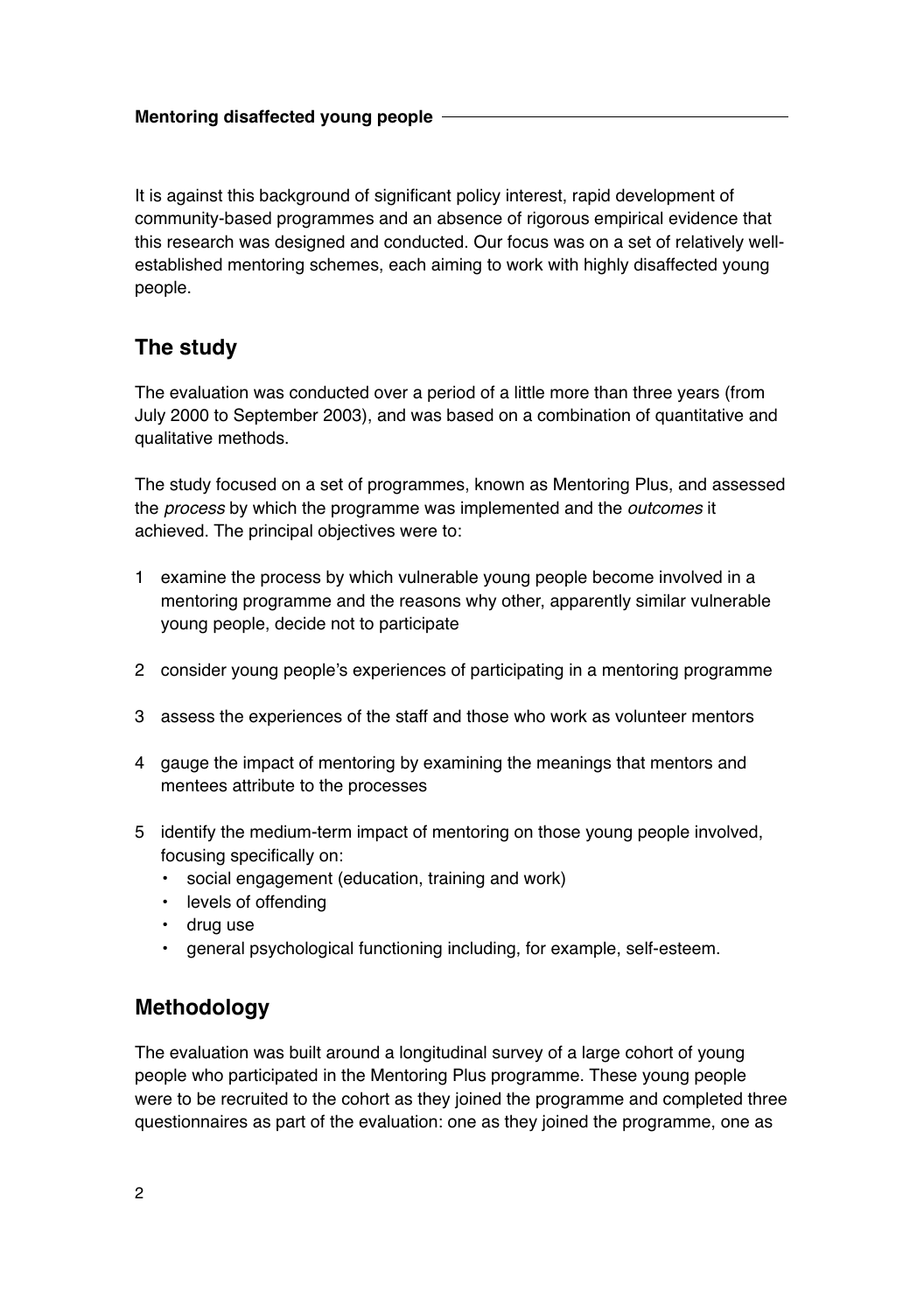It is against this background of significant policy interest, rapid development of community-based programmes and an absence of rigorous empirical evidence that this research was designed and conducted. Our focus was on a set of relatively well-established mentoring schemes, each aiming to work with highly disaffected young people.

## The study

The evaluation was conducted over a period of a little more than three years (from July 2000 to September 2003), and was based on a combination of quantitative and qualitative methods.

The study focused on a set of programmes, known as Mentoring Plus, and assessed the *process* by which the programme was implemented and the *outcomes* it achieved. The principal objectives were to:

1. examine the process by which vulnerable young people become involved in a mentoring programme and the reasons why other, apparently similar vulnerable young people, decide not to participate
2. consider young people's experiences of participating in a mentoring programme
3. assess the experiences of the staff and those who work as volunteer mentors
4. gauge the impact of mentoring by examining the meanings that mentors and mentees attribute to the processes
5. identify the medium-term impact of mentoring on those young people involved, focusing specifically on:
   - social engagement (education, training and work)
   - levels of offending
   - drug use
   - general psychological functioning including, for example, self-esteem.

## Methodology

The evaluation was built around a longitudinal survey of a large cohort of young people who participated in the Mentoring Plus programme. These young people were to be recruited to the cohort as they joined the programme and completed three questionnaires as part of the evaluation: one as they joined the programme, one as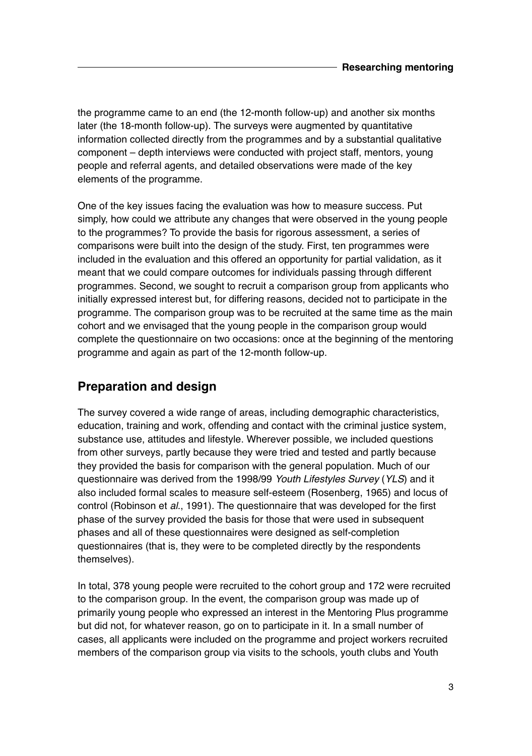the programme came to an end (the 12-month follow-up) and another six months later (the 18-month follow-up). The surveys were augmented by quantitative information collected directly from the programmes and by a substantial qualitative component – depth interviews were conducted with project staff, mentors, young people and referral agents, and detailed observations were made of the key elements of the programme.

One of the key issues facing the evaluation was how to measure success. Put simply, how could we attribute any changes that were observed in the young people to the programmes? To provide the basis for rigorous assessment, a series of comparisons were built into the design of the study. First, ten programmes were included in the evaluation and this offered an opportunity for partial validation, as it meant that we could compare outcomes for individuals passing through different programmes. Second, we sought to recruit a comparison group from applicants who initially expressed interest but, for differing reasons, decided not to participate in the programme. The comparison group was to be recruited at the same time as the main cohort and we envisaged that the young people in the comparison group would complete the questionnaire on two occasions: once at the beginning of the mentoring programme and again as part of the 12-month follow-up.

## Preparation and design

The survey covered a wide range of areas, including demographic characteristics, education, training and work, offending and contact with the criminal justice system, substance use, attitudes and lifestyle. Wherever possible, we included questions from other surveys, partly because they were tried and tested and partly because they provided the basis for comparison with the general population. Much of our questionnaire was derived from the 1998/99 *Youth Lifestyles Survey* (*YLS*) and it also included formal scales to measure self-esteem (Rosenberg, 1965) and locus of control (Robinson et *al*., 1991). The questionnaire that was developed for the first phase of the survey provided the basis for those that were used in subsequent phases and all of these questionnaires were designed as self-completion questionnaires (that is, they were to be completed directly by the respondents themselves).

In total, 378 young people were recruited to the cohort group and 172 were recruited to the comparison group. In the event, the comparison group was made up of primarily young people who expressed an interest in the Mentoring Plus programme but did not, for whatever reason, go on to participate in it. In a small number of cases, all applicants were included on the programme and project workers recruited members of the comparison group via visits to the schools, youth clubs and Youth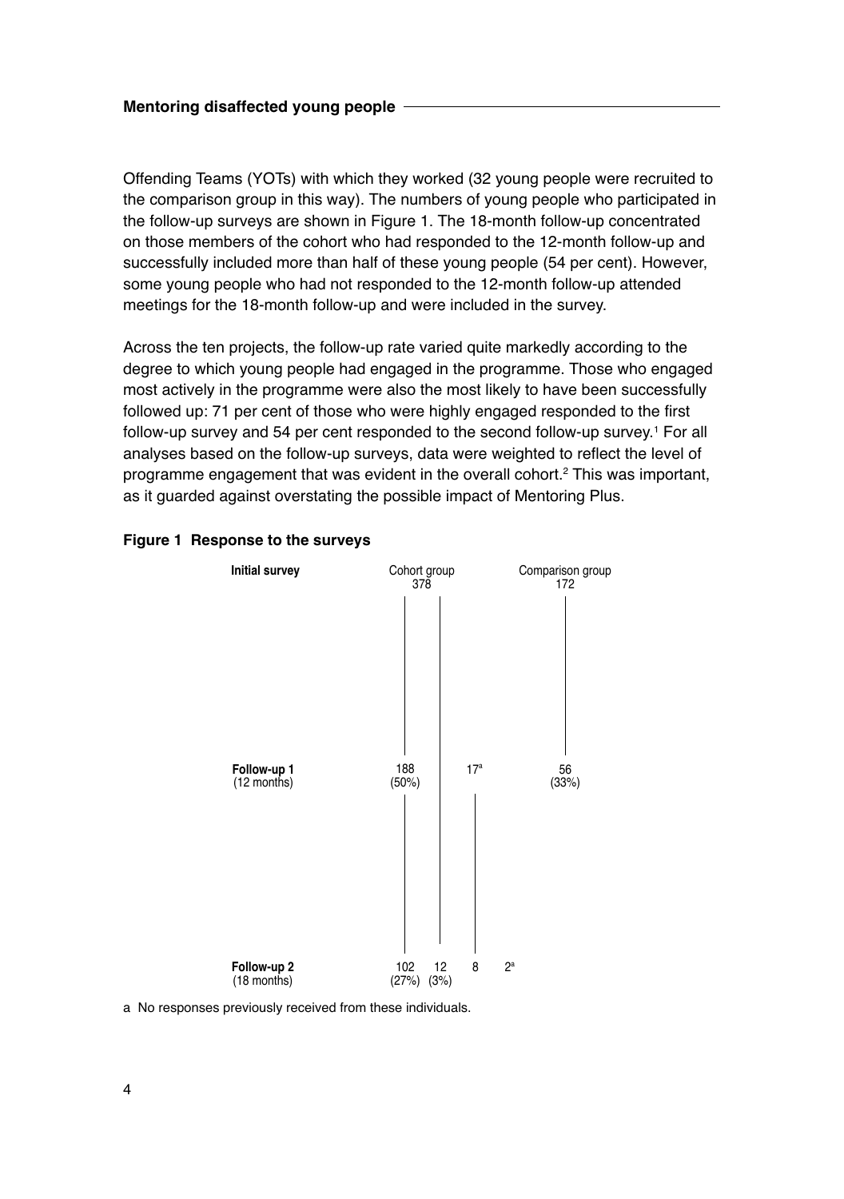Offending Teams (YOTs) with which they worked (32 young people were recruited to the comparison group in this way). The numbers of young people who participated in the follow-up surveys are shown in Figure 1. The 18-month follow-up concentrated on those members of the cohort who had responded to the 12-month follow-up and successfully included more than half of these young people (54 per cent). However, some young people who had not responded to the 12-month follow-up attended meetings for the 18-month follow-up and were included in the survey.

Across the ten projects, the follow-up rate varied quite markedly according to the degree to which young people had engaged in the programme. Those who engaged most actively in the programme were also the most likely to have been successfully followed up: 71 per cent of those who were highly engaged responded to the first follow-up survey and 54 per cent responded to the second follow-up survey.[1] For all analyses based on the follow-up surveys, data were weighted to reflect the level of programme engagement that was evident in the overall cohort.[2] This was important, as it guarded against overstating the possible impact of Mentoring Plus.

**Figure 1 Response to the surveys**

| | Cohort group | | | | Comparison group |
|---|---|---|---|---|---|
| **Initial survey** | 378 | | | | 172 |
| **Follow-up 1** (12 months) | 188 (50%) | | 17[a] | | 56 (33%) |
| **Follow-up 2** (18 months) | 102 (27%) | 12 (3%) | 8 | 2[a] | |

a No responses previously received from these individuals.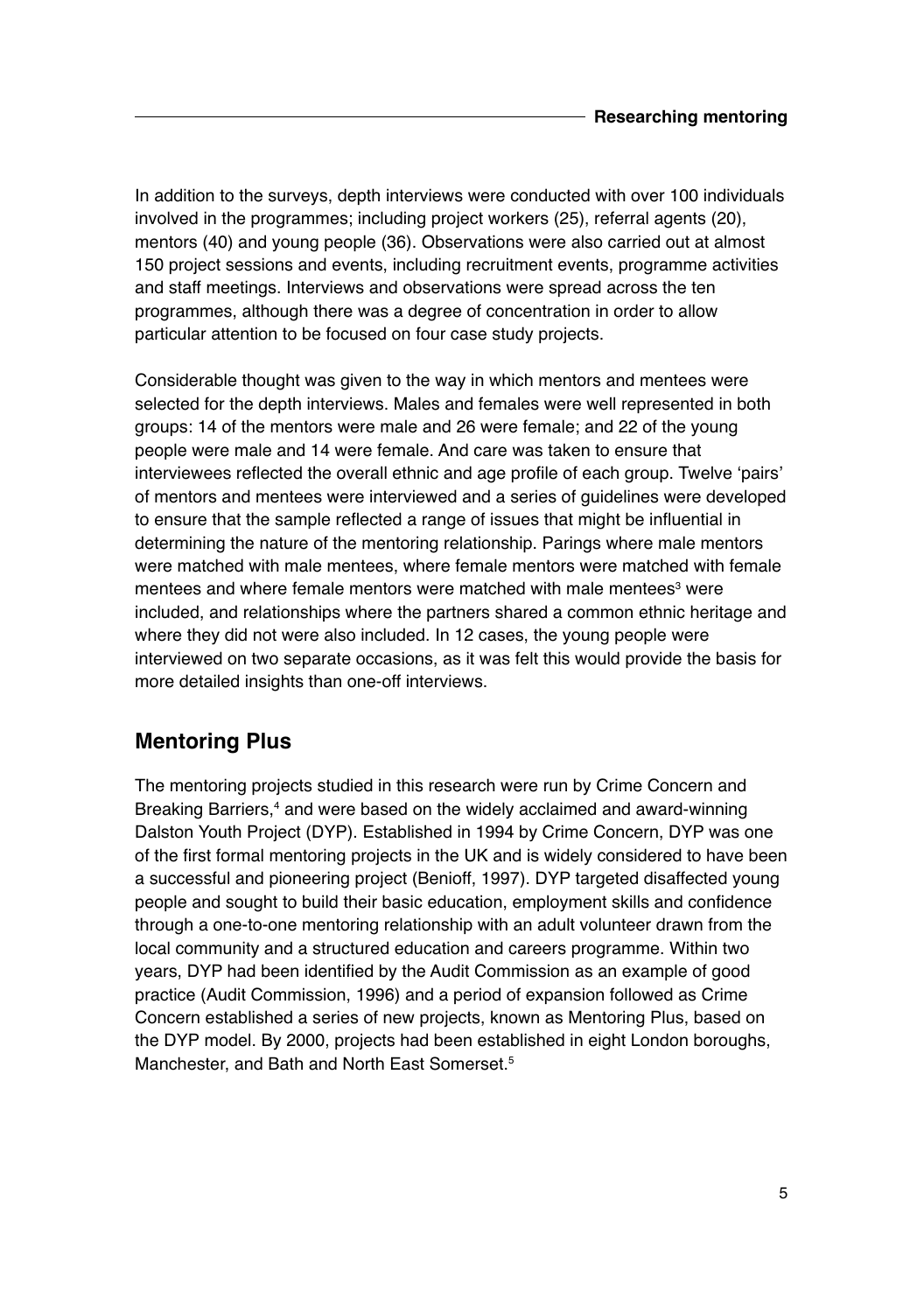In addition to the surveys, depth interviews were conducted with over 100 individuals involved in the programmes; including project workers (25), referral agents (20), mentors (40) and young people (36). Observations were also carried out at almost 150 project sessions and events, including recruitment events, programme activities and staff meetings. Interviews and observations were spread across the ten programmes, although there was a degree of concentration in order to allow particular attention to be focused on four case study projects.

Considerable thought was given to the way in which mentors and mentees were selected for the depth interviews. Males and females were well represented in both groups: 14 of the mentors were male and 26 were female; and 22 of the young people were male and 14 were female. And care was taken to ensure that interviewees reflected the overall ethnic and age profile of each group. Twelve 'pairs' of mentors and mentees were interviewed and a series of guidelines were developed to ensure that the sample reflected a range of issues that might be influential in determining the nature of the mentoring relationship. Parings where male mentors were matched with male mentees, where female mentors were matched with female mentees and where female mentors were matched with male mentees[3] were included, and relationships where the partners shared a common ethnic heritage and where they did not were also included. In 12 cases, the young people were interviewed on two separate occasions, as it was felt this would provide the basis for more detailed insights than one-off interviews.

## Mentoring Plus

The mentoring projects studied in this research were run by Crime Concern and Breaking Barriers,[4] and were based on the widely acclaimed and award-winning Dalston Youth Project (DYP). Established in 1994 by Crime Concern, DYP was one of the first formal mentoring projects in the UK and is widely considered to have been a successful and pioneering project (Benioff, 1997). DYP targeted disaffected young people and sought to build their basic education, employment skills and confidence through a one-to-one mentoring relationship with an adult volunteer drawn from the local community and a structured education and careers programme. Within two years, DYP had been identified by the Audit Commission as an example of good practice (Audit Commission, 1996) and a period of expansion followed as Crime Concern established a series of new projects, known as Mentoring Plus, based on the DYP model. By 2000, projects had been established in eight London boroughs, Manchester, and Bath and North East Somerset.[5]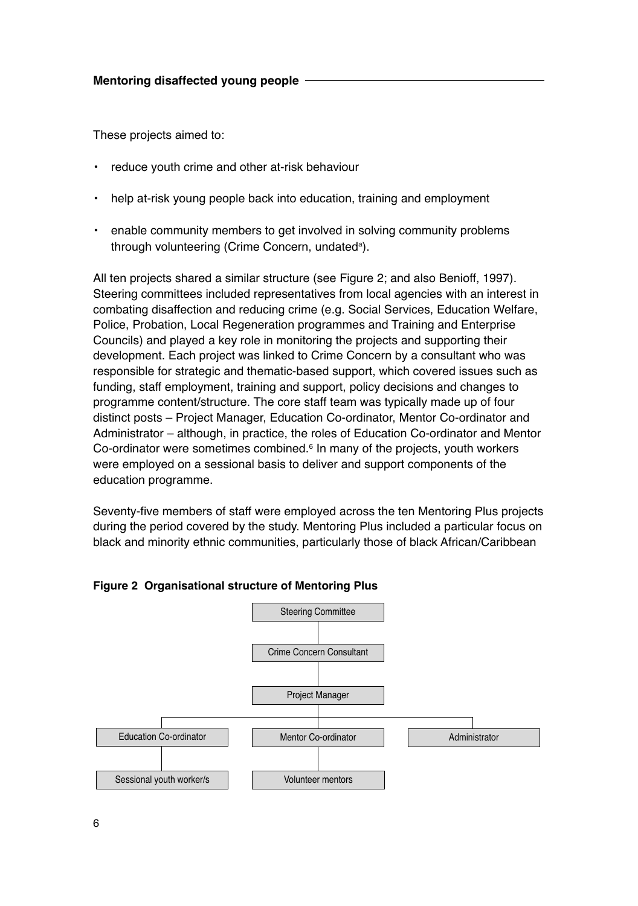These projects aimed to:

- reduce youth crime and other at-risk behaviour
- help at-risk young people back into education, training and employment
- enable community members to get involved in solving community problems through volunteering (Crime Concern, undated[a]).

All ten projects shared a similar structure (see Figure 2; and also Benioff, 1997). Steering committees included representatives from local agencies with an interest in combating disaffection and reducing crime (e.g. Social Services, Education Welfare, Police, Probation, Local Regeneration programmes and Training and Enterprise Councils) and played a key role in monitoring the projects and supporting their development. Each project was linked to Crime Concern by a consultant who was responsible for strategic and thematic-based support, which covered issues such as funding, staff employment, training and support, policy decisions and changes to programme content/structure. The core staff team was typically made up of four distinct posts – Project Manager, Education Co-ordinator, Mentor Co-ordinator and Administrator – although, in practice, the roles of Education Co-ordinator and Mentor Co-ordinator were sometimes combined.[6] In many of the projects, youth workers were employed on a sessional basis to deliver and support components of the education programme.

Seventy-five members of staff were employed across the ten Mentoring Plus projects during the period covered by the study. Mentoring Plus included a particular focus on black and minority ethnic communities, particularly those of black African/Caribbean

**Figure 2 Organisational structure of Mentoring Plus**

```
                      Steering Committee
                              |
                   Crime Concern Consultant
                              |
                       Project Manager
                              |
        ------------------------------------------------
        |                     |                        |
Education Co-ordinator   Mentor Co-ordinator      Administrator
        |                     |
Sessional youth worker/s  Volunteer mentors
```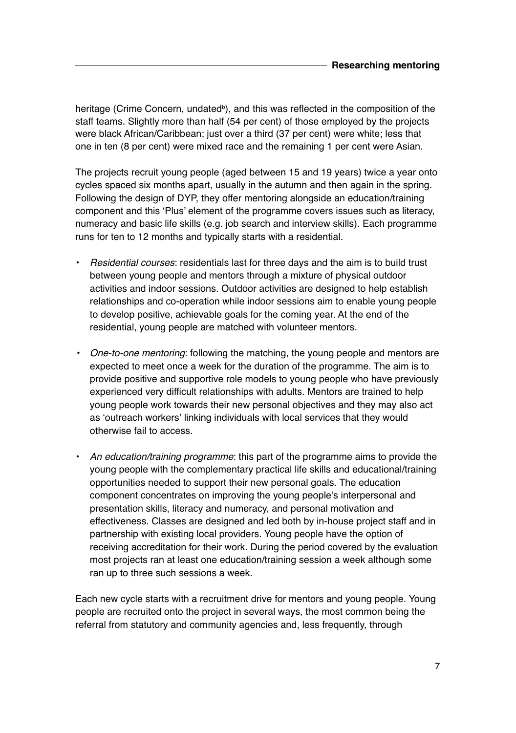heritage (Crime Concern, undated[b]), and this was reflected in the composition of the staff teams. Slightly more than half (54 per cent) of those employed by the projects were black African/Caribbean; just over a third (37 per cent) were white; less that one in ten (8 per cent) were mixed race and the remaining 1 per cent were Asian.

The projects recruit young people (aged between 15 and 19 years) twice a year onto cycles spaced six months apart, usually in the autumn and then again in the spring. Following the design of DYP, they offer mentoring alongside an education/training component and this 'Plus' element of the programme covers issues such as literacy, numeracy and basic life skills (e.g. job search and interview skills). Each programme runs for ten to 12 months and typically starts with a residential.

- *Residential courses*: residentials last for three days and the aim is to build trust between young people and mentors through a mixture of physical outdoor activities and indoor sessions. Outdoor activities are designed to help establish relationships and co-operation while indoor sessions aim to enable young people to develop positive, achievable goals for the coming year. At the end of the residential, young people are matched with volunteer mentors.
- *One-to-one mentoring*: following the matching, the young people and mentors are expected to meet once a week for the duration of the programme. The aim is to provide positive and supportive role models to young people who have previously experienced very difficult relationships with adults. Mentors are trained to help young people work towards their new personal objectives and they may also act as 'outreach workers' linking individuals with local services that they would otherwise fail to access.
- *An education/training programme*: this part of the programme aims to provide the young people with the complementary practical life skills and educational/training opportunities needed to support their new personal goals. The education component concentrates on improving the young people's interpersonal and presentation skills, literacy and numeracy, and personal motivation and effectiveness. Classes are designed and led both by in-house project staff and in partnership with existing local providers. Young people have the option of receiving accreditation for their work. During the period covered by the evaluation most projects ran at least one education/training session a week although some ran up to three such sessions a week.

Each new cycle starts with a recruitment drive for mentors and young people. Young people are recruited onto the project in several ways, the most common being the referral from statutory and community agencies and, less frequently, through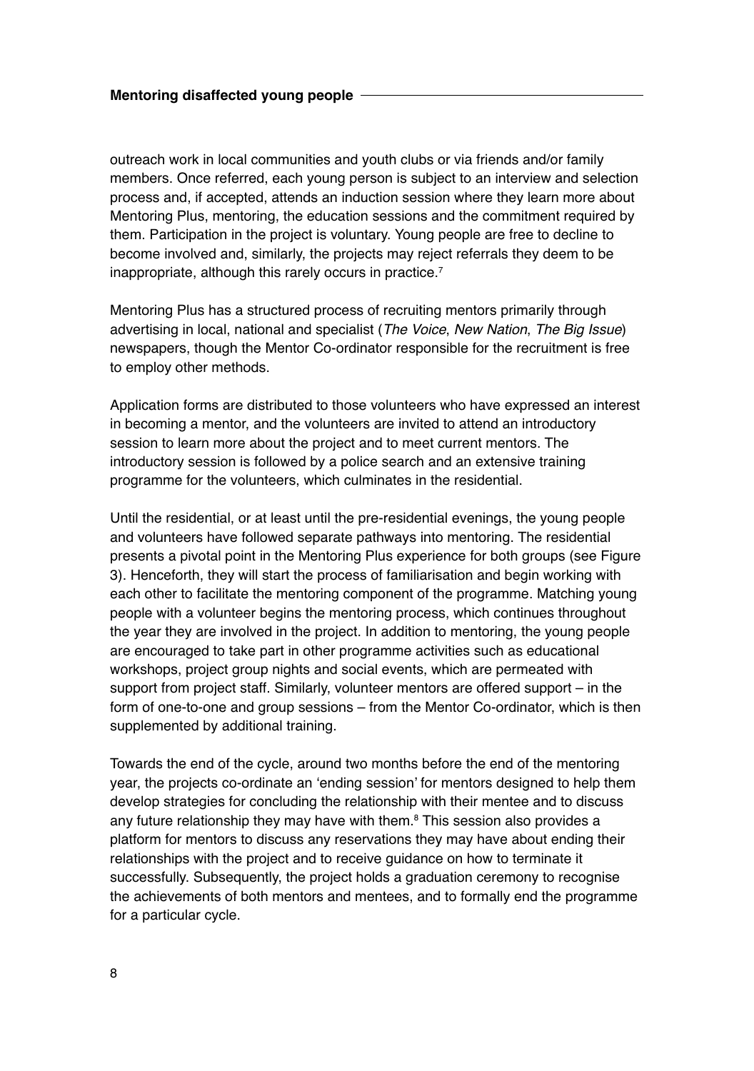outreach work in local communities and youth clubs or via friends and/or family members. Once referred, each young person is subject to an interview and selection process and, if accepted, attends an induction session where they learn more about Mentoring Plus, mentoring, the education sessions and the commitment required by them. Participation in the project is voluntary. Young people are free to decline to become involved and, similarly, the projects may reject referrals they deem to be inappropriate, although this rarely occurs in practice.[7]

Mentoring Plus has a structured process of recruiting mentors primarily through advertising in local, national and specialist (*The Voice*, *New Nation*, *The Big Issue*) newspapers, though the Mentor Co-ordinator responsible for the recruitment is free to employ other methods.

Application forms are distributed to those volunteers who have expressed an interest in becoming a mentor, and the volunteers are invited to attend an introductory session to learn more about the project and to meet current mentors. The introductory session is followed by a police search and an extensive training programme for the volunteers, which culminates in the residential.

Until the residential, or at least until the pre-residential evenings, the young people and volunteers have followed separate pathways into mentoring. The residential presents a pivotal point in the Mentoring Plus experience for both groups (see Figure 3). Henceforth, they will start the process of familiarisation and begin working with each other to facilitate the mentoring component of the programme. Matching young people with a volunteer begins the mentoring process, which continues throughout the year they are involved in the project. In addition to mentoring, the young people are encouraged to take part in other programme activities such as educational workshops, project group nights and social events, which are permeated with support from project staff. Similarly, volunteer mentors are offered support – in the form of one-to-one and group sessions – from the Mentor Co-ordinator, which is then supplemented by additional training.

Towards the end of the cycle, around two months before the end of the mentoring year, the projects co-ordinate an 'ending session' for mentors designed to help them develop strategies for concluding the relationship with their mentee and to discuss any future relationship they may have with them.[8] This session also provides a platform for mentors to discuss any reservations they may have about ending their relationships with the project and to receive guidance on how to terminate it successfully. Subsequently, the project holds a graduation ceremony to recognise the achievements of both mentors and mentees, and to formally end the programme for a particular cycle.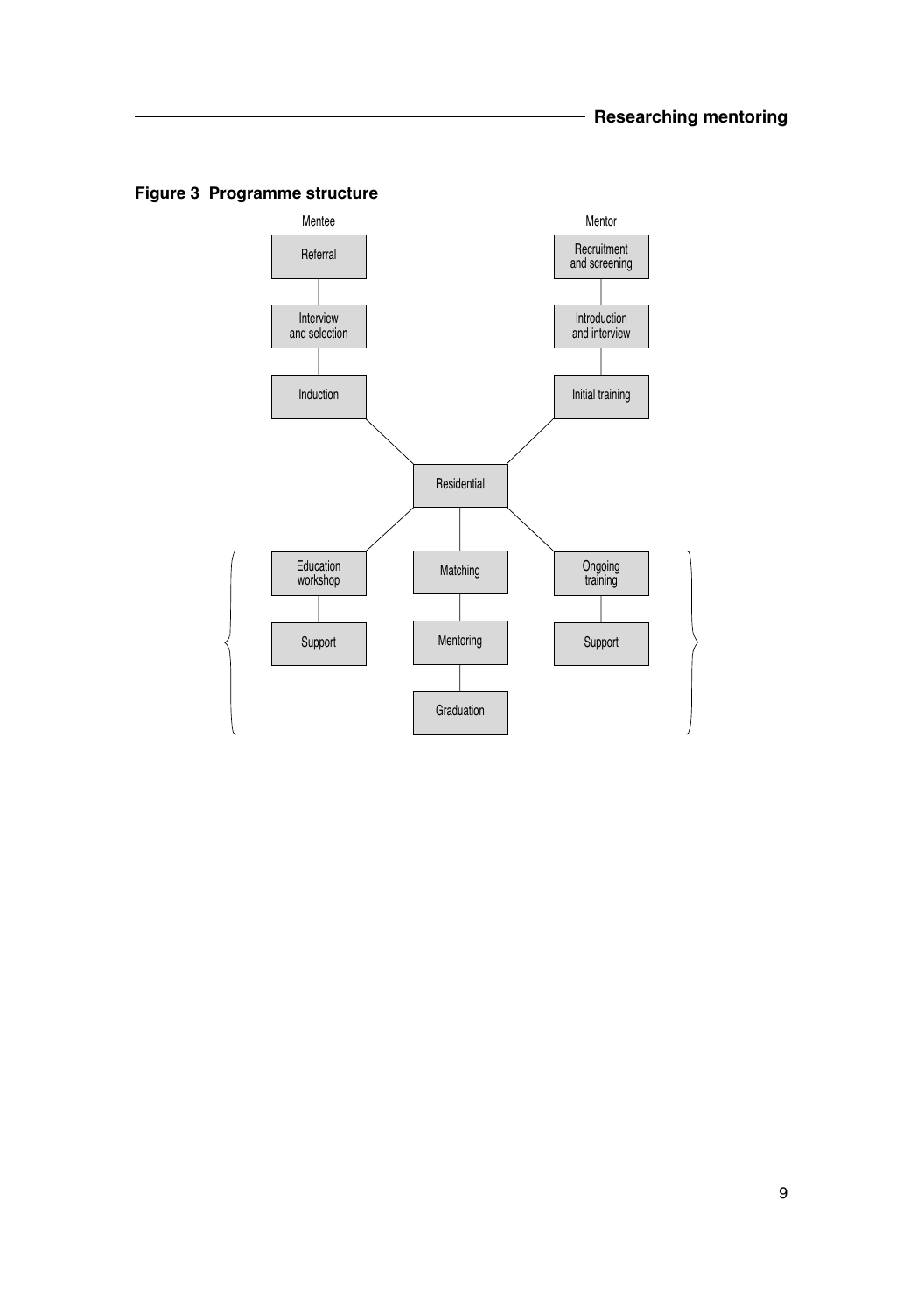**Figure 3 Programme structure**

Mentee

Referral

Interview and selection

Induction

Mentor

Recruitment and screening

Introduction and interview

Initial training

Residential

Education workshop

Support

Matching

Mentoring

Graduation

Ongoing training

Support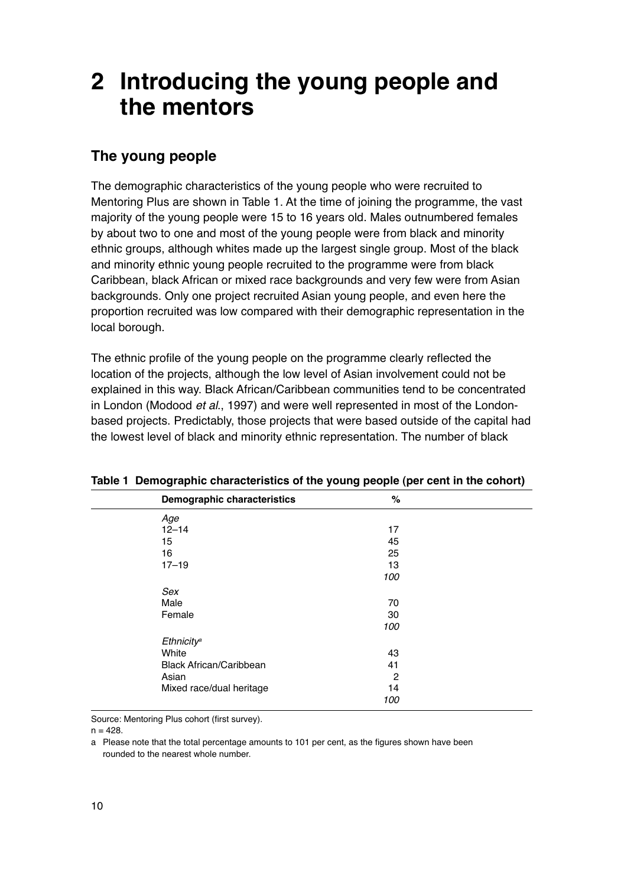# 2 Introducing the young people and the mentors

## The young people

The demographic characteristics of the young people who were recruited to Mentoring Plus are shown in Table 1. At the time of joining the programme, the vast majority of the young people were 15 to 16 years old. Males outnumbered females by about two to one and most of the young people were from black and minority ethnic groups, although whites made up the largest single group. Most of the black and minority ethnic young people recruited to the programme were from black Caribbean, black African or mixed race backgrounds and very few were from Asian backgrounds. Only one project recruited Asian young people, and even here the proportion recruited was low compared with their demographic representation in the local borough.

The ethnic profile of the young people on the programme clearly reflected the location of the projects, although the low level of Asian involvement could not be explained in this way. Black African/Caribbean communities tend to be concentrated in London (Modood *et al.*, 1997) and were well represented in most of the London-based projects. Predictably, those projects that were based outside of the capital had the lowest level of black and minority ethnic representation. The number of black

**Table 1 Demographic characteristics of the young people (per cent in the cohort)**

| Demographic characteristics | % |
|---|---|
| *Age* | |
| 12–14 | 17 |
| 15 | 45 |
| 16 | 25 |
| 17–19 | 13 |
| | *100* |
| *Sex* | |
| Male | 70 |
| Female | 30 |
| | *100* |
| *Ethnicity*[a] | |
| White | 43 |
| Black African/Caribbean | 41 |
| Asian | 2 |
| Mixed race/dual heritage | 14 |
| | *100* |

Source: Mentoring Plus cohort (first survey).

n = 428.

a Please note that the total percentage amounts to 101 per cent, as the figures shown have been rounded to the nearest whole number.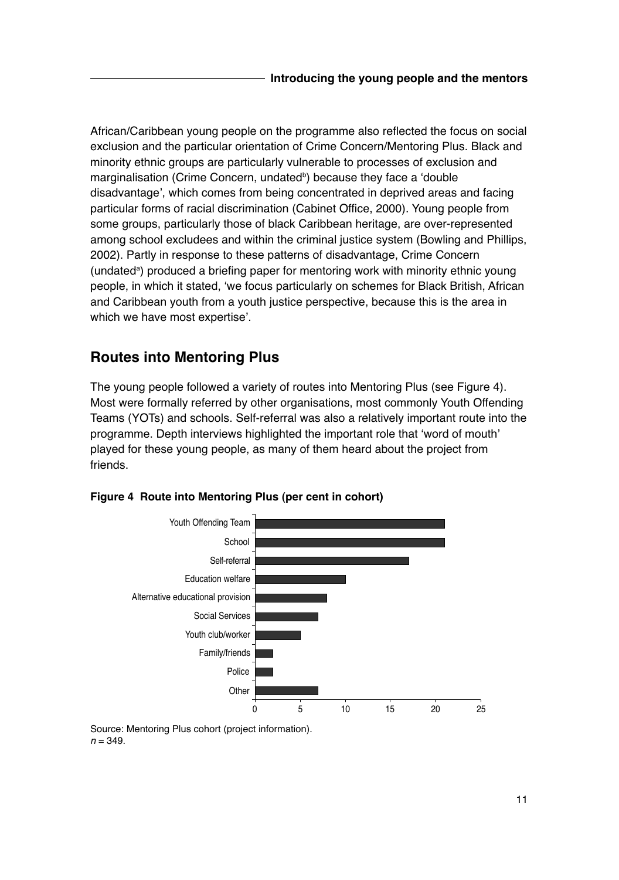African/Caribbean young people on the programme also reflected the focus on social exclusion and the particular orientation of Crime Concern/Mentoring Plus. Black and minority ethnic groups are particularly vulnerable to processes of exclusion and marginalisation (Crime Concern, undated[b]) because they face a 'double disadvantage', which comes from being concentrated in deprived areas and facing particular forms of racial discrimination (Cabinet Office, 2000). Young people from some groups, particularly those of black Caribbean heritage, are over-represented among school excludees and within the criminal justice system (Bowling and Phillips, 2002). Partly in response to these patterns of disadvantage, Crime Concern (undated[a]) produced a briefing paper for mentoring work with minority ethnic young people, in which it stated, 'we focus particularly on schemes for Black British, African and Caribbean youth from a youth justice perspective, because this is the area in which we have most expertise'.

## Routes into Mentoring Plus

The young people followed a variety of routes into Mentoring Plus (see Figure 4). Most were formally referred by other organisations, most commonly Youth Offending Teams (YOTs) and schools. Self-referral was also a relatively important route into the programme. Depth interviews highlighted the important role that 'word of mouth' played for these young people, as many of them heard about the project from friends.

**Figure 4 Route into Mentoring Plus (per cent in cohort)**

| Route | Per cent |
|---|---|
| Youth Offending Team | 21 |
| School | 21 |
| Self-referral | 17 |
| Education welfare | 10 |
| Alternative educational provision | 8 |
| Social Services | 7 |
| Youth club/worker | 5 |
| Family/friends | 2 |
| Police | 2 |
| Other | 7 |

Source: Mentoring Plus cohort (project information).
*n* = 349.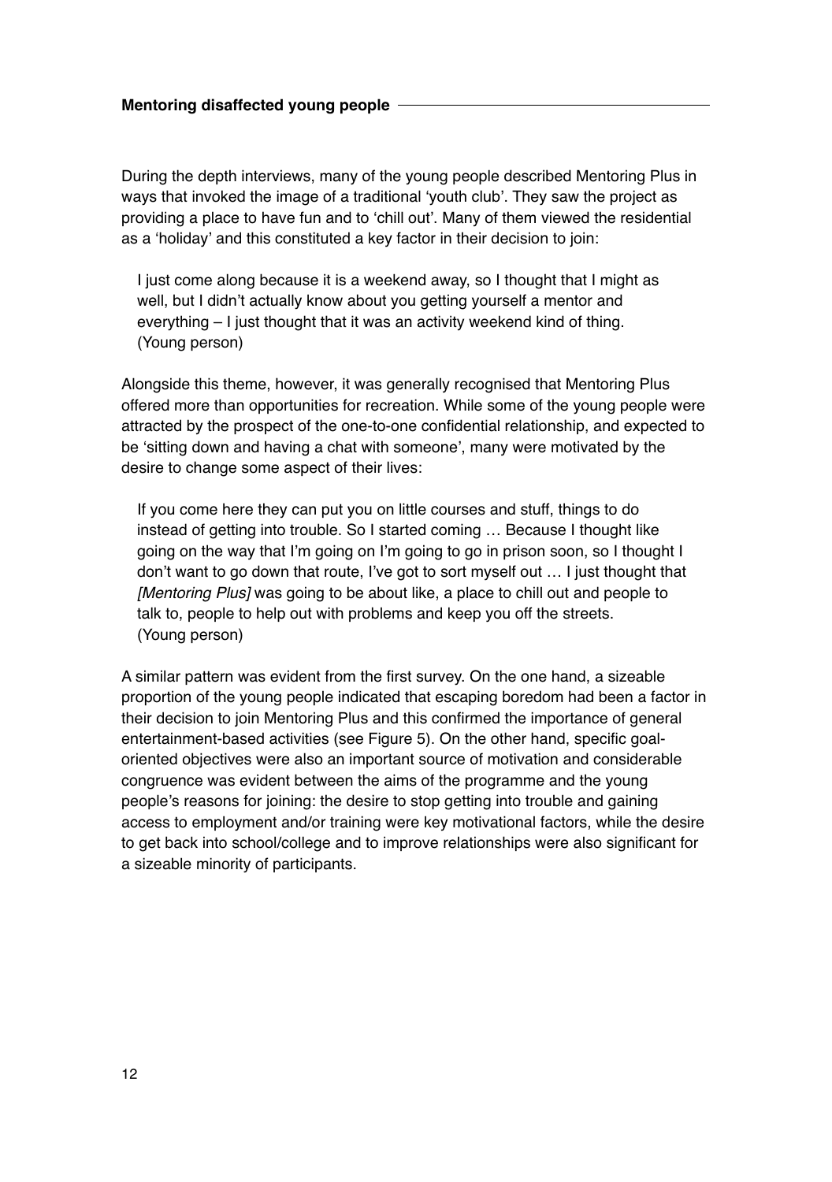During the depth interviews, many of the young people described Mentoring Plus in ways that invoked the image of a traditional 'youth club'. They saw the project as providing a place to have fun and to 'chill out'. Many of them viewed the residential as a 'holiday' and this constituted a key factor in their decision to join:

> I just come along because it is a weekend away, so I thought that I might as well, but I didn't actually know about you getting yourself a mentor and everything – I just thought that it was an activity weekend kind of thing. (Young person)

Alongside this theme, however, it was generally recognised that Mentoring Plus offered more than opportunities for recreation. While some of the young people were attracted by the prospect of the one-to-one confidential relationship, and expected to be 'sitting down and having a chat with someone', many were motivated by the desire to change some aspect of their lives:

> If you come here they can put you on little courses and stuff, things to do instead of getting into trouble. So I started coming … Because I thought like going on the way that I'm going on I'm going to go in prison soon, so I thought I don't want to go down that route, I've got to sort myself out … I just thought that *[Mentoring Plus]* was going to be about like, a place to chill out and people to talk to, people to help out with problems and keep you off the streets. (Young person)

A similar pattern was evident from the first survey. On the one hand, a sizeable proportion of the young people indicated that escaping boredom had been a factor in their decision to join Mentoring Plus and this confirmed the importance of general entertainment-based activities (see Figure 5). On the other hand, specific goal-oriented objectives were also an important source of motivation and considerable congruence was evident between the aims of the programme and the young people's reasons for joining: the desire to stop getting into trouble and gaining access to employment and/or training were key motivational factors, while the desire to get back into school/college and to improve relationships were also significant for a sizeable minority of participants.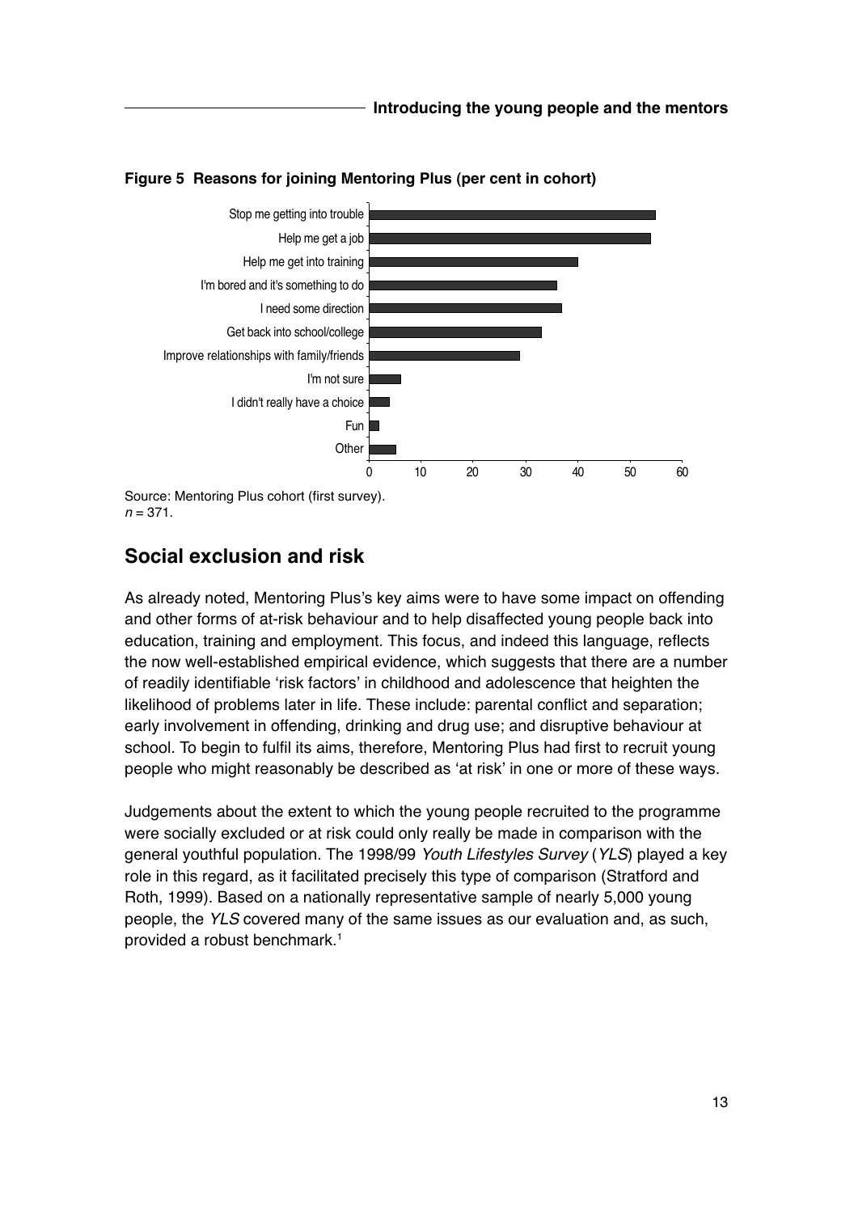**Figure 5 Reasons for joining Mentoring Plus (per cent in cohort)**

| Reason | Per cent |
|---|---|
| Stop me getting into trouble | 55 |
| Help me get a job | 54 |
| Help me get into training | 40 |
| I'm bored and it's something to do | 36 |
| I need some direction | 37 |
| Get back into school/college | 33 |
| Improve relationships with family/friends | 29 |
| I'm not sure | 6 |
| I didn't really have a choice | 4 |
| Fun | 2 |
| Other | 5 |

Source: Mentoring Plus cohort (first survey).
$n = 371$.

## Social exclusion and risk

As already noted, Mentoring Plus's key aims were to have some impact on offending and other forms of at-risk behaviour and to help disaffected young people back into education, training and employment. This focus, and indeed this language, reflects the now well-established empirical evidence, which suggests that there are a number of readily identifiable 'risk factors' in childhood and adolescence that heighten the likelihood of problems later in life. These include: parental conflict and separation; early involvement in offending, drinking and drug use; and disruptive behaviour at school. To begin to fulfil its aims, therefore, Mentoring Plus had first to recruit young people who might reasonably be described as 'at risk' in one or more of these ways.

Judgements about the extent to which the young people recruited to the programme were socially excluded or at risk could only really be made in comparison with the general youthful population. The 1998/99 *Youth Lifestyles Survey* (*YLS*) played a key role in this regard, as it facilitated precisely this type of comparison (Stratford and Roth, 1999). Based on a nationally representative sample of nearly 5,000 young people, the *YLS* covered many of the same issues as our evaluation and, as such, provided a robust benchmark.[1]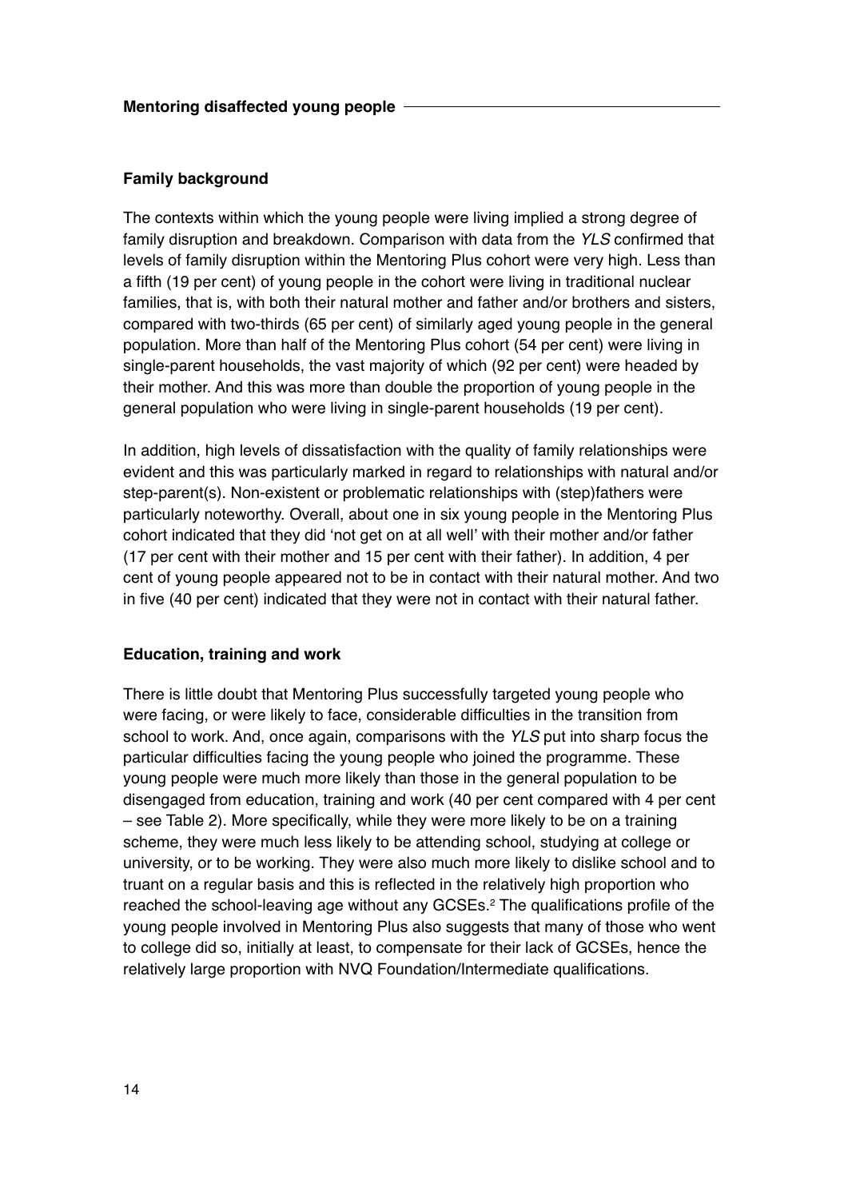### Family background

The contexts within which the young people were living implied a strong degree of family disruption and breakdown. Comparison with data from the *YLS* confirmed that levels of family disruption within the Mentoring Plus cohort were very high. Less than a fifth (19 per cent) of young people in the cohort were living in traditional nuclear families, that is, with both their natural mother and father and/or brothers and sisters, compared with two-thirds (65 per cent) of similarly aged young people in the general population. More than half of the Mentoring Plus cohort (54 per cent) were living in single-parent households, the vast majority of which (92 per cent) were headed by their mother. And this was more than double the proportion of young people in the general population who were living in single-parent households (19 per cent).

In addition, high levels of dissatisfaction with the quality of family relationships were evident and this was particularly marked in regard to relationships with natural and/or step-parent(s). Non-existent or problematic relationships with (step)fathers were particularly noteworthy. Overall, about one in six young people in the Mentoring Plus cohort indicated that they did 'not get on at all well' with their mother and/or father (17 per cent with their mother and 15 per cent with their father). In addition, 4 per cent of young people appeared not to be in contact with their natural mother. And two in five (40 per cent) indicated that they were not in contact with their natural father.

### Education, training and work

There is little doubt that Mentoring Plus successfully targeted young people who were facing, or were likely to face, considerable difficulties in the transition from school to work. And, once again, comparisons with the *YLS* put into sharp focus the particular difficulties facing the young people who joined the programme. These young people were much more likely than those in the general population to be disengaged from education, training and work (40 per cent compared with 4 per cent – see Table 2). More specifically, while they were more likely to be on a training scheme, they were much less likely to be attending school, studying at college or university, or to be working. They were also much more likely to dislike school and to truant on a regular basis and this is reflected in the relatively high proportion who reached the school-leaving age without any GCSEs.[2] The qualifications profile of the young people involved in Mentoring Plus also suggests that many of those who went to college did so, initially at least, to compensate for their lack of GCSEs, hence the relatively large proportion with NVQ Foundation/Intermediate qualifications.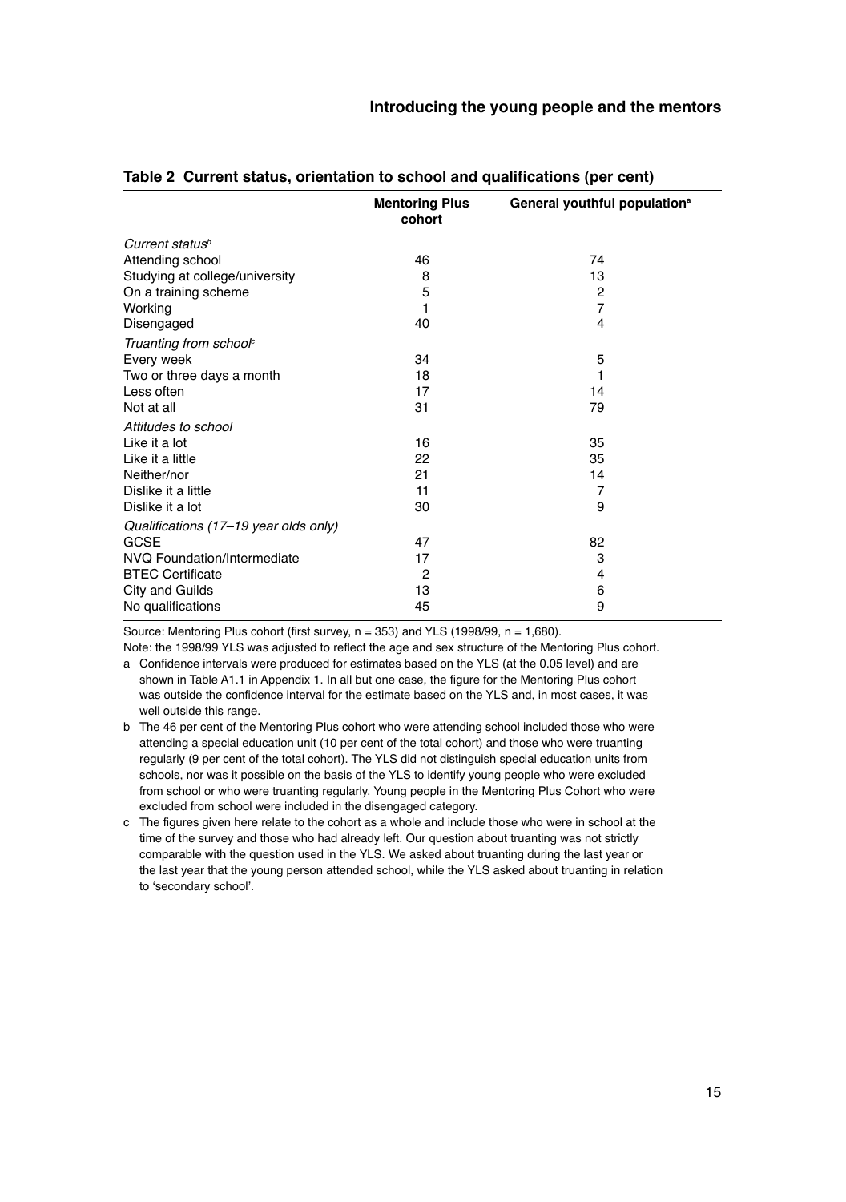**Table 2 Current status, orientation to school and qualifications (per cent)**

| | Mentoring Plus cohort | General youthful population[a] |
|---|---|---|
| *Current status[b]* | | |
| Attending school | 46 | 74 |
| Studying at college/university | 8 | 13 |
| On a training scheme | 5 | 2 |
| Working | 1 | 7 |
| Disengaged | 40 | 4 |
| *Truanting from school[c]* | | |
| Every week | 34 | 5 |
| Two or three days a month | 18 | 1 |
| Less often | 17 | 14 |
| Not at all | 31 | 79 |
| *Attitudes to school* | | |
| Like it a lot | 16 | 35 |
| Like it a little | 22 | 35 |
| Neither/nor | 21 | 14 |
| Dislike it a little | 11 | 7 |
| Dislike it a lot | 30 | 9 |
| *Qualifications (17–19 year olds only)* | | |
| GCSE | 47 | 82 |
| NVQ Foundation/Intermediate | 17 | 3 |
| BTEC Certificate | 2 | 4 |
| City and Guilds | 13 | 6 |
| No qualifications | 45 | 9 |

Source: Mentoring Plus cohort (first survey, n = 353) and YLS (1998/99, n = 1,680).

Note: the 1998/99 YLS was adjusted to reflect the age and sex structure of the Mentoring Plus cohort.

a Confidence intervals were produced for estimates based on the YLS (at the 0.05 level) and are shown in Table A1.1 in Appendix 1. In all but one case, the figure for the Mentoring Plus cohort was outside the confidence interval for the estimate based on the YLS and, in most cases, it was well outside this range.

b The 46 per cent of the Mentoring Plus cohort who were attending school included those who were attending a special education unit (10 per cent of the total cohort) and those who were truanting regularly (9 per cent of the total cohort). The YLS did not distinguish special education units from schools, nor was it possible on the basis of the YLS to identify young people who were excluded from school or who were truanting regularly. Young people in the Mentoring Plus Cohort who were excluded from school were included in the disengaged category.

c The figures given here relate to the cohort as a whole and include those who were in school at the time of the survey and those who had already left. Our question about truanting was not strictly comparable with the question used in the YLS. We asked about truanting during the last year or the last year that the young person attended school, while the YLS asked about truanting in relation to 'secondary school'.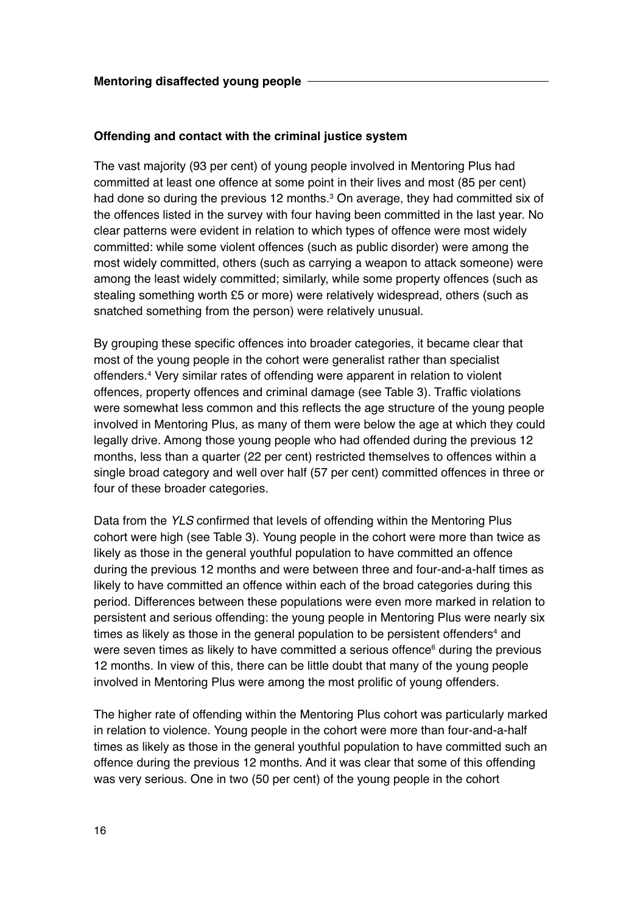## Offending and contact with the criminal justice system

The vast majority (93 per cent) of young people involved in Mentoring Plus had committed at least one offence at some point in their lives and most (85 per cent) had done so during the previous 12 months.[3] On average, they had committed six of the offences listed in the survey with four having been committed in the last year. No clear patterns were evident in relation to which types of offence were most widely committed: while some violent offences (such as public disorder) were among the most widely committed, others (such as carrying a weapon to attack someone) were among the least widely committed; similarly, while some property offences (such as stealing something worth £5 or more) were relatively widespread, others (such as snatched something from the person) were relatively unusual.

By grouping these specific offences into broader categories, it became clear that most of the young people in the cohort were generalist rather than specialist offenders.[4] Very similar rates of offending were apparent in relation to violent offences, property offences and criminal damage (see Table 3). Traffic violations were somewhat less common and this reflects the age structure of the young people involved in Mentoring Plus, as many of them were below the age at which they could legally drive. Among those young people who had offended during the previous 12 months, less than a quarter (22 per cent) restricted themselves to offences within a single broad category and well over half (57 per cent) committed offences in three or four of these broader categories.

Data from the *YLS* confirmed that levels of offending within the Mentoring Plus cohort were high (see Table 3). Young people in the cohort were more than twice as likely as those in the general youthful population to have committed an offence during the previous 12 months and were between three and four-and-a-half times as likely to have committed an offence within each of the broad categories during this period. Differences between these populations were even more marked in relation to persistent and serious offending: the young people in Mentoring Plus were nearly six times as likely as those in the general population to be persistent offenders[4] and were seven times as likely to have committed a serious offence[6] during the previous 12 months. In view of this, there can be little doubt that many of the young people involved in Mentoring Plus were among the most prolific of young offenders.

The higher rate of offending within the Mentoring Plus cohort was particularly marked in relation to violence. Young people in the cohort were more than four-and-a-half times as likely as those in the general youthful population to have committed such an offence during the previous 12 months. And it was clear that some of this offending was very serious. One in two (50 per cent) of the young people in the cohort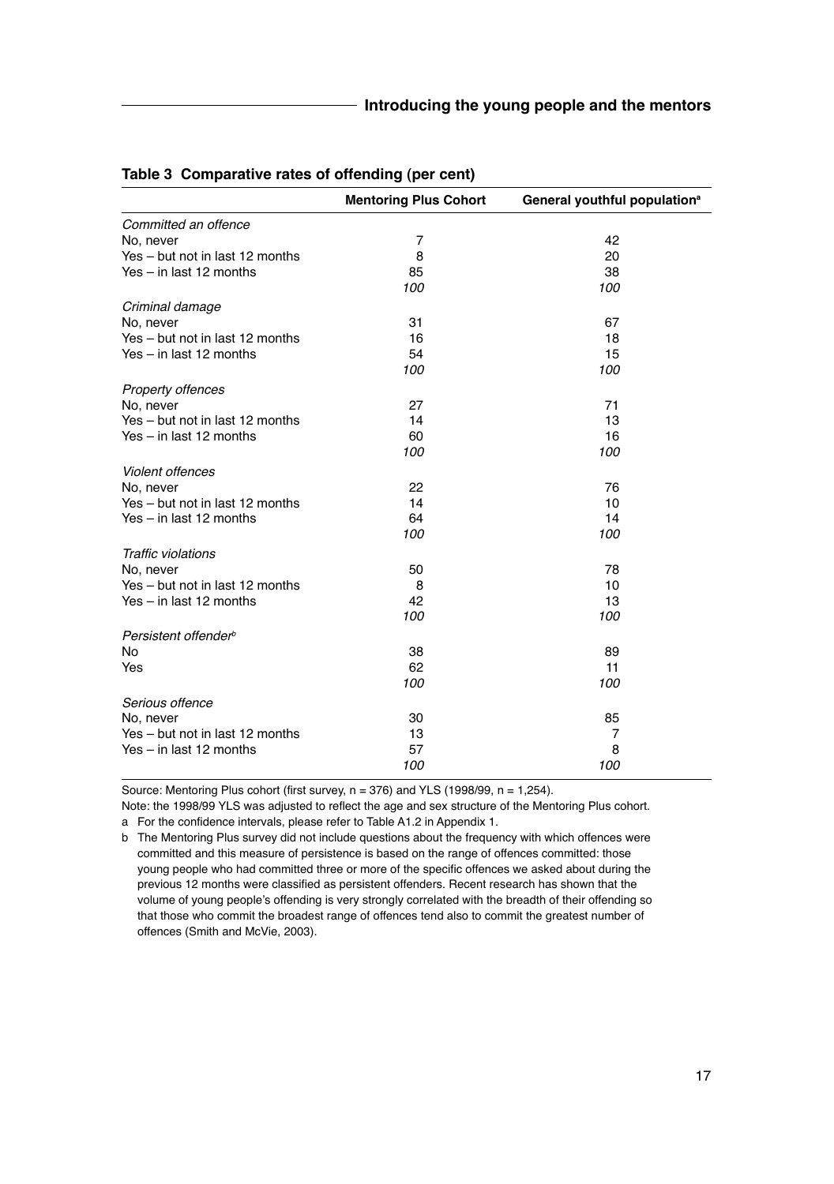**Table 3 Comparative rates of offending (per cent)**

| | Mentoring Plus Cohort | General youthful population[a] |
|---|---|---|
| *Committed an offence* | | |
| No, never | 7 | 42 |
| Yes – but not in last 12 months | 8 | 20 |
| Yes – in last 12 months | 85 | 38 |
| | *100* | *100* |
| *Criminal damage* | | |
| No, never | 31 | 67 |
| Yes – but not in last 12 months | 16 | 18 |
| Yes – in last 12 months | 54 | 15 |
| | *100* | *100* |
| *Property offences* | | |
| No, never | 27 | 71 |
| Yes – but not in last 12 months | 14 | 13 |
| Yes – in last 12 months | 60 | 16 |
| | *100* | *100* |
| *Violent offences* | | |
| No, never | 22 | 76 |
| Yes – but not in last 12 months | 14 | 10 |
| Yes – in last 12 months | 64 | 14 |
| | *100* | *100* |
| *Traffic violations* | | |
| No, never | 50 | 78 |
| Yes – but not in last 12 months | 8 | 10 |
| Yes – in last 12 months | 42 | 13 |
| | *100* | *100* |
| *Persistent offender*[b] | | |
| No | 38 | 89 |
| Yes | 62 | 11 |
| | *100* | *100* |
| *Serious offence* | | |
| No, never | 30 | 85 |
| Yes – but not in last 12 months | 13 | 7 |
| Yes – in last 12 months | 57 | 8 |
| | *100* | *100* |

Source: Mentoring Plus cohort (first survey, n = 376) and YLS (1998/99, n = 1,254).

Note: the 1998/99 YLS was adjusted to reflect the age and sex structure of the Mentoring Plus cohort.

a For the confidence intervals, please refer to Table A1.2 in Appendix 1.

b The Mentoring Plus survey did not include questions about the frequency with which offences were committed and this measure of persistence is based on the range of offences committed: those young people who had committed three or more of the specific offences we asked about during the previous 12 months were classified as persistent offenders. Recent research has shown that the volume of young people's offending is very strongly correlated with the breadth of their offending so that those who commit the broadest range of offences tend also to commit the greatest number of offences (Smith and McVie, 2003).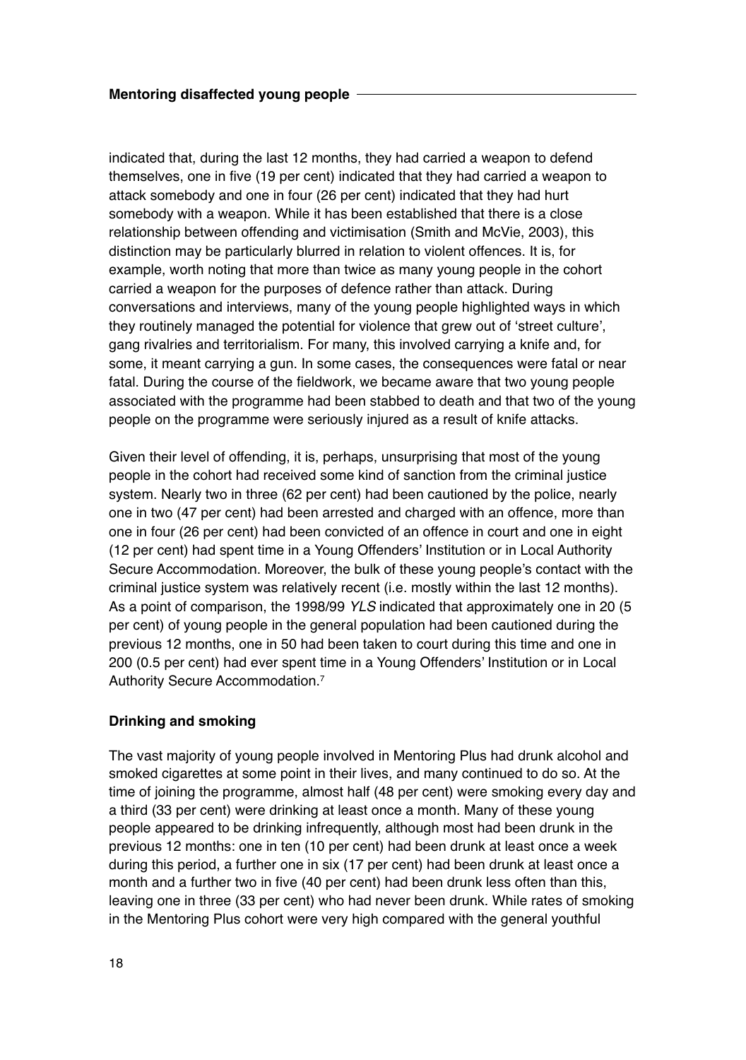indicated that, during the last 12 months, they had carried a weapon to defend themselves, one in five (19 per cent) indicated that they had carried a weapon to attack somebody and one in four (26 per cent) indicated that they had hurt somebody with a weapon. While it has been established that there is a close relationship between offending and victimisation (Smith and McVie, 2003), this distinction may be particularly blurred in relation to violent offences. It is, for example, worth noting that more than twice as many young people in the cohort carried a weapon for the purposes of defence rather than attack. During conversations and interviews, many of the young people highlighted ways in which they routinely managed the potential for violence that grew out of 'street culture', gang rivalries and territorialism. For many, this involved carrying a knife and, for some, it meant carrying a gun. In some cases, the consequences were fatal or near fatal. During the course of the fieldwork, we became aware that two young people associated with the programme had been stabbed to death and that two of the young people on the programme were seriously injured as a result of knife attacks.

Given their level of offending, it is, perhaps, unsurprising that most of the young people in the cohort had received some kind of sanction from the criminal justice system. Nearly two in three (62 per cent) had been cautioned by the police, nearly one in two (47 per cent) had been arrested and charged with an offence, more than one in four (26 per cent) had been convicted of an offence in court and one in eight (12 per cent) had spent time in a Young Offenders' Institution or in Local Authority Secure Accommodation. Moreover, the bulk of these young people's contact with the criminal justice system was relatively recent (i.e. mostly within the last 12 months). As a point of comparison, the 1998/99 *YLS* indicated that approximately one in 20 (5 per cent) of young people in the general population had been cautioned during the previous 12 months, one in 50 had been taken to court during this time and one in 200 (0.5 per cent) had ever spent time in a Young Offenders' Institution or in Local Authority Secure Accommodation.[7]

### Drinking and smoking

The vast majority of young people involved in Mentoring Plus had drunk alcohol and smoked cigarettes at some point in their lives, and many continued to do so. At the time of joining the programme, almost half (48 per cent) were smoking every day and a third (33 per cent) were drinking at least once a month. Many of these young people appeared to be drinking infrequently, although most had been drunk in the previous 12 months: one in ten (10 per cent) had been drunk at least once a week during this period, a further one in six (17 per cent) had been drunk at least once a month and a further two in five (40 per cent) had been drunk less often than this, leaving one in three (33 per cent) who had never been drunk. While rates of smoking in the Mentoring Plus cohort were very high compared with the general youthful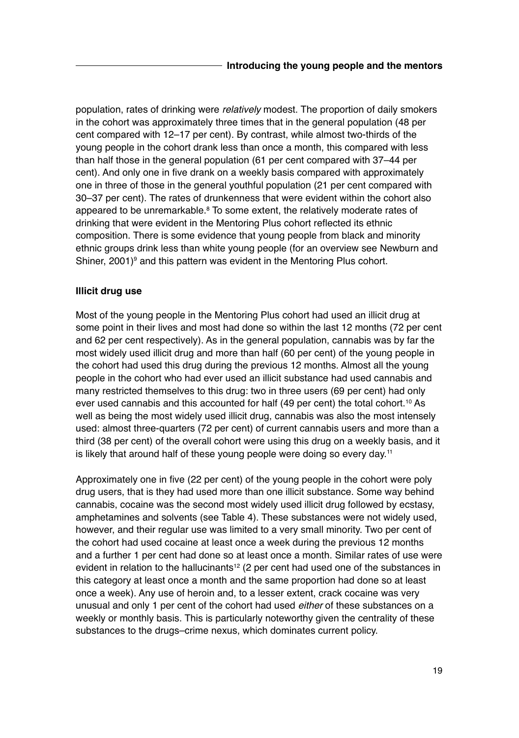population, rates of drinking were *relatively* modest. The proportion of daily smokers in the cohort was approximately three times that in the general population (48 per cent compared with 12–17 per cent). By contrast, while almost two-thirds of the young people in the cohort drank less than once a month, this compared with less than half those in the general population (61 per cent compared with 37–44 per cent). And only one in five drank on a weekly basis compared with approximately one in three of those in the general youthful population (21 per cent compared with 30–37 per cent). The rates of drunkenness that were evident within the cohort also appeared to be unremarkable.[8] To some extent, the relatively moderate rates of drinking that were evident in the Mentoring Plus cohort reflected its ethnic composition. There is some evidence that young people from black and minority ethnic groups drink less than white young people (for an overview see Newburn and Shiner, 2001)[9] and this pattern was evident in the Mentoring Plus cohort.

**Illicit drug use**

Most of the young people in the Mentoring Plus cohort had used an illicit drug at some point in their lives and most had done so within the last 12 months (72 per cent and 62 per cent respectively). As in the general population, cannabis was by far the most widely used illicit drug and more than half (60 per cent) of the young people in the cohort had used this drug during the previous 12 months. Almost all the young people in the cohort who had ever used an illicit substance had used cannabis and many restricted themselves to this drug: two in three users (69 per cent) had only ever used cannabis and this accounted for half (49 per cent) the total cohort.[10] As well as being the most widely used illicit drug, cannabis was also the most intensely used: almost three-quarters (72 per cent) of current cannabis users and more than a third (38 per cent) of the overall cohort were using this drug on a weekly basis, and it is likely that around half of these young people were doing so every day.[11]

Approximately one in five (22 per cent) of the young people in the cohort were poly drug users, that is they had used more than one illicit substance. Some way behind cannabis, cocaine was the second most widely used illicit drug followed by ecstasy, amphetamines and solvents (see Table 4). These substances were not widely used, however, and their regular use was limited to a very small minority. Two per cent of the cohort had used cocaine at least once a week during the previous 12 months and a further 1 per cent had done so at least once a month. Similar rates of use were evident in relation to the hallucinants[12] (2 per cent had used one of the substances in this category at least once a month and the same proportion had done so at least once a week). Any use of heroin and, to a lesser extent, crack cocaine was very unusual and only 1 per cent of the cohort had used *either* of these substances on a weekly or monthly basis. This is particularly noteworthy given the centrality of these substances to the drugs–crime nexus, which dominates current policy.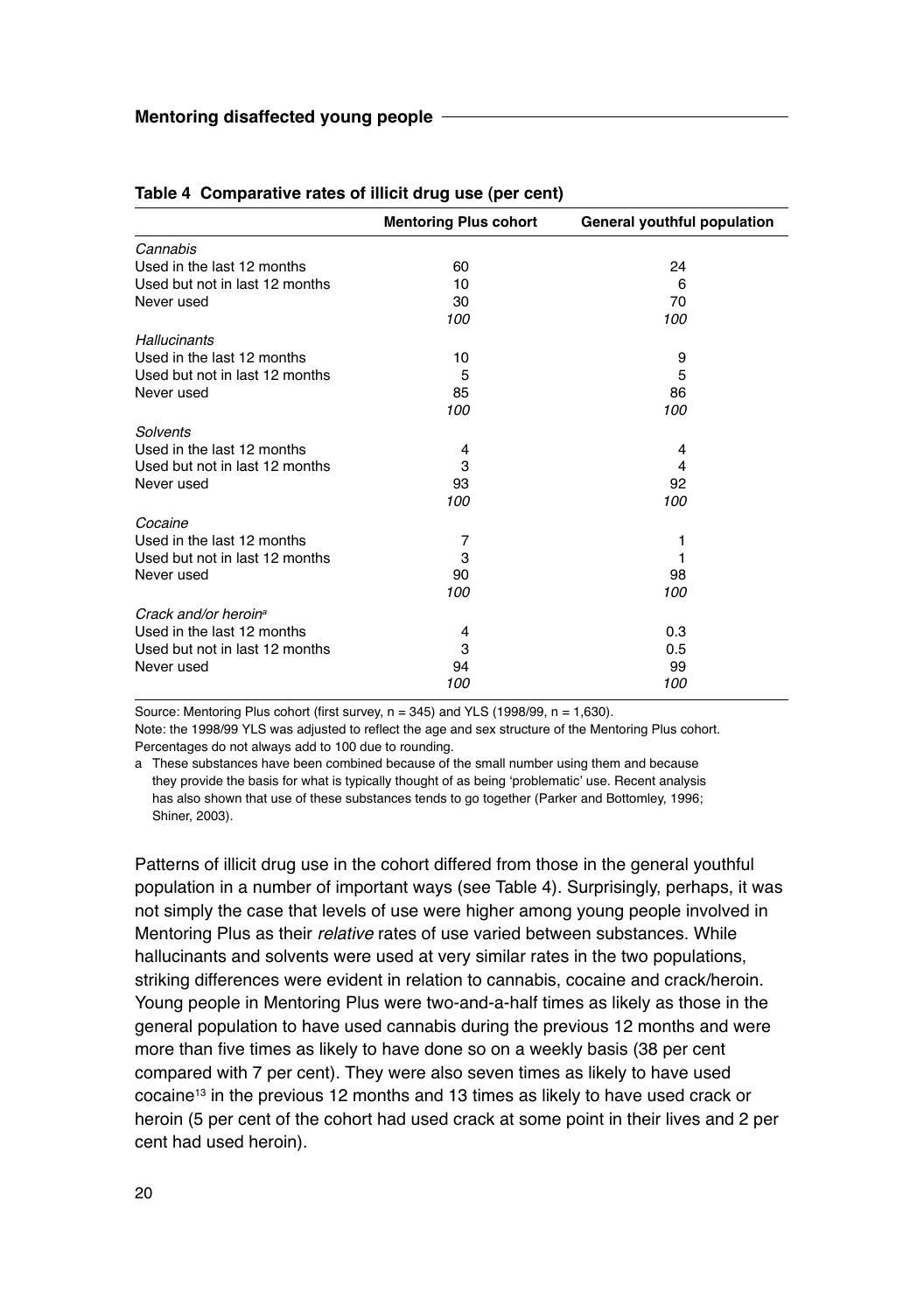**Table 4 Comparative rates of illicit drug use (per cent)**

| | Mentoring Plus cohort | General youthful population |
|---|---|---|
| *Cannabis* | | |
| Used in the last 12 months | 60 | 24 |
| Used but not in last 12 months | 10 | 6 |
| Never used | 30 | 70 |
| | *100* | *100* |
| *Hallucinants* | | |
| Used in the last 12 months | 10 | 9 |
| Used but not in last 12 months | 5 | 5 |
| Never used | 85 | 86 |
| | *100* | *100* |
| *Solvents* | | |
| Used in the last 12 months | 4 | 4 |
| Used but not in last 12 months | 3 | 4 |
| Never used | 93 | 92 |
| | *100* | *100* |
| *Cocaine* | | |
| Used in the last 12 months | 7 | 1 |
| Used but not in last 12 months | 3 | 1 |
| Never used | 90 | 98 |
| | *100* | *100* |
| *Crack and/or heroin*[a] | | |
| Used in the last 12 months | 4 | 0.3 |
| Used but not in last 12 months | 3 | 0.5 |
| Never used | 94 | 99 |
| | *100* | *100* |

Source: Mentoring Plus cohort (first survey, n = 345) and YLS (1998/99, n = 1,630).

Note: the 1998/99 YLS was adjusted to reflect the age and sex structure of the Mentoring Plus cohort. Percentages do not always add to 100 due to rounding.

a These substances have been combined because of the small number using them and because they provide the basis for what is typically thought of as being 'problematic' use. Recent analysis has also shown that use of these substances tends to go together (Parker and Bottomley, 1996; Shiner, 2003).

Patterns of illicit drug use in the cohort differed from those in the general youthful population in a number of important ways (see Table 4). Surprisingly, perhaps, it was not simply the case that levels of use were higher among young people involved in Mentoring Plus as their *relative* rates of use varied between substances. While hallucinants and solvents were used at very similar rates in the two populations, striking differences were evident in relation to cannabis, cocaine and crack/heroin. Young people in Mentoring Plus were two-and-a-half times as likely as those in the general population to have used cannabis during the previous 12 months and were more than five times as likely to have done so on a weekly basis (38 per cent compared with 7 per cent). They were also seven times as likely to have used cocaine[13] in the previous 12 months and 13 times as likely to have used crack or heroin (5 per cent of the cohort had used crack at some point in their lives and 2 per cent had used heroin).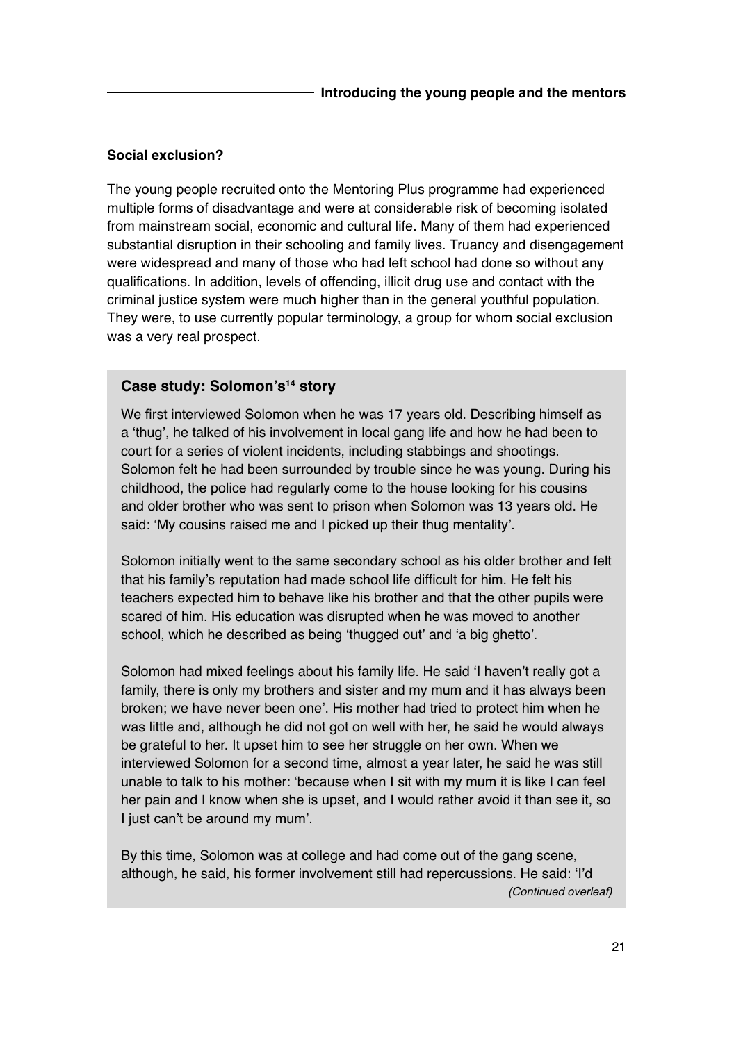## Social exclusion?

The young people recruited onto the Mentoring Plus programme had experienced multiple forms of disadvantage and were at considerable risk of becoming isolated from mainstream social, economic and cultural life. Many of them had experienced substantial disruption in their schooling and family lives. Truancy and disengagement were widespread and many of those who had left school had done so without any qualifications. In addition, levels of offending, illicit drug use and contact with the criminal justice system were much higher than in the general youthful population. They were, to use currently popular terminology, a group for whom social exclusion was a very real prospect.

### Case study: Solomon's[14] story

We first interviewed Solomon when he was 17 years old. Describing himself as a 'thug', he talked of his involvement in local gang life and how he had been to court for a series of violent incidents, including stabbings and shootings. Solomon felt he had been surrounded by trouble since he was young. During his childhood, the police had regularly come to the house looking for his cousins and older brother who was sent to prison when Solomon was 13 years old. He said: 'My cousins raised me and I picked up their thug mentality'.

Solomon initially went to the same secondary school as his older brother and felt that his family's reputation had made school life difficult for him. He felt his teachers expected him to behave like his brother and that the other pupils were scared of him. His education was disrupted when he was moved to another school, which he described as being 'thugged out' and 'a big ghetto'.

Solomon had mixed feelings about his family life. He said 'I haven't really got a family, there is only my brothers and sister and my mum and it has always been broken; we have never been one'. His mother had tried to protect him when he was little and, although he did not got on well with her, he said he would always be grateful to her. It upset him to see her struggle on her own. When we interviewed Solomon for a second time, almost a year later, he said he was still unable to talk to his mother: 'because when I sit with my mum it is like I can feel her pain and I know when she is upset, and I would rather avoid it than see it, so I just can't be around my mum'.

By this time, Solomon was at college and had come out of the gang scene, although, he said, his former involvement still had repercussions. He said: 'I'd

*(Continued overleaf)*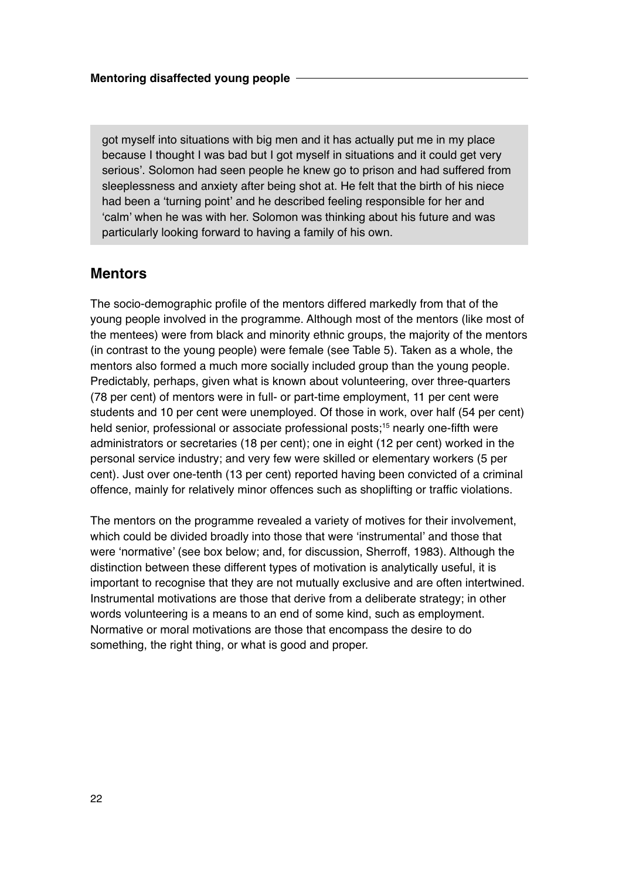got myself into situations with big men and it has actually put me in my place because I thought I was bad but I got myself in situations and it could get very serious'. Solomon had seen people he knew go to prison and had suffered from sleeplessness and anxiety after being shot at. He felt that the birth of his niece had been a 'turning point' and he described feeling responsible for her and 'calm' when he was with her. Solomon was thinking about his future and was particularly looking forward to having a family of his own.

## Mentors

The socio-demographic profile of the mentors differed markedly from that of the young people involved in the programme. Although most of the mentors (like most of the mentees) were from black and minority ethnic groups, the majority of the mentors (in contrast to the young people) were female (see Table 5). Taken as a whole, the mentors also formed a much more socially included group than the young people. Predictably, perhaps, given what is known about volunteering, over three-quarters (78 per cent) of mentors were in full- or part-time employment, 11 per cent were students and 10 per cent were unemployed. Of those in work, over half (54 per cent) held senior, professional or associate professional posts;[15] nearly one-fifth were administrators or secretaries (18 per cent); one in eight (12 per cent) worked in the personal service industry; and very few were skilled or elementary workers (5 per cent). Just over one-tenth (13 per cent) reported having been convicted of a criminal offence, mainly for relatively minor offences such as shoplifting or traffic violations.

The mentors on the programme revealed a variety of motives for their involvement, which could be divided broadly into those that were 'instrumental' and those that were 'normative' (see box below; and, for discussion, Sherroff, 1983). Although the distinction between these different types of motivation is analytically useful, it is important to recognise that they are not mutually exclusive and are often intertwined. Instrumental motivations are those that derive from a deliberate strategy; in other words volunteering is a means to an end of some kind, such as employment. Normative or moral motivations are those that encompass the desire to do something, the right thing, or what is good and proper.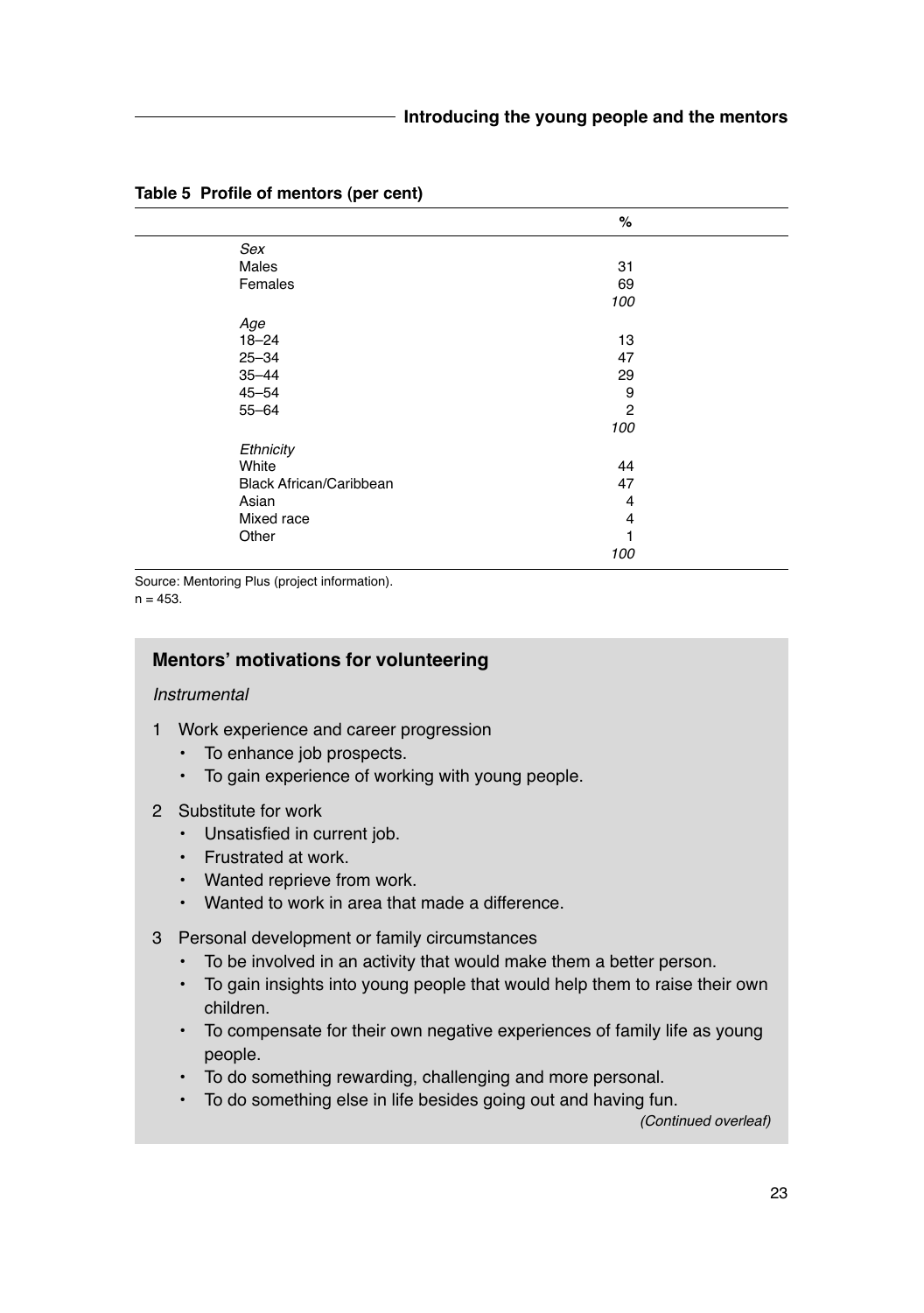**Table 5 Profile of mentors (per cent)**

| | % |
|---|---|
| *Sex* | |
| Males | 31 |
| Females | 69 |
| | *100* |
| *Age* | |
| 18–24 | 13 |
| 25–34 | 47 |
| 35–44 | 29 |
| 45–54 | 9 |
| 55–64 | 2 |
| | *100* |
| *Ethnicity* | |
| White | 44 |
| Black African/Caribbean | 47 |
| Asian | 4 |
| Mixed race | 4 |
| Other | 1 |
| | *100* |

Source: Mentoring Plus (project information).
n = 453.

## Mentors' motivations for volunteering

*Instrumental*

1 Work experience and career progression
   - To enhance job prospects.
   - To gain experience of working with young people.

2 Substitute for work
   - Unsatisfied in current job.
   - Frustrated at work.
   - Wanted reprieve from work.
   - Wanted to work in area that made a difference.

3 Personal development or family circumstances
   - To be involved in an activity that would make them a better person.
   - To gain insights into young people that would help them to raise their own children.
   - To compensate for their own negative experiences of family life as young people.
   - To do something rewarding, challenging and more personal.
   - To do something else in life besides going out and having fun.

*(Continued overleaf)*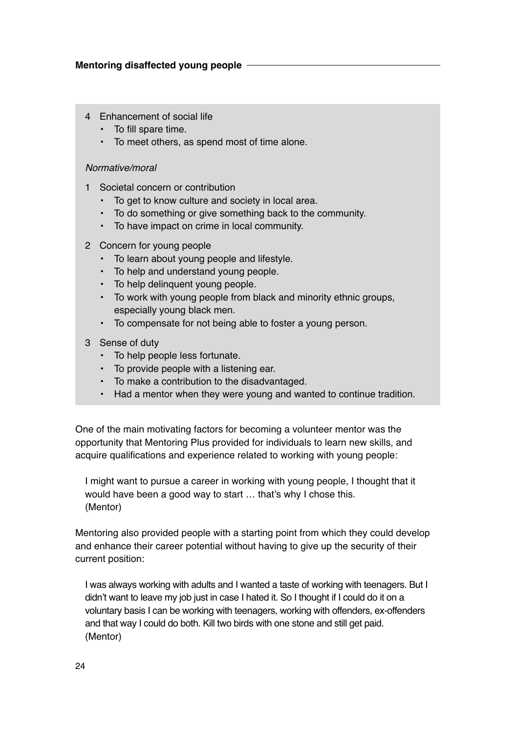4 Enhancement of social life
   - To fill spare time.
   - To meet others, as spend most of time alone.

*Normative/moral*

1 Societal concern or contribution
   - To get to know culture and society in local area.
   - To do something or give something back to the community.
   - To have impact on crime in local community.

2 Concern for young people
   - To learn about young people and lifestyle.
   - To help and understand young people.
   - To help delinquent young people.
   - To work with young people from black and minority ethnic groups, especially young black men.
   - To compensate for not being able to foster a young person.

3 Sense of duty
   - To help people less fortunate.
   - To provide people with a listening ear.
   - To make a contribution to the disadvantaged.
   - Had a mentor when they were young and wanted to continue tradition.

One of the main motivating factors for becoming a volunteer mentor was the opportunity that Mentoring Plus provided for individuals to learn new skills, and acquire qualifications and experience related to working with young people:

> I might want to pursue a career in working with young people, I thought that it would have been a good way to start … that's why I chose this.
> (Mentor)

Mentoring also provided people with a starting point from which they could develop and enhance their career potential without having to give up the security of their current position:

> I was always working with adults and I wanted a taste of working with teenagers. But I didn't want to leave my job just in case I hated it. So I thought if I could do it on a voluntary basis I can be working with teenagers, working with offenders, ex-offenders and that way I could do both. Kill two birds with one stone and still get paid.
> (Mentor)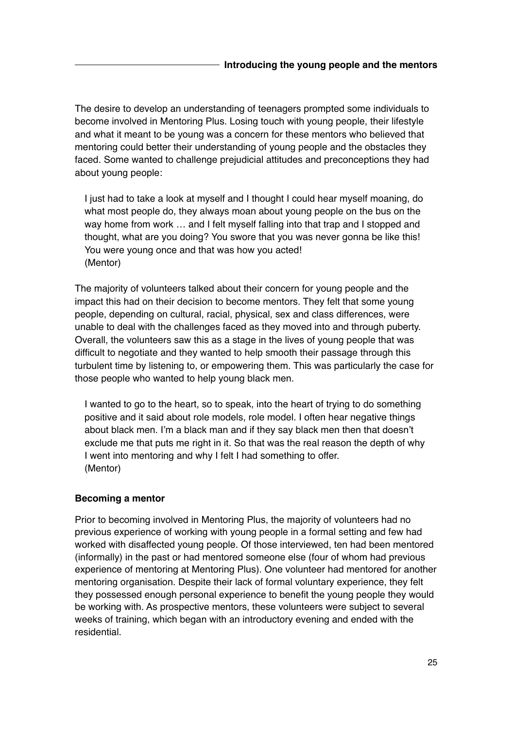The desire to develop an understanding of teenagers prompted some individuals to become involved in Mentoring Plus. Losing touch with young people, their lifestyle and what it meant to be young was a concern for these mentors who believed that mentoring could better their understanding of young people and the obstacles they faced. Some wanted to challenge prejudicial attitudes and preconceptions they had about young people:

> I just had to take a look at myself and I thought I could hear myself moaning, do what most people do, they always moan about young people on the bus on the way home from work … and I felt myself falling into that trap and I stopped and thought, what are you doing? You swore that you was never gonna be like this! You were young once and that was how you acted!
> (Mentor)

The majority of volunteers talked about their concern for young people and the impact this had on their decision to become mentors. They felt that some young people, depending on cultural, racial, physical, sex and class differences, were unable to deal with the challenges faced as they moved into and through puberty. Overall, the volunteers saw this as a stage in the lives of young people that was difficult to negotiate and they wanted to help smooth their passage through this turbulent time by listening to, or empowering them. This was particularly the case for those people who wanted to help young black men.

> I wanted to go to the heart, so to speak, into the heart of trying to do something positive and it said about role models, role model. I often hear negative things about black men. I'm a black man and if they say black men then that doesn't exclude me that puts me right in it. So that was the real reason the depth of why I went into mentoring and why I felt I had something to offer.
> (Mentor)

### Becoming a mentor

Prior to becoming involved in Mentoring Plus, the majority of volunteers had no previous experience of working with young people in a formal setting and few had worked with disaffected young people. Of those interviewed, ten had been mentored (informally) in the past or had mentored someone else (four of whom had previous experience of mentoring at Mentoring Plus). One volunteer had mentored for another mentoring organisation. Despite their lack of formal voluntary experience, they felt they possessed enough personal experience to benefit the young people they would be working with. As prospective mentors, these volunteers were subject to several weeks of training, which began with an introductory evening and ended with the residential.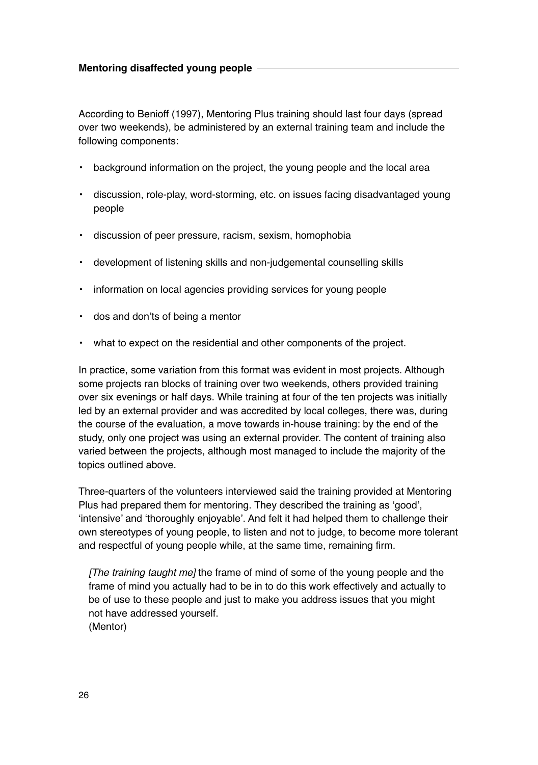According to Benioff (1997), Mentoring Plus training should last four days (spread over two weekends), be administered by an external training team and include the following components:

- background information on the project, the young people and the local area
- discussion, role-play, word-storming, etc. on issues facing disadvantaged young people
- discussion of peer pressure, racism, sexism, homophobia
- development of listening skills and non-judgemental counselling skills
- information on local agencies providing services for young people
- dos and don'ts of being a mentor
- what to expect on the residential and other components of the project.

In practice, some variation from this format was evident in most projects. Although some projects ran blocks of training over two weekends, others provided training over six evenings or half days. While training at four of the ten projects was initially led by an external provider and was accredited by local colleges, there was, during the course of the evaluation, a move towards in-house training: by the end of the study, only one project was using an external provider. The content of training also varied between the projects, although most managed to include the majority of the topics outlined above.

Three-quarters of the volunteers interviewed said the training provided at Mentoring Plus had prepared them for mentoring. They described the training as 'good', 'intensive' and 'thoroughly enjoyable'. And felt it had helped them to challenge their own stereotypes of young people, to listen and not to judge, to become more tolerant and respectful of young people while, at the same time, remaining firm.

> *[The training taught me]* the frame of mind of some of the young people and the frame of mind you actually had to be in to do this work effectively and actually to be of use to these people and just to make you address issues that you might not have addressed yourself.
> (Mentor)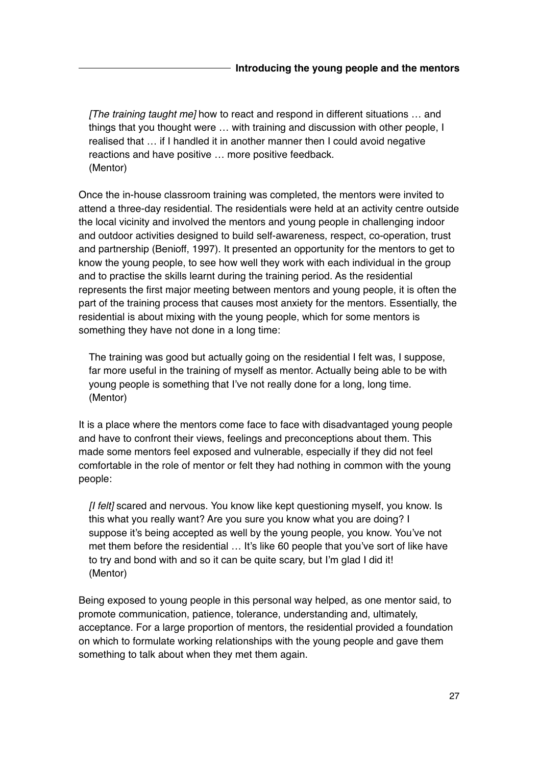> *[The training taught me]* how to react and respond in different situations … and things that you thought were … with training and discussion with other people, I realised that … if I handled it in another manner then I could avoid negative reactions and have positive … more positive feedback.
> (Mentor)

Once the in-house classroom training was completed, the mentors were invited to attend a three-day residential. The residentials were held at an activity centre outside the local vicinity and involved the mentors and young people in challenging indoor and outdoor activities designed to build self-awareness, respect, co-operation, trust and partnership (Benioff, 1997). It presented an opportunity for the mentors to get to know the young people, to see how well they work with each individual in the group and to practise the skills learnt during the training period. As the residential represents the first major meeting between mentors and young people, it is often the part of the training process that causes most anxiety for the mentors. Essentially, the residential is about mixing with the young people, which for some mentors is something they have not done in a long time:

> The training was good but actually going on the residential I felt was, I suppose, far more useful in the training of myself as mentor. Actually being able to be with young people is something that I've not really done for a long, long time.
> (Mentor)

It is a place where the mentors come face to face with disadvantaged young people and have to confront their views, feelings and preconceptions about them. This made some mentors feel exposed and vulnerable, especially if they did not feel comfortable in the role of mentor or felt they had nothing in common with the young people:

> *[I felt]* scared and nervous. You know like kept questioning myself, you know. Is this what you really want? Are you sure you know what you are doing? I suppose it's being accepted as well by the young people, you know. You've not met them before the residential … It's like 60 people that you've sort of like have to try and bond with and so it can be quite scary, but I'm glad I did it!
> (Mentor)

Being exposed to young people in this personal way helped, as one mentor said, to promote communication, patience, tolerance, understanding and, ultimately, acceptance. For a large proportion of mentors, the residential provided a foundation on which to formulate working relationships with the young people and gave them something to talk about when they met them again.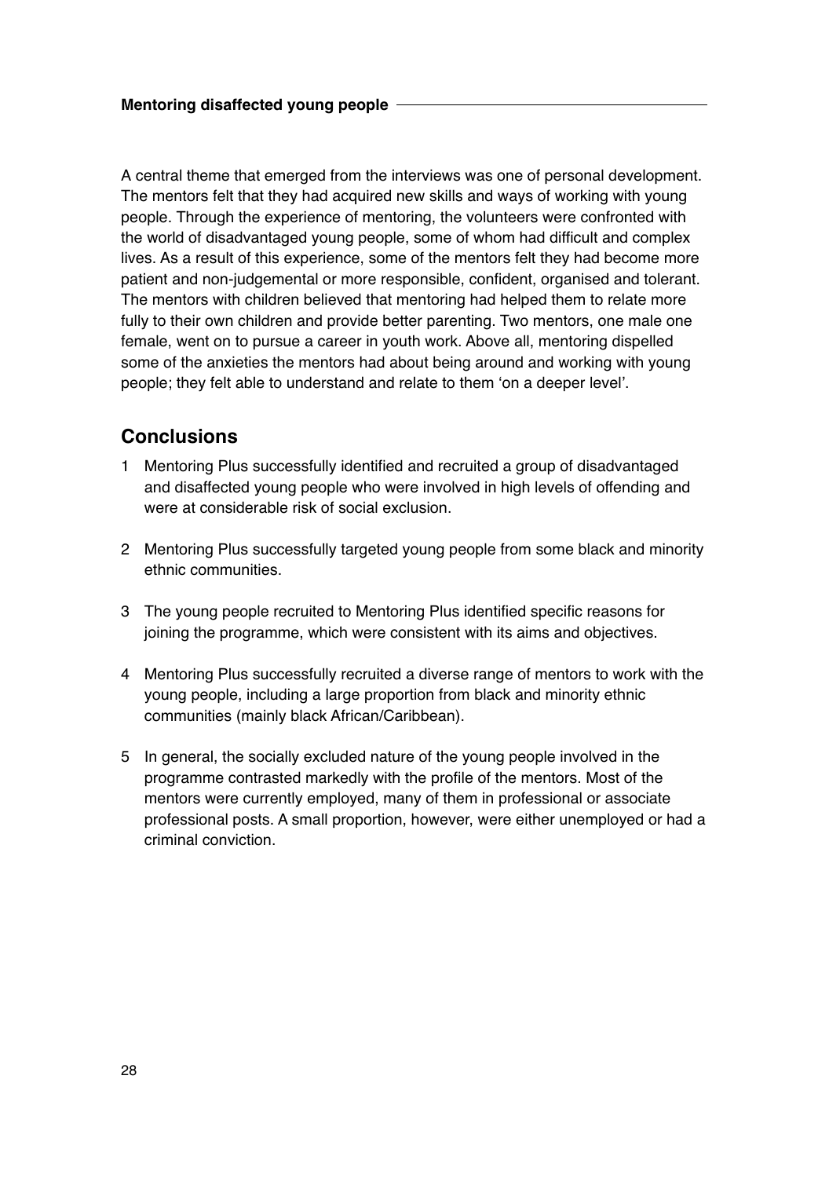A central theme that emerged from the interviews was one of personal development. The mentors felt that they had acquired new skills and ways of working with young people. Through the experience of mentoring, the volunteers were confronted with the world of disadvantaged young people, some of whom had difficult and complex lives. As a result of this experience, some of the mentors felt they had become more patient and non-judgemental or more responsible, confident, organised and tolerant. The mentors with children believed that mentoring had helped them to relate more fully to their own children and provide better parenting. Two mentors, one male one female, went on to pursue a career in youth work. Above all, mentoring dispelled some of the anxieties the mentors had about being around and working with young people; they felt able to understand and relate to them 'on a deeper level'.

## Conclusions

1. Mentoring Plus successfully identified and recruited a group of disadvantaged and disaffected young people who were involved in high levels of offending and were at considerable risk of social exclusion.

2. Mentoring Plus successfully targeted young people from some black and minority ethnic communities.

3. The young people recruited to Mentoring Plus identified specific reasons for joining the programme, which were consistent with its aims and objectives.

4. Mentoring Plus successfully recruited a diverse range of mentors to work with the young people, including a large proportion from black and minority ethnic communities (mainly black African/Caribbean).

5. In general, the socially excluded nature of the young people involved in the programme contrasted markedly with the profile of the mentors. Most of the mentors were currently employed, many of them in professional or associate professional posts. A small proportion, however, were either unemployed or had a criminal conviction.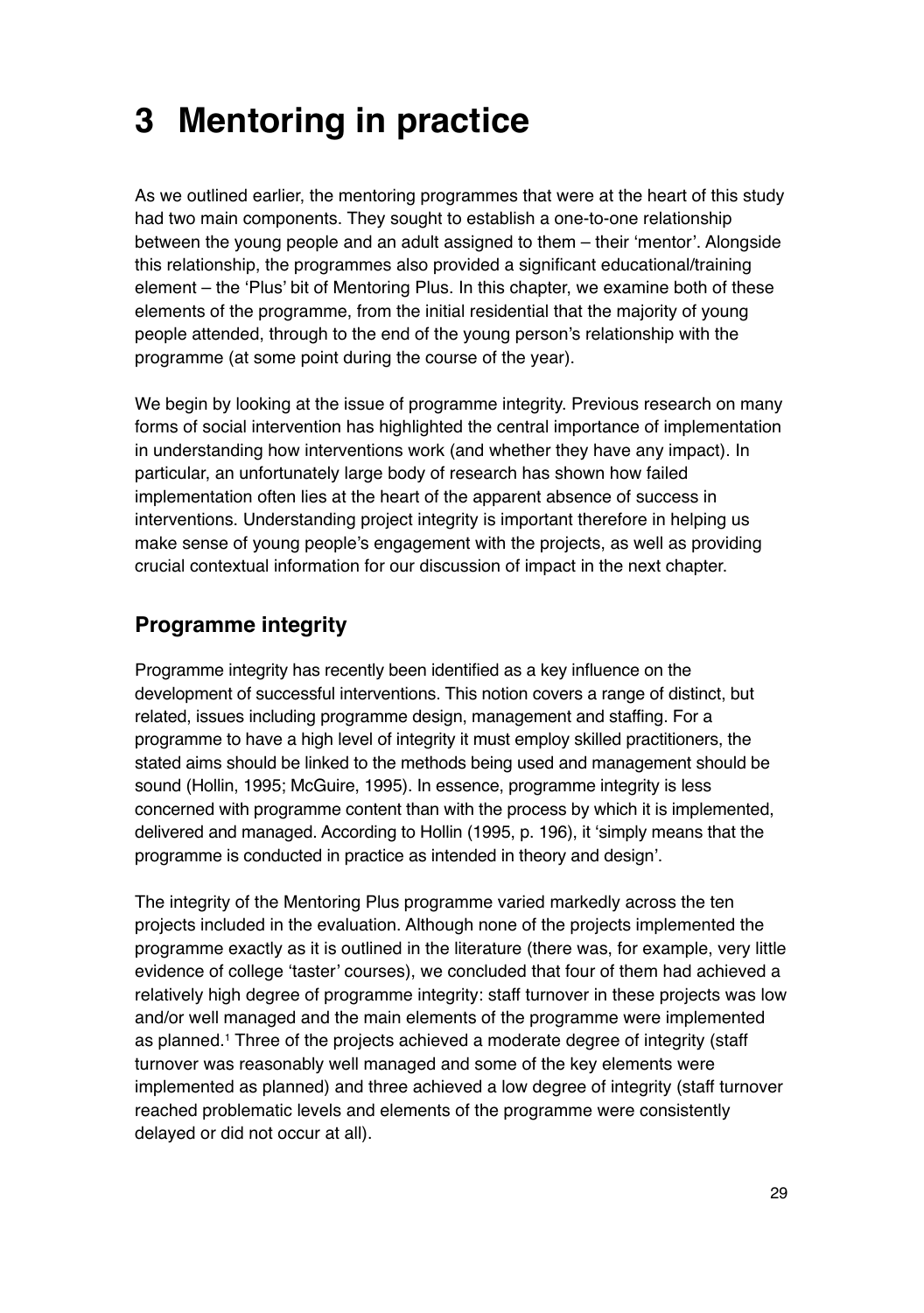# 3 Mentoring in practice

As we outlined earlier, the mentoring programmes that were at the heart of this study had two main components. They sought to establish a one-to-one relationship between the young people and an adult assigned to them – their 'mentor'. Alongside this relationship, the programmes also provided a significant educational/training element – the 'Plus' bit of Mentoring Plus. In this chapter, we examine both of these elements of the programme, from the initial residential that the majority of young people attended, through to the end of the young person's relationship with the programme (at some point during the course of the year).

We begin by looking at the issue of programme integrity. Previous research on many forms of social intervention has highlighted the central importance of implementation in understanding how interventions work (and whether they have any impact). In particular, an unfortunately large body of research has shown how failed implementation often lies at the heart of the apparent absence of success in interventions. Understanding project integrity is important therefore in helping us make sense of young people's engagement with the projects, as well as providing crucial contextual information for our discussion of impact in the next chapter.

## Programme integrity

Programme integrity has recently been identified as a key influence on the development of successful interventions. This notion covers a range of distinct, but related, issues including programme design, management and staffing. For a programme to have a high level of integrity it must employ skilled practitioners, the stated aims should be linked to the methods being used and management should be sound (Hollin, 1995; McGuire, 1995). In essence, programme integrity is less concerned with programme content than with the process by which it is implemented, delivered and managed. According to Hollin (1995, p. 196), it 'simply means that the programme is conducted in practice as intended in theory and design'.

The integrity of the Mentoring Plus programme varied markedly across the ten projects included in the evaluation. Although none of the projects implemented the programme exactly as it is outlined in the literature (there was, for example, very little evidence of college 'taster' courses), we concluded that four of them had achieved a relatively high degree of programme integrity: staff turnover in these projects was low and/or well managed and the main elements of the programme were implemented as planned.[1] Three of the projects achieved a moderate degree of integrity (staff turnover was reasonably well managed and some of the key elements were implemented as planned) and three achieved a low degree of integrity (staff turnover reached problematic levels and elements of the programme were consistently delayed or did not occur at all).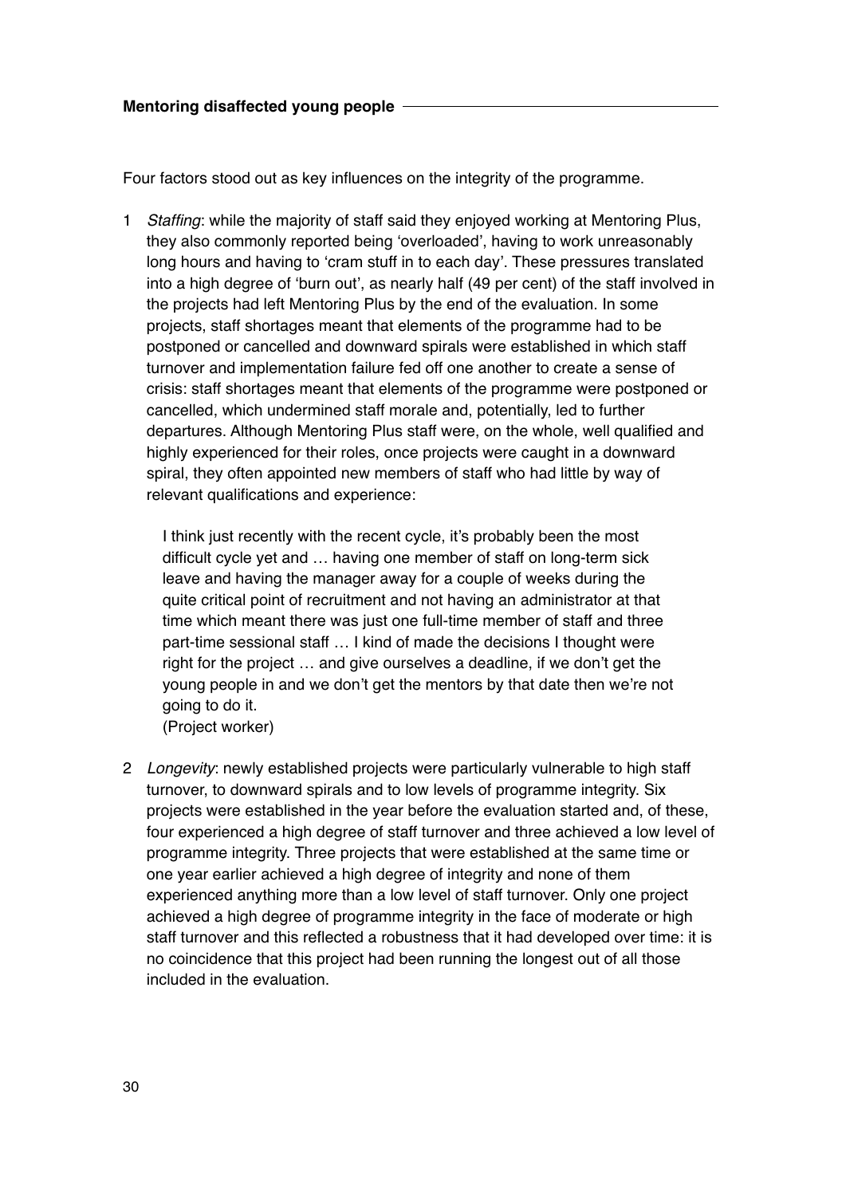Four factors stood out as key influences on the integrity of the programme.

1. *Staffing*: while the majority of staff said they enjoyed working at Mentoring Plus, they also commonly reported being 'overloaded', having to work unreasonably long hours and having to 'cram stuff in to each day'. These pressures translated into a high degree of 'burn out', as nearly half (49 per cent) of the staff involved in the projects had left Mentoring Plus by the end of the evaluation. In some projects, staff shortages meant that elements of the programme had to be postponed or cancelled and downward spirals were established in which staff turnover and implementation failure fed off one another to create a sense of crisis: staff shortages meant that elements of the programme were postponed or cancelled, which undermined staff morale and, potentially, led to further departures. Although Mentoring Plus staff were, on the whole, well qualified and highly experienced for their roles, once projects were caught in a downward spiral, they often appointed new members of staff who had little by way of relevant qualifications and experience:

   > I think just recently with the recent cycle, it's probably been the most difficult cycle yet and … having one member of staff on long-term sick leave and having the manager away for a couple of weeks during the quite critical point of recruitment and not having an administrator at that time which meant there was just one full-time member of staff and three part-time sessional staff … I kind of made the decisions I thought were right for the project … and give ourselves a deadline, if we don't get the young people in and we don't get the mentors by that date then we're not going to do it.
   > (Project worker)

2. *Longevity*: newly established projects were particularly vulnerable to high staff turnover, to downward spirals and to low levels of programme integrity. Six projects were established in the year before the evaluation started and, of these, four experienced a high degree of staff turnover and three achieved a low level of programme integrity. Three projects that were established at the same time or one year earlier achieved a high degree of integrity and none of them experienced anything more than a low level of staff turnover. Only one project achieved a high degree of programme integrity in the face of moderate or high staff turnover and this reflected a robustness that it had developed over time: it is no coincidence that this project had been running the longest out of all those included in the evaluation.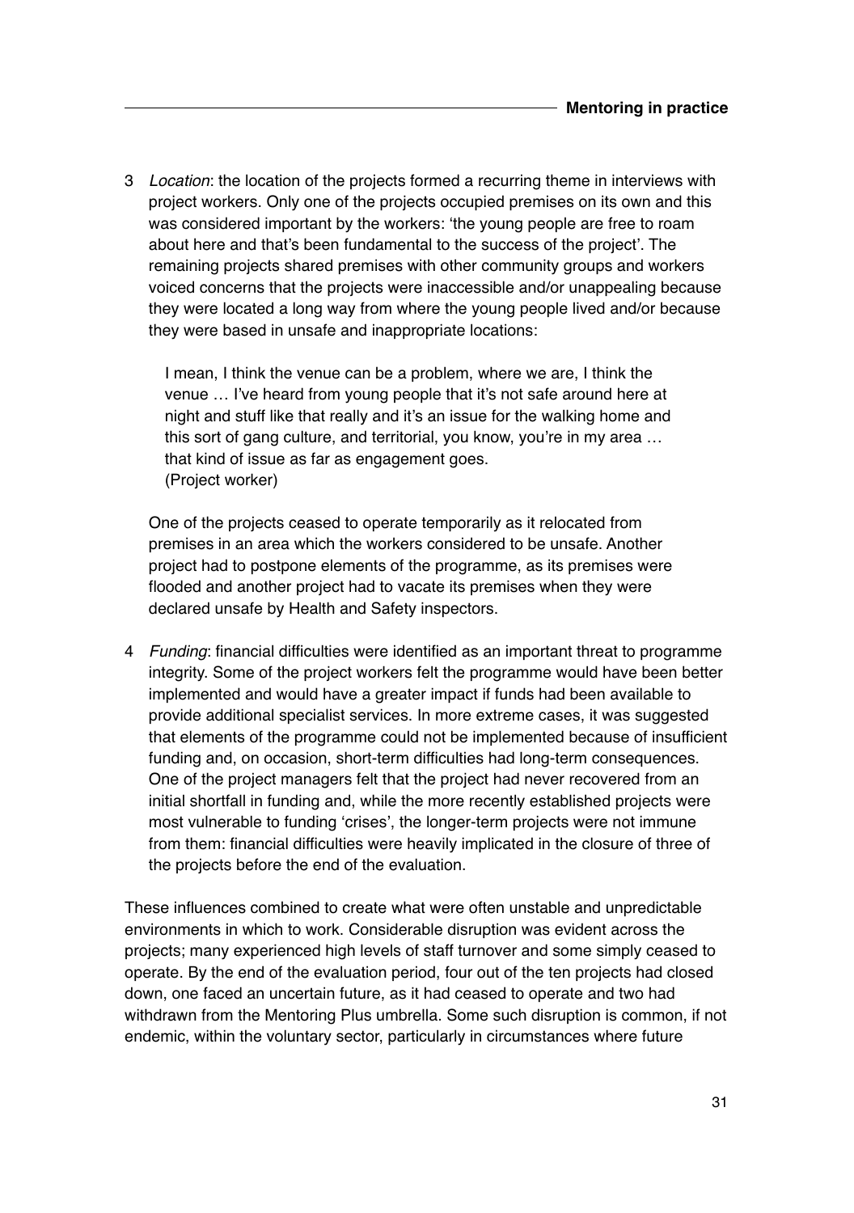3 *Location*: the location of the projects formed a recurring theme in interviews with project workers. Only one of the projects occupied premises on its own and this was considered important by the workers: 'the young people are free to roam about here and that's been fundamental to the success of the project'. The remaining projects shared premises with other community groups and workers voiced concerns that the projects were inaccessible and/or unappealing because they were located a long way from where the young people lived and/or because they were based in unsafe and inappropriate locations:

> I mean, I think the venue can be a problem, where we are, I think the venue … I've heard from young people that it's not safe around here at night and stuff like that really and it's an issue for the walking home and this sort of gang culture, and territorial, you know, you're in my area … that kind of issue as far as engagement goes.
> (Project worker)

One of the projects ceased to operate temporarily as it relocated from premises in an area which the workers considered to be unsafe. Another project had to postpone elements of the programme, as its premises were flooded and another project had to vacate its premises when they were declared unsafe by Health and Safety inspectors.

4 *Funding*: financial difficulties were identified as an important threat to programme integrity. Some of the project workers felt the programme would have been better implemented and would have a greater impact if funds had been available to provide additional specialist services. In more extreme cases, it was suggested that elements of the programme could not be implemented because of insufficient funding and, on occasion, short-term difficulties had long-term consequences. One of the project managers felt that the project had never recovered from an initial shortfall in funding and, while the more recently established projects were most vulnerable to funding 'crises', the longer-term projects were not immune from them: financial difficulties were heavily implicated in the closure of three of the projects before the end of the evaluation.

These influences combined to create what were often unstable and unpredictable environments in which to work. Considerable disruption was evident across the projects; many experienced high levels of staff turnover and some simply ceased to operate. By the end of the evaluation period, four out of the ten projects had closed down, one faced an uncertain future, as it had ceased to operate and two had withdrawn from the Mentoring Plus umbrella. Some such disruption is common, if not endemic, within the voluntary sector, particularly in circumstances where future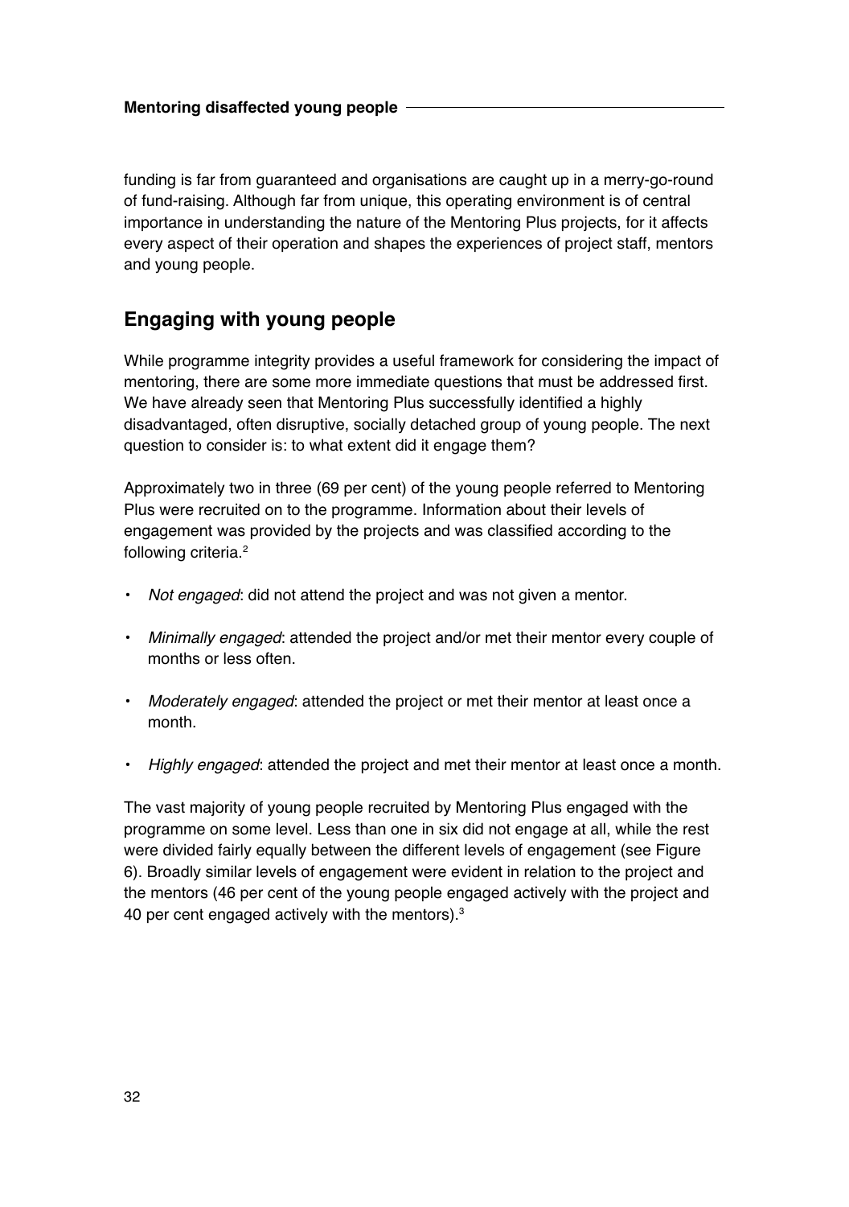funding is far from guaranteed and organisations are caught up in a merry-go-round of fund-raising. Although far from unique, this operating environment is of central importance in understanding the nature of the Mentoring Plus projects, for it affects every aspect of their operation and shapes the experiences of project staff, mentors and young people.

## Engaging with young people

While programme integrity provides a useful framework for considering the impact of mentoring, there are some more immediate questions that must be addressed first. We have already seen that Mentoring Plus successfully identified a highly disadvantaged, often disruptive, socially detached group of young people. The next question to consider is: to what extent did it engage them?

Approximately two in three (69 per cent) of the young people referred to Mentoring Plus were recruited on to the programme. Information about their levels of engagement was provided by the projects and was classified according to the following criteria.[2]

- *Not engaged*: did not attend the project and was not given a mentor.
- *Minimally engaged*: attended the project and/or met their mentor every couple of months or less often.
- *Moderately engaged*: attended the project or met their mentor at least once a month.
- *Highly engaged*: attended the project and met their mentor at least once a month.

The vast majority of young people recruited by Mentoring Plus engaged with the programme on some level. Less than one in six did not engage at all, while the rest were divided fairly equally between the different levels of engagement (see Figure 6). Broadly similar levels of engagement were evident in relation to the project and the mentors (46 per cent of the young people engaged actively with the project and 40 per cent engaged actively with the mentors).[3]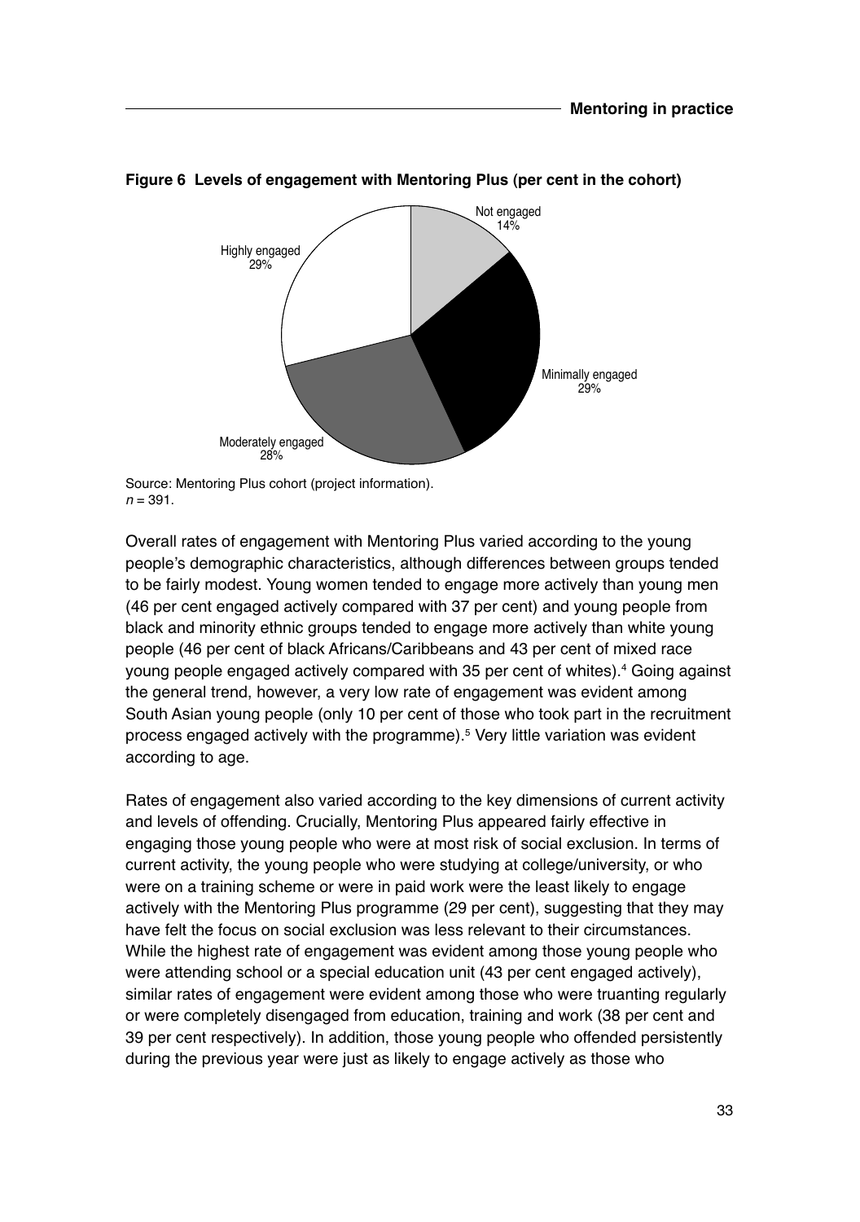**Figure 6 Levels of engagement with Mentoring Plus (per cent in the cohort)**

Not engaged 14%

Minimally engaged 29%

Moderately engaged 28%

Highly engaged 29%

Source: Mentoring Plus cohort (project information).
*n* = 391.

Overall rates of engagement with Mentoring Plus varied according to the young people's demographic characteristics, although differences between groups tended to be fairly modest. Young women tended to engage more actively than young men (46 per cent engaged actively compared with 37 per cent) and young people from black and minority ethnic groups tended to engage more actively than white young people (46 per cent of black Africans/Caribbeans and 43 per cent of mixed race young people engaged actively compared with 35 per cent of whites).[4] Going against the general trend, however, a very low rate of engagement was evident among South Asian young people (only 10 per cent of those who took part in the recruitment process engaged actively with the programme).[5] Very little variation was evident according to age.

Rates of engagement also varied according to the key dimensions of current activity and levels of offending. Crucially, Mentoring Plus appeared fairly effective in engaging those young people who were at most risk of social exclusion. In terms of current activity, the young people who were studying at college/university, or who were on a training scheme or were in paid work were the least likely to engage actively with the Mentoring Plus programme (29 per cent), suggesting that they may have felt the focus on social exclusion was less relevant to their circumstances. While the highest rate of engagement was evident among those young people who were attending school or a special education unit (43 per cent engaged actively), similar rates of engagement were evident among those who were truanting regularly or were completely disengaged from education, training and work (38 per cent and 39 per cent respectively). In addition, those young people who offended persistently during the previous year were just as likely to engage actively as those who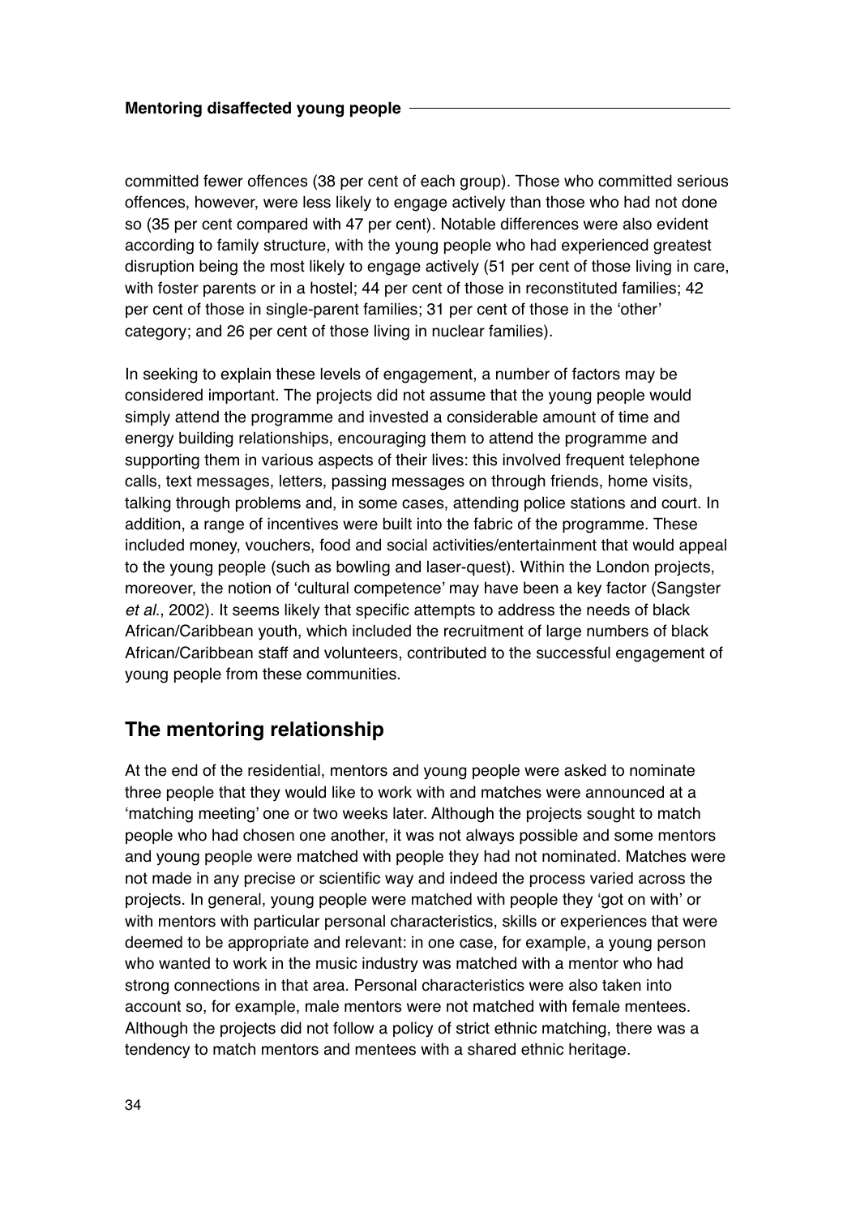committed fewer offences (38 per cent of each group). Those who committed serious offences, however, were less likely to engage actively than those who had not done so (35 per cent compared with 47 per cent). Notable differences were also evident according to family structure, with the young people who had experienced greatest disruption being the most likely to engage actively (51 per cent of those living in care, with foster parents or in a hostel; 44 per cent of those in reconstituted families; 42 per cent of those in single-parent families; 31 per cent of those in the 'other' category; and 26 per cent of those living in nuclear families).

In seeking to explain these levels of engagement, a number of factors may be considered important. The projects did not assume that the young people would simply attend the programme and invested a considerable amount of time and energy building relationships, encouraging them to attend the programme and supporting them in various aspects of their lives: this involved frequent telephone calls, text messages, letters, passing messages on through friends, home visits, talking through problems and, in some cases, attending police stations and court. In addition, a range of incentives were built into the fabric of the programme. These included money, vouchers, food and social activities/entertainment that would appeal to the young people (such as bowling and laser-quest). Within the London projects, moreover, the notion of 'cultural competence' may have been a key factor (Sangster *et al*., 2002). It seems likely that specific attempts to address the needs of black African/Caribbean youth, which included the recruitment of large numbers of black African/Caribbean staff and volunteers, contributed to the successful engagement of young people from these communities.

## The mentoring relationship

At the end of the residential, mentors and young people were asked to nominate three people that they would like to work with and matches were announced at a 'matching meeting' one or two weeks later. Although the projects sought to match people who had chosen one another, it was not always possible and some mentors and young people were matched with people they had not nominated. Matches were not made in any precise or scientific way and indeed the process varied across the projects. In general, young people were matched with people they 'got on with' or with mentors with particular personal characteristics, skills or experiences that were deemed to be appropriate and relevant: in one case, for example, a young person who wanted to work in the music industry was matched with a mentor who had strong connections in that area. Personal characteristics were also taken into account so, for example, male mentors were not matched with female mentees. Although the projects did not follow a policy of strict ethnic matching, there was a tendency to match mentors and mentees with a shared ethnic heritage.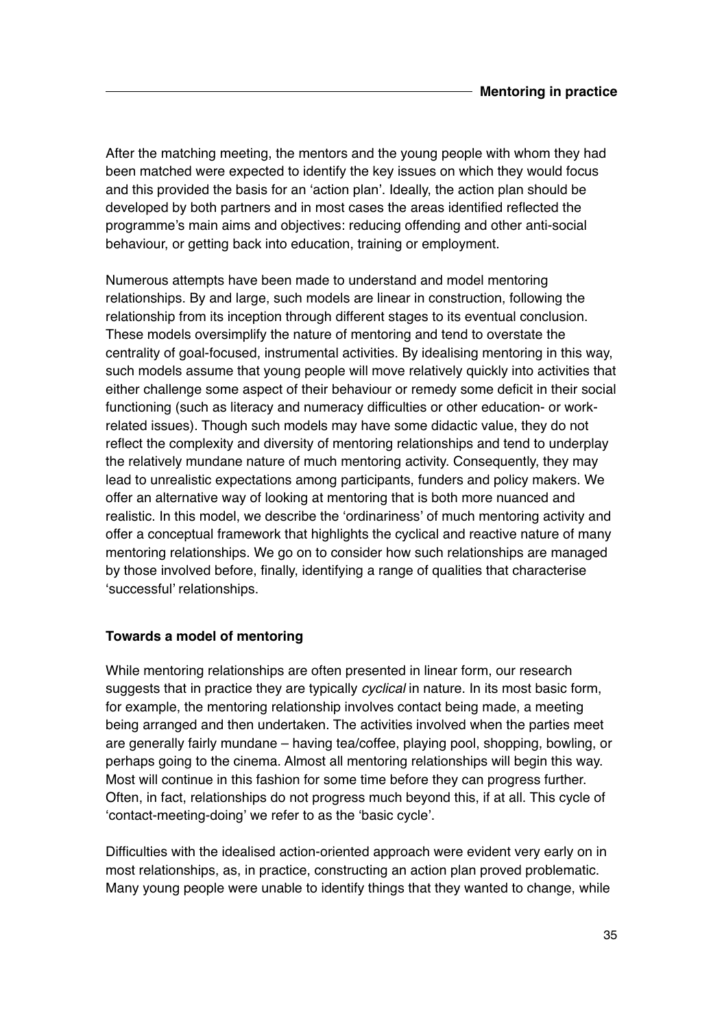After the matching meeting, the mentors and the young people with whom they had been matched were expected to identify the key issues on which they would focus and this provided the basis for an 'action plan'. Ideally, the action plan should be developed by both partners and in most cases the areas identified reflected the programme's main aims and objectives: reducing offending and other anti-social behaviour, or getting back into education, training or employment.

Numerous attempts have been made to understand and model mentoring relationships. By and large, such models are linear in construction, following the relationship from its inception through different stages to its eventual conclusion. These models oversimplify the nature of mentoring and tend to overstate the centrality of goal-focused, instrumental activities. By idealising mentoring in this way, such models assume that young people will move relatively quickly into activities that either challenge some aspect of their behaviour or remedy some deficit in their social functioning (such as literacy and numeracy difficulties or other education- or work-related issues). Though such models may have some didactic value, they do not reflect the complexity and diversity of mentoring relationships and tend to underplay the relatively mundane nature of much mentoring activity. Consequently, they may lead to unrealistic expectations among participants, funders and policy makers. We offer an alternative way of looking at mentoring that is both more nuanced and realistic. In this model, we describe the 'ordinariness' of much mentoring activity and offer a conceptual framework that highlights the cyclical and reactive nature of many mentoring relationships. We go on to consider how such relationships are managed by those involved before, finally, identifying a range of qualities that characterise 'successful' relationships.

**Towards a model of mentoring**

While mentoring relationships are often presented in linear form, our research suggests that in practice they are typically *cyclical* in nature. In its most basic form, for example, the mentoring relationship involves contact being made, a meeting being arranged and then undertaken. The activities involved when the parties meet are generally fairly mundane – having tea/coffee, playing pool, shopping, bowling, or perhaps going to the cinema. Almost all mentoring relationships will begin this way. Most will continue in this fashion for some time before they can progress further. Often, in fact, relationships do not progress much beyond this, if at all. This cycle of 'contact-meeting-doing' we refer to as the 'basic cycle'.

Difficulties with the idealised action-oriented approach were evident very early on in most relationships, as, in practice, constructing an action plan proved problematic. Many young people were unable to identify things that they wanted to change, while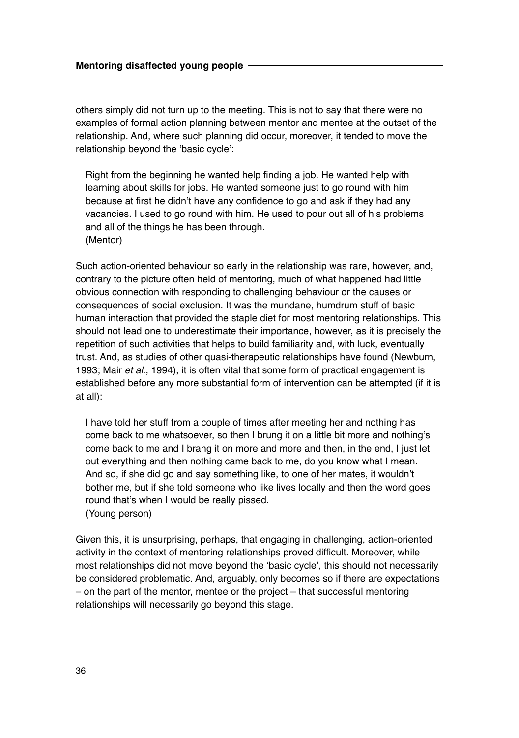others simply did not turn up to the meeting. This is not to say that there were no examples of formal action planning between mentor and mentee at the outset of the relationship. And, where such planning did occur, moreover, it tended to move the relationship beyond the 'basic cycle':

> Right from the beginning he wanted help finding a job. He wanted help with learning about skills for jobs. He wanted someone just to go round with him because at first he didn't have any confidence to go and ask if they had any vacancies. I used to go round with him. He used to pour out all of his problems and all of the things he has been through.
> (Mentor)

Such action-oriented behaviour so early in the relationship was rare, however, and, contrary to the picture often held of mentoring, much of what happened had little obvious connection with responding to challenging behaviour or the causes or consequences of social exclusion. It was the mundane, humdrum stuff of basic human interaction that provided the staple diet for most mentoring relationships. This should not lead one to underestimate their importance, however, as it is precisely the repetition of such activities that helps to build familiarity and, with luck, eventually trust. And, as studies of other quasi-therapeutic relationships have found (Newburn, 1993; Mair *et al.*, 1994), it is often vital that some form of practical engagement is established before any more substantial form of intervention can be attempted (if it is at all):

> I have told her stuff from a couple of times after meeting her and nothing has come back to me whatsoever, so then I brung it on a little bit more and nothing's come back to me and I brang it on more and more and then, in the end, I just let out everything and then nothing came back to me, do you know what I mean. And so, if she did go and say something like, to one of her mates, it wouldn't bother me, but if she told someone who like lives locally and then the word goes round that's when I would be really pissed.
> (Young person)

Given this, it is unsurprising, perhaps, that engaging in challenging, action-oriented activity in the context of mentoring relationships proved difficult. Moreover, while most relationships did not move beyond the 'basic cycle', this should not necessarily be considered problematic. And, arguably, only becomes so if there are expectations – on the part of the mentor, mentee or the project – that successful mentoring relationships will necessarily go beyond this stage.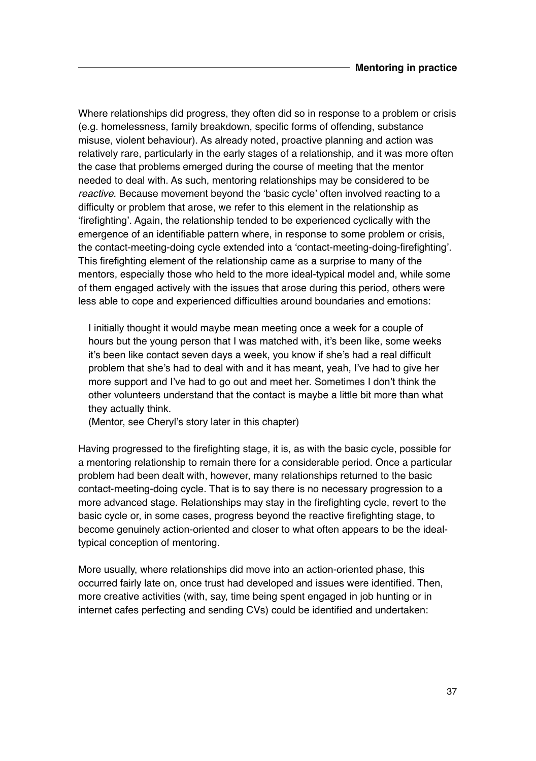Where relationships did progress, they often did so in response to a problem or crisis (e.g. homelessness, family breakdown, specific forms of offending, substance misuse, violent behaviour). As already noted, proactive planning and action was relatively rare, particularly in the early stages of a relationship, and it was more often the case that problems emerged during the course of meeting that the mentor needed to deal with. As such, mentoring relationships may be considered to be *reactive*. Because movement beyond the 'basic cycle' often involved reacting to a difficulty or problem that arose, we refer to this element in the relationship as 'firefighting'. Again, the relationship tended to be experienced cyclically with the emergence of an identifiable pattern where, in response to some problem or crisis, the contact-meeting-doing cycle extended into a 'contact-meeting-doing-firefighting'. This firefighting element of the relationship came as a surprise to many of the mentors, especially those who held to the more ideal-typical model and, while some of them engaged actively with the issues that arose during this period, others were less able to cope and experienced difficulties around boundaries and emotions:

> I initially thought it would maybe mean meeting once a week for a couple of hours but the young person that I was matched with, it's been like, some weeks it's been like contact seven days a week, you know if she's had a real difficult problem that she's had to deal with and it has meant, yeah, I've had to give her more support and I've had to go out and meet her. Sometimes I don't think the other volunteers understand that the contact is maybe a little bit more than what they actually think.
>
> (Mentor, see Cheryl's story later in this chapter)

Having progressed to the firefighting stage, it is, as with the basic cycle, possible for a mentoring relationship to remain there for a considerable period. Once a particular problem had been dealt with, however, many relationships returned to the basic contact-meeting-doing cycle. That is to say there is no necessary progression to a more advanced stage. Relationships may stay in the firefighting cycle, revert to the basic cycle or, in some cases, progress beyond the reactive firefighting stage, to become genuinely action-oriented and closer to what often appears to be the ideal-typical conception of mentoring.

More usually, where relationships did move into an action-oriented phase, this occurred fairly late on, once trust had developed and issues were identified. Then, more creative activities (with, say, time being spent engaged in job hunting or in internet cafes perfecting and sending CVs) could be identified and undertaken: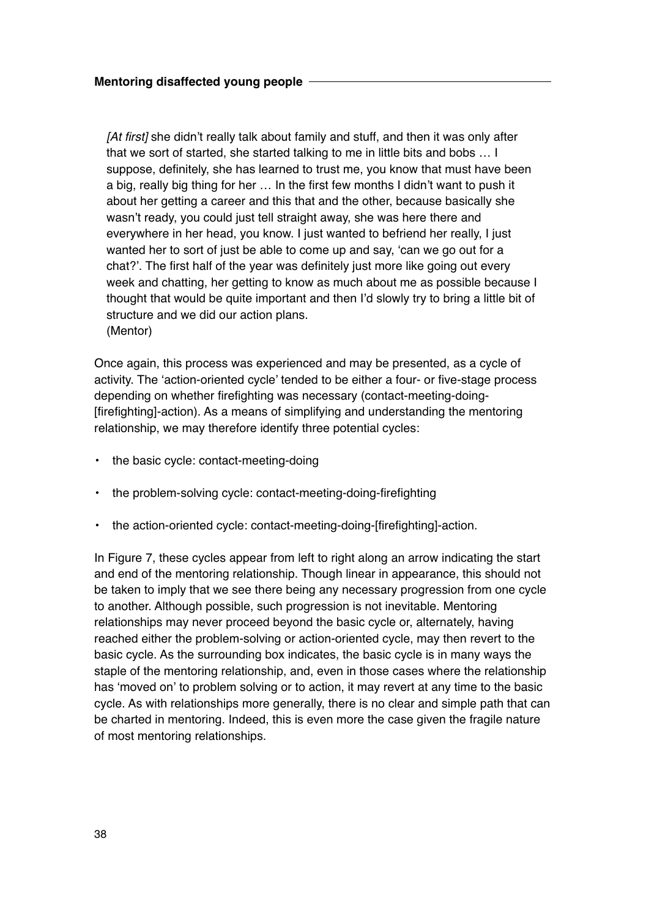> *[At first]* she didn't really talk about family and stuff, and then it was only after that we sort of started, she started talking to me in little bits and bobs … I suppose, definitely, she has learned to trust me, you know that must have been a big, really big thing for her … In the first few months I didn't want to push it about her getting a career and this that and the other, because basically she wasn't ready, you could just tell straight away, she was here there and everywhere in her head, you know. I just wanted to befriend her really, I just wanted her to sort of just be able to come up and say, 'can we go out for a chat?'. The first half of the year was definitely just more like going out every week and chatting, her getting to know as much about me as possible because I thought that would be quite important and then I'd slowly try to bring a little bit of structure and we did our action plans.
> (Mentor)

Once again, this process was experienced and may be presented, as a cycle of activity. The 'action-oriented cycle' tended to be either a four- or five-stage process depending on whether firefighting was necessary (contact-meeting-doing-[firefighting]-action). As a means of simplifying and understanding the mentoring relationship, we may therefore identify three potential cycles:

- the basic cycle: contact-meeting-doing
- the problem-solving cycle: contact-meeting-doing-firefighting
- the action-oriented cycle: contact-meeting-doing-[firefighting]-action.

In Figure 7, these cycles appear from left to right along an arrow indicating the start and end of the mentoring relationship. Though linear in appearance, this should not be taken to imply that we see there being any necessary progression from one cycle to another. Although possible, such progression is not inevitable. Mentoring relationships may never proceed beyond the basic cycle or, alternately, having reached either the problem-solving or action-oriented cycle, may then revert to the basic cycle. As the surrounding box indicates, the basic cycle is in many ways the staple of the mentoring relationship, and, even in those cases where the relationship has 'moved on' to problem solving or to action, it may revert at any time to the basic cycle. As with relationships more generally, there is no clear and simple path that can be charted in mentoring. Indeed, this is even more the case given the fragile nature of most mentoring relationships.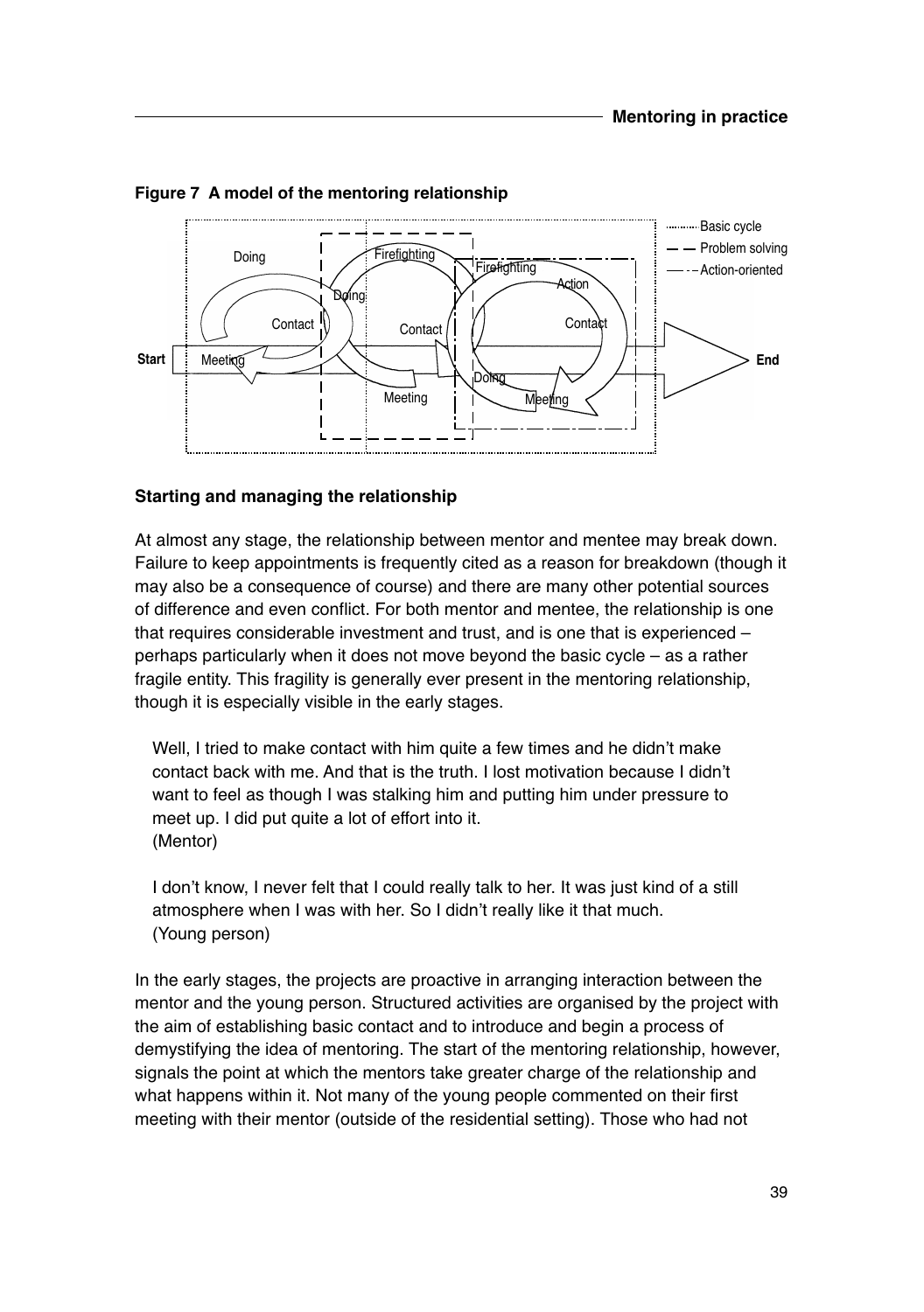**Figure 7 A model of the mentoring relationship**

### Starting and managing the relationship

At almost any stage, the relationship between mentor and mentee may break down. Failure to keep appointments is frequently cited as a reason for breakdown (though it may also be a consequence of course) and there are many other potential sources of difference and even conflict. For both mentor and mentee, the relationship is one that requires considerable investment and trust, and is one that is experienced – perhaps particularly when it does not move beyond the basic cycle – as a rather fragile entity. This fragility is generally ever present in the mentoring relationship, though it is especially visible in the early stages.

> Well, I tried to make contact with him quite a few times and he didn't make contact back with me. And that is the truth. I lost motivation because I didn't want to feel as though I was stalking him and putting him under pressure to meet up. I did put quite a lot of effort into it.
> (Mentor)

> I don't know, I never felt that I could really talk to her. It was just kind of a still atmosphere when I was with her. So I didn't really like it that much.
> (Young person)

In the early stages, the projects are proactive in arranging interaction between the mentor and the young person. Structured activities are organised by the project with the aim of establishing basic contact and to introduce and begin a process of demystifying the idea of mentoring. The start of the mentoring relationship, however, signals the point at which the mentors take greater charge of the relationship and what happens within it. Not many of the young people commented on their first meeting with their mentor (outside of the residential setting). Those who had not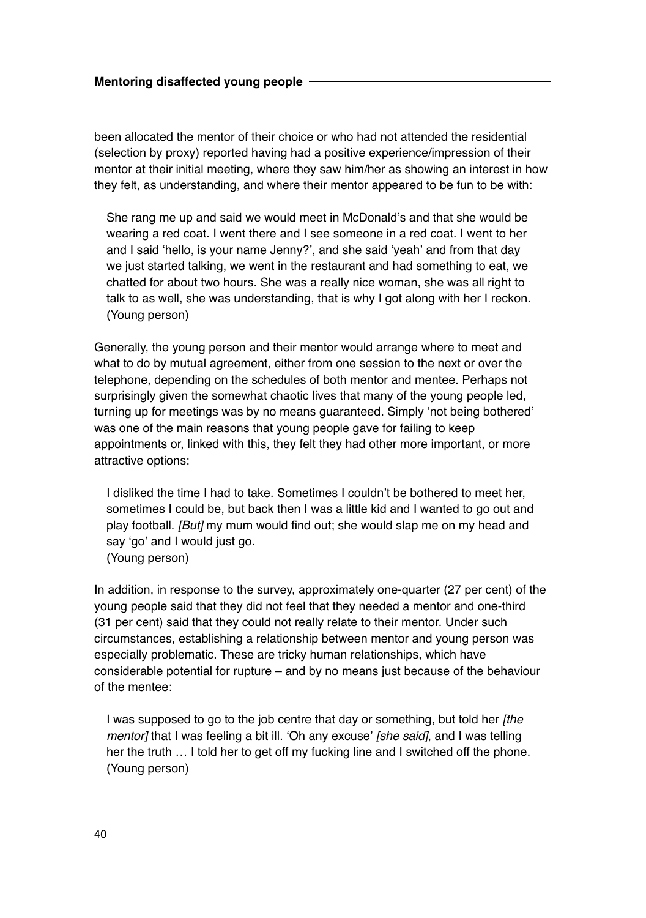been allocated the mentor of their choice or who had not attended the residential (selection by proxy) reported having had a positive experience/impression of their mentor at their initial meeting, where they saw him/her as showing an interest in how they felt, as understanding, and where their mentor appeared to be fun to be with:

> She rang me up and said we would meet in McDonald's and that she would be wearing a red coat. I went there and I see someone in a red coat. I went to her and I said 'hello, is your name Jenny?', and she said 'yeah' and from that day we just started talking, we went in the restaurant and had something to eat, we chatted for about two hours. She was a really nice woman, she was all right to talk to as well, she was understanding, that is why I got along with her I reckon.
> (Young person)

Generally, the young person and their mentor would arrange where to meet and what to do by mutual agreement, either from one session to the next or over the telephone, depending on the schedules of both mentor and mentee. Perhaps not surprisingly given the somewhat chaotic lives that many of the young people led, turning up for meetings was by no means guaranteed. Simply 'not being bothered' was one of the main reasons that young people gave for failing to keep appointments or, linked with this, they felt they had other more important, or more attractive options:

> I disliked the time I had to take. Sometimes I couldn't be bothered to meet her, sometimes I could be, but back then I was a little kid and I wanted to go out and play football. *[But]* my mum would find out; she would slap me on my head and say 'go' and I would just go.
> (Young person)

In addition, in response to the survey, approximately one-quarter (27 per cent) of the young people said that they did not feel that they needed a mentor and one-third (31 per cent) said that they could not really relate to their mentor. Under such circumstances, establishing a relationship between mentor and young person was especially problematic. These are tricky human relationships, which have considerable potential for rupture – and by no means just because of the behaviour of the mentee:

> I was supposed to go to the job centre that day or something, but told her *[the mentor]* that I was feeling a bit ill. 'Oh any excuse' *[she said]*, and I was telling her the truth … I told her to get off my fucking line and I switched off the phone.
> (Young person)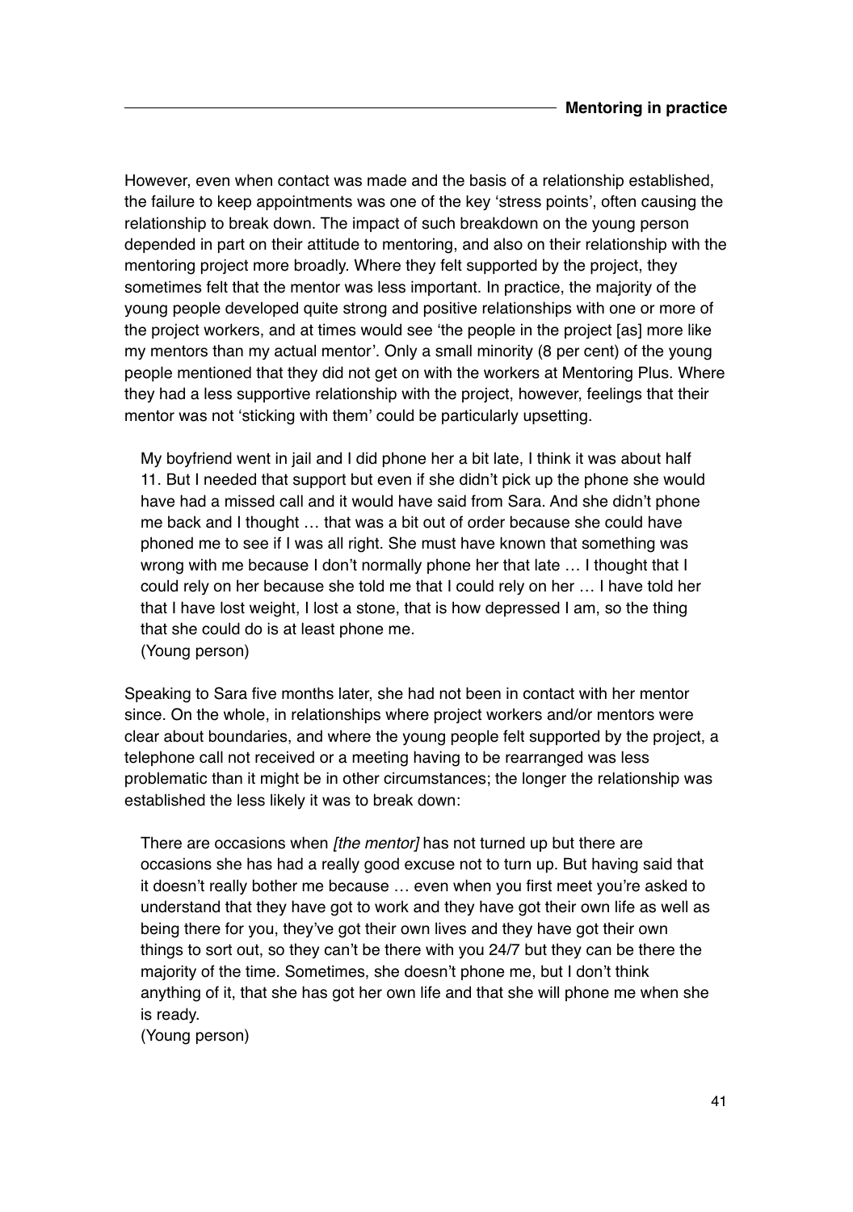However, even when contact was made and the basis of a relationship established, the failure to keep appointments was one of the key 'stress points', often causing the relationship to break down. The impact of such breakdown on the young person depended in part on their attitude to mentoring, and also on their relationship with the mentoring project more broadly. Where they felt supported by the project, they sometimes felt that the mentor was less important. In practice, the majority of the young people developed quite strong and positive relationships with one or more of the project workers, and at times would see 'the people in the project [as] more like my mentors than my actual mentor'. Only a small minority (8 per cent) of the young people mentioned that they did not get on with the workers at Mentoring Plus. Where they had a less supportive relationship with the project, however, feelings that their mentor was not 'sticking with them' could be particularly upsetting.

> My boyfriend went in jail and I did phone her a bit late, I think it was about half 11. But I needed that support but even if she didn't pick up the phone she would have had a missed call and it would have said from Sara. And she didn't phone me back and I thought … that was a bit out of order because she could have phoned me to see if I was all right. She must have known that something was wrong with me because I don't normally phone her that late … I thought that I could rely on her because she told me that I could rely on her … I have told her that I have lost weight, I lost a stone, that is how depressed I am, so the thing that she could do is at least phone me.
> (Young person)

Speaking to Sara five months later, she had not been in contact with her mentor since. On the whole, in relationships where project workers and/or mentors were clear about boundaries, and where the young people felt supported by the project, a telephone call not received or a meeting having to be rearranged was less problematic than it might be in other circumstances; the longer the relationship was established the less likely it was to break down:

> There are occasions when *[the mentor]* has not turned up but there are occasions she has had a really good excuse not to turn up. But having said that it doesn't really bother me because … even when you first meet you're asked to understand that they have got to work and they have got their own life as well as being there for you, they've got their own lives and they have got their own things to sort out, so they can't be there with you 24/7 but they can be there the majority of the time. Sometimes, she doesn't phone me, but I don't think anything of it, that she has got her own life and that she will phone me when she is ready.
> (Young person)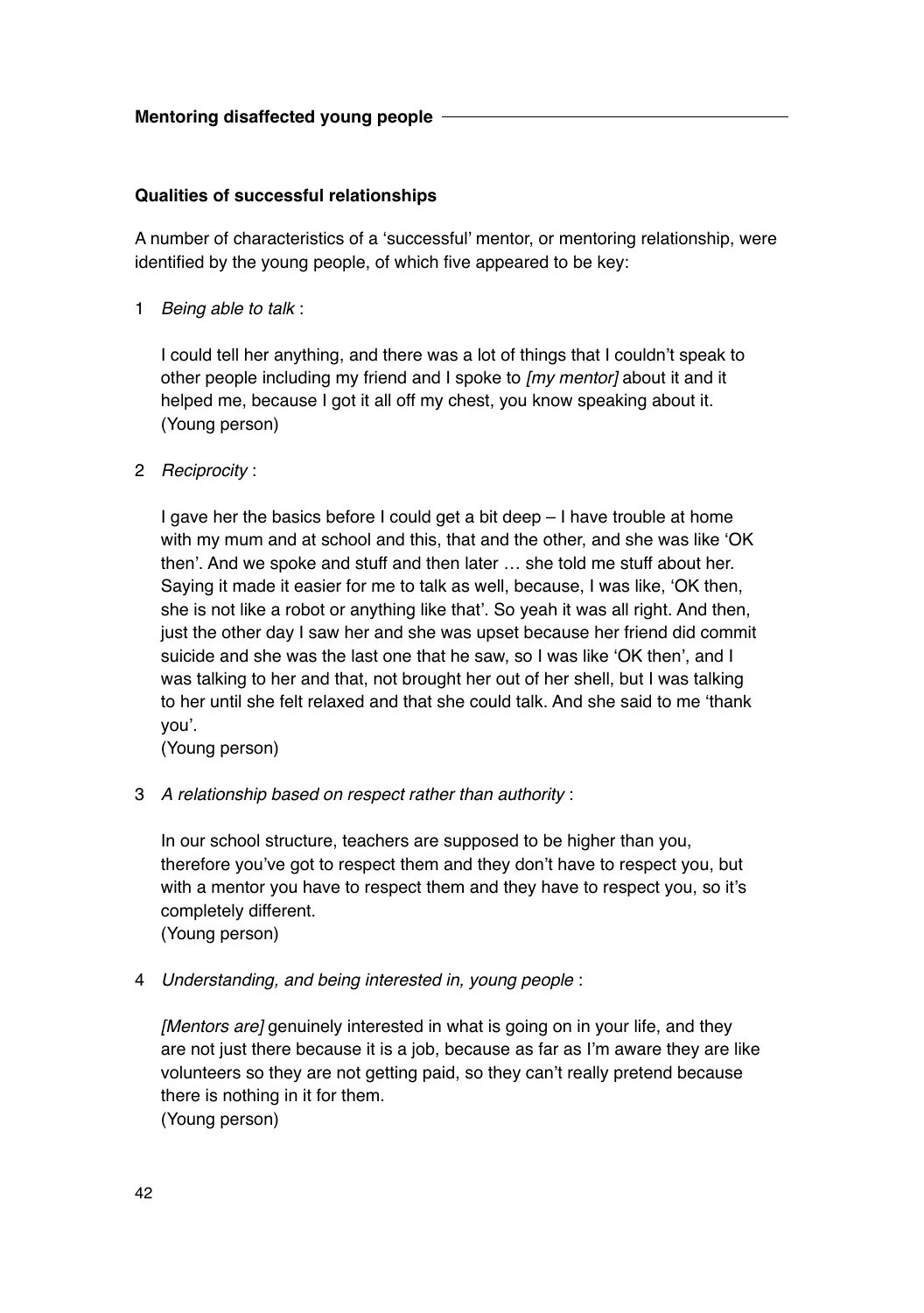## Qualities of successful relationships

A number of characteristics of a 'successful' mentor, or mentoring relationship, were identified by the young people, of which five appeared to be key:

1 *Being able to talk* :

   I could tell her anything, and there was a lot of things that I couldn't speak to other people including my friend and I spoke to *[my mentor]* about it and it helped me, because I got it all off my chest, you know speaking about it.
   (Young person)

2 *Reciprocity* :

   I gave her the basics before I could get a bit deep – I have trouble at home with my mum and at school and this, that and the other, and she was like 'OK then'. And we spoke and stuff and then later … she told me stuff about her. Saying it made it easier for me to talk as well, because, I was like, 'OK then, she is not like a robot or anything like that'. So yeah it was all right. And then, just the other day I saw her and she was upset because her friend did commit suicide and she was the last one that he saw, so I was like 'OK then', and I was talking to her and that, not brought her out of her shell, but I was talking to her until she felt relaxed and that she could talk. And she said to me 'thank you'.
   (Young person)

3 *A relationship based on respect rather than authority* :

   In our school structure, teachers are supposed to be higher than you, therefore you've got to respect them and they don't have to respect you, but with a mentor you have to respect them and they have to respect you, so it's completely different.
   (Young person)

4 *Understanding, and being interested in, young people* :

   *[Mentors are]* genuinely interested in what is going on in your life, and they are not just there because it is a job, because as far as I'm aware they are like volunteers so they are not getting paid, so they can't really pretend because there is nothing in it for them.
   (Young person)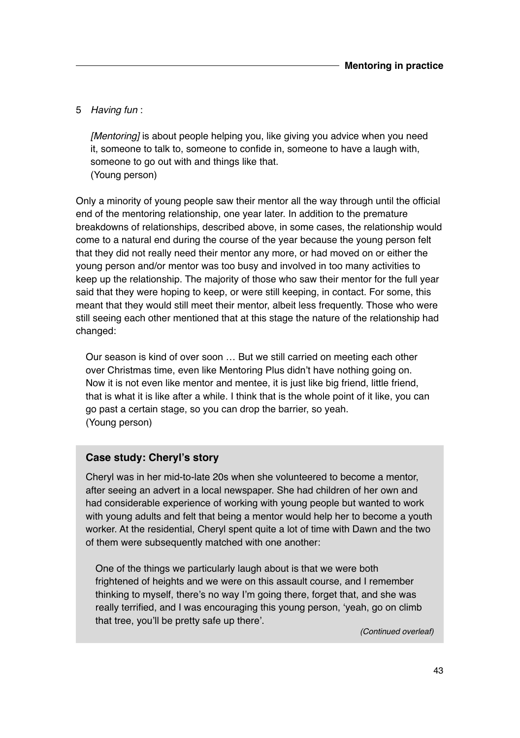5 *Having fun* :

> *[Mentoring]* is about people helping you, like giving you advice when you need it, someone to talk to, someone to confide in, someone to have a laugh with, someone to go out with and things like that.
> (Young person)

Only a minority of young people saw their mentor all the way through until the official end of the mentoring relationship, one year later. In addition to the premature breakdowns of relationships, described above, in some cases, the relationship would come to a natural end during the course of the year because the young person felt that they did not really need their mentor any more, or had moved on or either the young person and/or mentor was too busy and involved in too many activities to keep up the relationship. The majority of those who saw their mentor for the full year said that they were hoping to keep, or were still keeping, in contact. For some, this meant that they would still meet their mentor, albeit less frequently. Those who were still seeing each other mentioned that at this stage the nature of the relationship had changed:

> Our season is kind of over soon … But we still carried on meeting each other over Christmas time, even like Mentoring Plus didn't have nothing going on. Now it is not even like mentor and mentee, it is just like big friend, little friend, that is what it is like after a while. I think that is the whole point of it like, you can go past a certain stage, so you can drop the barrier, so yeah.
> (Young person)

### Case study: Cheryl's story

Cheryl was in her mid-to-late 20s when she volunteered to become a mentor, after seeing an advert in a local newspaper. She had children of her own and had considerable experience of working with young people but wanted to work with young adults and felt that being a mentor would help her to become a youth worker. At the residential, Cheryl spent quite a lot of time with Dawn and the two of them were subsequently matched with one another:

> One of the things we particularly laugh about is that we were both frightened of heights and we were on this assault course, and I remember thinking to myself, there's no way I'm going there, forget that, and she was really terrified, and I was encouraging this young person, 'yeah, go on climb that tree, you'll be pretty safe up there'.

*(Continued overleaf)*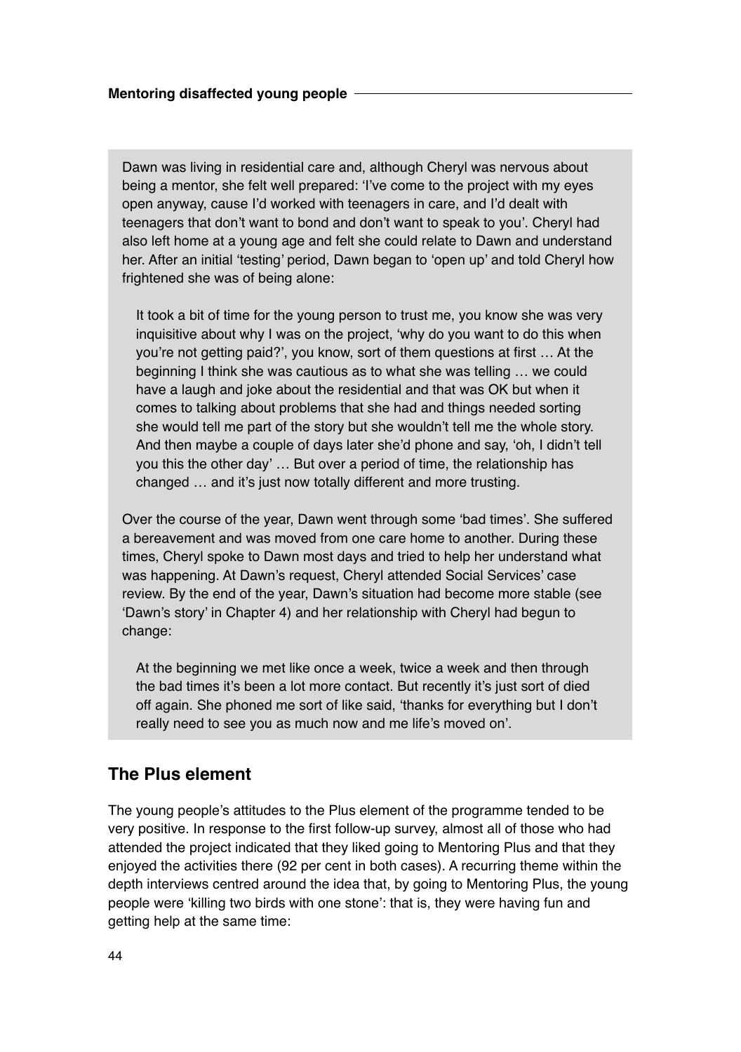Dawn was living in residential care and, although Cheryl was nervous about being a mentor, she felt well prepared: 'I've come to the project with my eyes open anyway, cause I'd worked with teenagers in care, and I'd dealt with teenagers that don't want to bond and don't want to speak to you'. Cheryl had also left home at a young age and felt she could relate to Dawn and understand her. After an initial 'testing' period, Dawn began to 'open up' and told Cheryl how frightened she was of being alone:

> It took a bit of time for the young person to trust me, you know she was very inquisitive about why I was on the project, 'why do you want to do this when you're not getting paid?', you know, sort of them questions at first … At the beginning I think she was cautious as to what she was telling … we could have a laugh and joke about the residential and that was OK but when it comes to talking about problems that she had and things needed sorting she would tell me part of the story but she wouldn't tell me the whole story. And then maybe a couple of days later she'd phone and say, 'oh, I didn't tell you this the other day' … But over a period of time, the relationship has changed … and it's just now totally different and more trusting.

Over the course of the year, Dawn went through some 'bad times'. She suffered a bereavement and was moved from one care home to another. During these times, Cheryl spoke to Dawn most days and tried to help her understand what was happening. At Dawn's request, Cheryl attended Social Services' case review. By the end of the year, Dawn's situation had become more stable (see 'Dawn's story' in Chapter 4) and her relationship with Cheryl had begun to change:

> At the beginning we met like once a week, twice a week and then through the bad times it's been a lot more contact. But recently it's just sort of died off again. She phoned me sort of like said, 'thanks for everything but I don't really need to see you as much now and me life's moved on'.

## The Plus element

The young people's attitudes to the Plus element of the programme tended to be very positive. In response to the first follow-up survey, almost all of those who had attended the project indicated that they liked going to Mentoring Plus and that they enjoyed the activities there (92 per cent in both cases). A recurring theme within the depth interviews centred around the idea that, by going to Mentoring Plus, the young people were 'killing two birds with one stone': that is, they were having fun and getting help at the same time: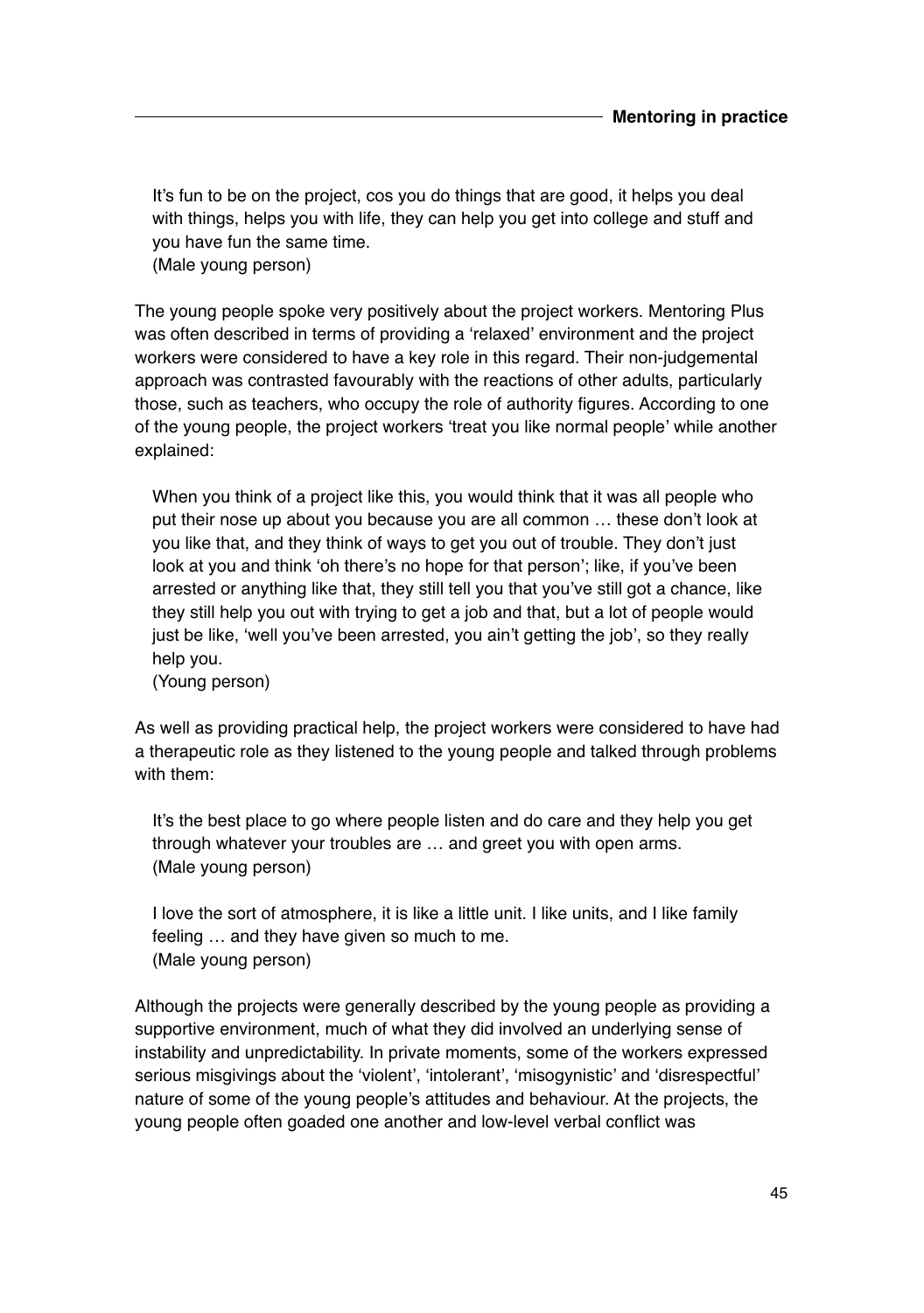> It's fun to be on the project, cos you do things that are good, it helps you deal with things, helps you with life, they can help you get into college and stuff and you have fun the same time.
> (Male young person)

The young people spoke very positively about the project workers. Mentoring Plus was often described in terms of providing a 'relaxed' environment and the project workers were considered to have a key role in this regard. Their non-judgemental approach was contrasted favourably with the reactions of other adults, particularly those, such as teachers, who occupy the role of authority figures. According to one of the young people, the project workers 'treat you like normal people' while another explained:

> When you think of a project like this, you would think that it was all people who put their nose up about you because you are all common … these don't look at you like that, and they think of ways to get you out of trouble. They don't just look at you and think 'oh there's no hope for that person'; like, if you've been arrested or anything like that, they still tell you that you've still got a chance, like they still help you out with trying to get a job and that, but a lot of people would just be like, 'well you've been arrested, you ain't getting the job', so they really help you.
> (Young person)

As well as providing practical help, the project workers were considered to have had a therapeutic role as they listened to the young people and talked through problems with them:

> It's the best place to go where people listen and do care and they help you get through whatever your troubles are … and greet you with open arms.
> (Male young person)

> I love the sort of atmosphere, it is like a little unit. I like units, and I like family feeling … and they have given so much to me.
> (Male young person)

Although the projects were generally described by the young people as providing a supportive environment, much of what they did involved an underlying sense of instability and unpredictability. In private moments, some of the workers expressed serious misgivings about the 'violent', 'intolerant', 'misogynistic' and 'disrespectful' nature of some of the young people's attitudes and behaviour. At the projects, the young people often goaded one another and low-level verbal conflict was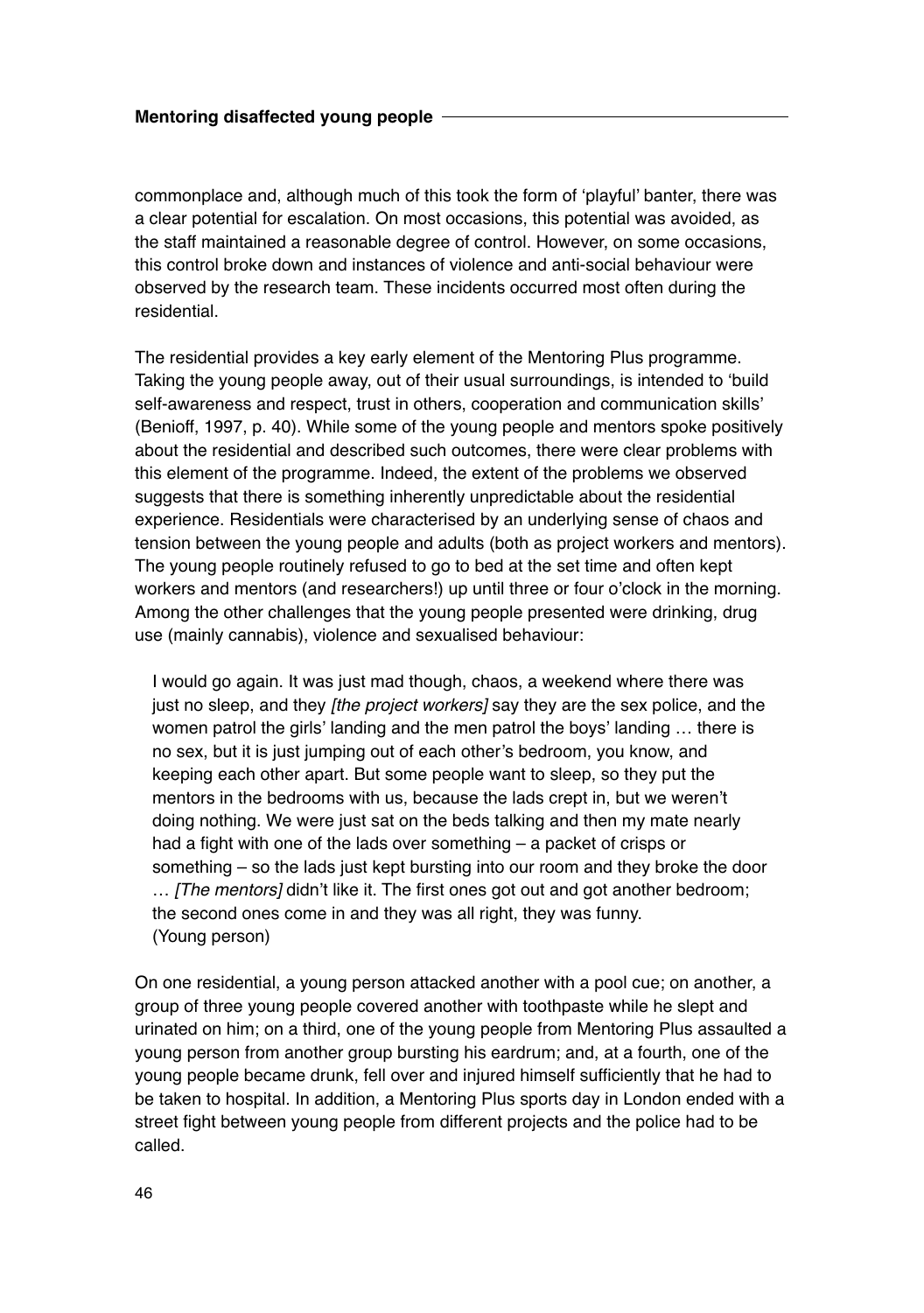commonplace and, although much of this took the form of 'playful' banter, there was a clear potential for escalation. On most occasions, this potential was avoided, as the staff maintained a reasonable degree of control. However, on some occasions, this control broke down and instances of violence and anti-social behaviour were observed by the research team. These incidents occurred most often during the residential.

The residential provides a key early element of the Mentoring Plus programme. Taking the young people away, out of their usual surroundings, is intended to 'build self-awareness and respect, trust in others, cooperation and communication skills' (Benioff, 1997, p. 40). While some of the young people and mentors spoke positively about the residential and described such outcomes, there were clear problems with this element of the programme. Indeed, the extent of the problems we observed suggests that there is something inherently unpredictable about the residential experience. Residentials were characterised by an underlying sense of chaos and tension between the young people and adults (both as project workers and mentors). The young people routinely refused to go to bed at the set time and often kept workers and mentors (and researchers!) up until three or four o'clock in the morning. Among the other challenges that the young people presented were drinking, drug use (mainly cannabis), violence and sexualised behaviour:

> I would go again. It was just mad though, chaos, a weekend where there was just no sleep, and they *[the project workers]* say they are the sex police, and the women patrol the girls' landing and the men patrol the boys' landing … there is no sex, but it is just jumping out of each other's bedroom, you know, and keeping each other apart. But some people want to sleep, so they put the mentors in the bedrooms with us, because the lads crept in, but we weren't doing nothing. We were just sat on the beds talking and then my mate nearly had a fight with one of the lads over something – a packet of crisps or something – so the lads just kept bursting into our room and they broke the door … *[The mentors]* didn't like it. The first ones got out and got another bedroom; the second ones come in and they was all right, they was funny.
> (Young person)

On one residential, a young person attacked another with a pool cue; on another, a group of three young people covered another with toothpaste while he slept and urinated on him; on a third, one of the young people from Mentoring Plus assaulted a young person from another group bursting his eardrum; and, at a fourth, one of the young people became drunk, fell over and injured himself sufficiently that he had to be taken to hospital. In addition, a Mentoring Plus sports day in London ended with a street fight between young people from different projects and the police had to be called.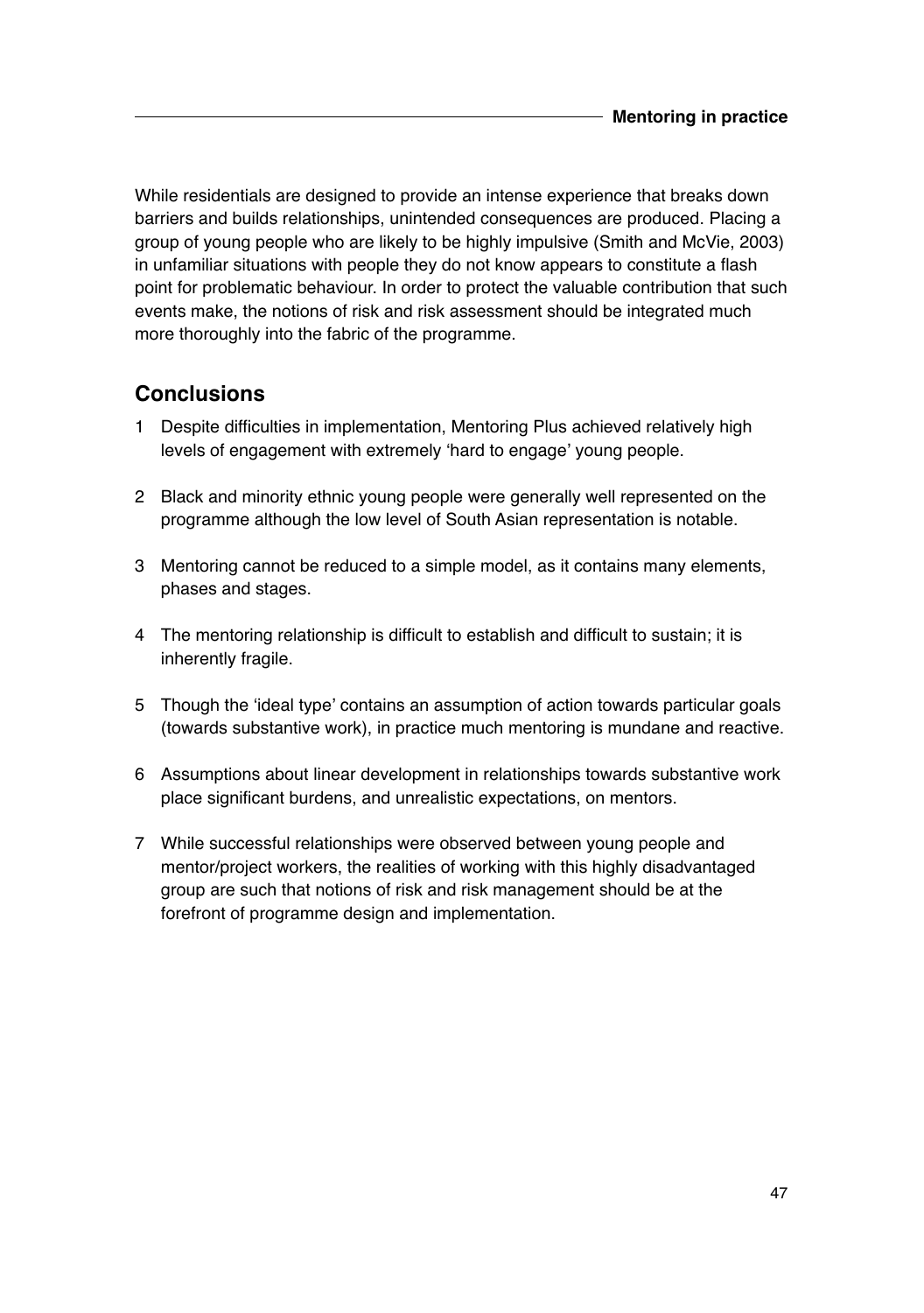While residentials are designed to provide an intense experience that breaks down barriers and builds relationships, unintended consequences are produced. Placing a group of young people who are likely to be highly impulsive (Smith and McVie, 2003) in unfamiliar situations with people they do not know appears to constitute a flash point for problematic behaviour. In order to protect the valuable contribution that such events make, the notions of risk and risk assessment should be integrated much more thoroughly into the fabric of the programme.

## Conclusions

1. Despite difficulties in implementation, Mentoring Plus achieved relatively high levels of engagement with extremely 'hard to engage' young people.
2. Black and minority ethnic young people were generally well represented on the programme although the low level of South Asian representation is notable.
3. Mentoring cannot be reduced to a simple model, as it contains many elements, phases and stages.
4. The mentoring relationship is difficult to establish and difficult to sustain; it is inherently fragile.
5. Though the 'ideal type' contains an assumption of action towards particular goals (towards substantive work), in practice much mentoring is mundane and reactive.
6. Assumptions about linear development in relationships towards substantive work place significant burdens, and unrealistic expectations, on mentors.
7. While successful relationships were observed between young people and mentor/project workers, the realities of working with this highly disadvantaged group are such that notions of risk and risk management should be at the forefront of programme design and implementation.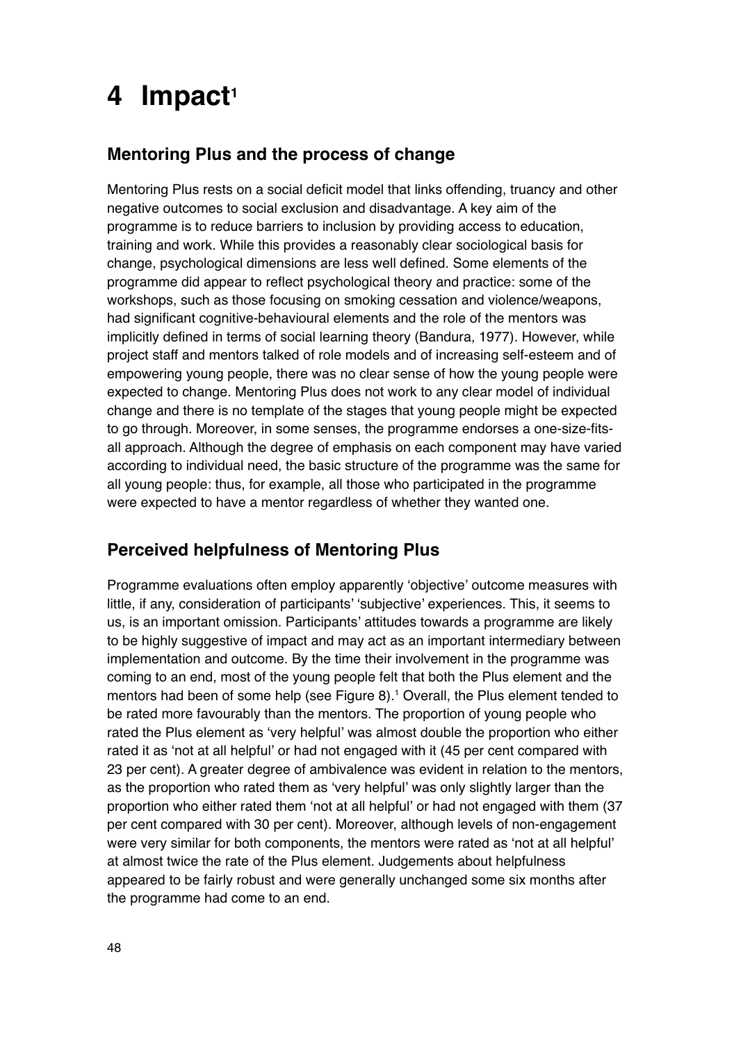# 4 Impact[1]

## Mentoring Plus and the process of change

Mentoring Plus rests on a social deficit model that links offending, truancy and other negative outcomes to social exclusion and disadvantage. A key aim of the programme is to reduce barriers to inclusion by providing access to education, training and work. While this provides a reasonably clear sociological basis for change, psychological dimensions are less well defined. Some elements of the programme did appear to reflect psychological theory and practice: some of the workshops, such as those focusing on smoking cessation and violence/weapons, had significant cognitive-behavioural elements and the role of the mentors was implicitly defined in terms of social learning theory (Bandura, 1977). However, while project staff and mentors talked of role models and of increasing self-esteem and of empowering young people, there was no clear sense of how the young people were expected to change. Mentoring Plus does not work to any clear model of individual change and there is no template of the stages that young people might be expected to go through. Moreover, in some senses, the programme endorses a one-size-fits-all approach. Although the degree of emphasis on each component may have varied according to individual need, the basic structure of the programme was the same for all young people: thus, for example, all those who participated in the programme were expected to have a mentor regardless of whether they wanted one.

## Perceived helpfulness of Mentoring Plus

Programme evaluations often employ apparently 'objective' outcome measures with little, if any, consideration of participants' 'subjective' experiences. This, it seems to us, is an important omission. Participants' attitudes towards a programme are likely to be highly suggestive of impact and may act as an important intermediary between implementation and outcome. By the time their involvement in the programme was coming to an end, most of the young people felt that both the Plus element and the mentors had been of some help (see Figure 8).[1] Overall, the Plus element tended to be rated more favourably than the mentors. The proportion of young people who rated the Plus element as 'very helpful' was almost double the proportion who either rated it as 'not at all helpful' or had not engaged with it (45 per cent compared with 23 per cent). A greater degree of ambivalence was evident in relation to the mentors, as the proportion who rated them as 'very helpful' was only slightly larger than the proportion who either rated them 'not at all helpful' or had not engaged with them (37 per cent compared with 30 per cent). Moreover, although levels of non-engagement were very similar for both components, the mentors were rated as 'not at all helpful' at almost twice the rate of the Plus element. Judgements about helpfulness appeared to be fairly robust and were generally unchanged some six months after the programme had come to an end.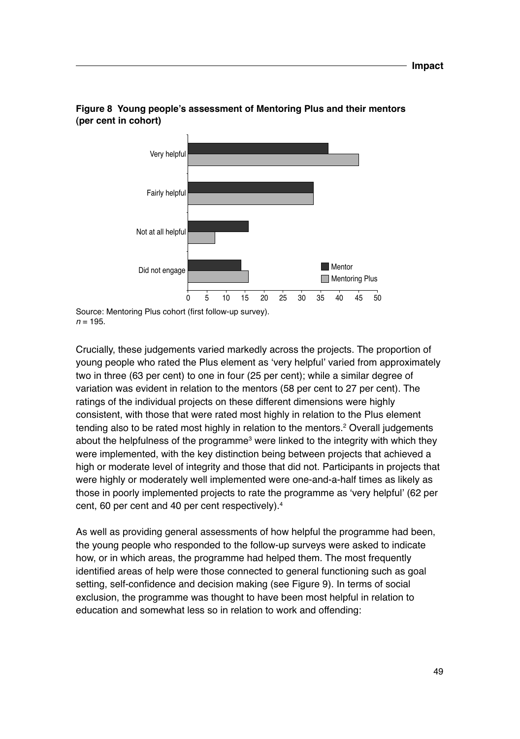**Figure 8 Young people's assessment of Mentoring Plus and their mentors (per cent in cohort)**

Source: Mentoring Plus cohort (first follow-up survey).
$n = 195$.

Crucially, these judgements varied markedly across the projects. The proportion of young people who rated the Plus element as 'very helpful' varied from approximately two in three (63 per cent) to one in four (25 per cent); while a similar degree of variation was evident in relation to the mentors (58 per cent to 27 per cent). The ratings of the individual projects on these different dimensions were highly consistent, with those that were rated most highly in relation to the Plus element tending also to be rated most highly in relation to the mentors.[2] Overall judgements about the helpfulness of the programme[3] were linked to the integrity with which they were implemented, with the key distinction being between projects that achieved a high or moderate level of integrity and those that did not. Participants in projects that were highly or moderately well implemented were one-and-a-half times as likely as those in poorly implemented projects to rate the programme as 'very helpful' (62 per cent, 60 per cent and 40 per cent respectively).[4]

As well as providing general assessments of how helpful the programme had been, the young people who responded to the follow-up surveys were asked to indicate how, or in which areas, the programme had helped them. The most frequently identified areas of help were those connected to general functioning such as goal setting, self-confidence and decision making (see Figure 9). In terms of social exclusion, the programme was thought to have been most helpful in relation to education and somewhat less so in relation to work and offending: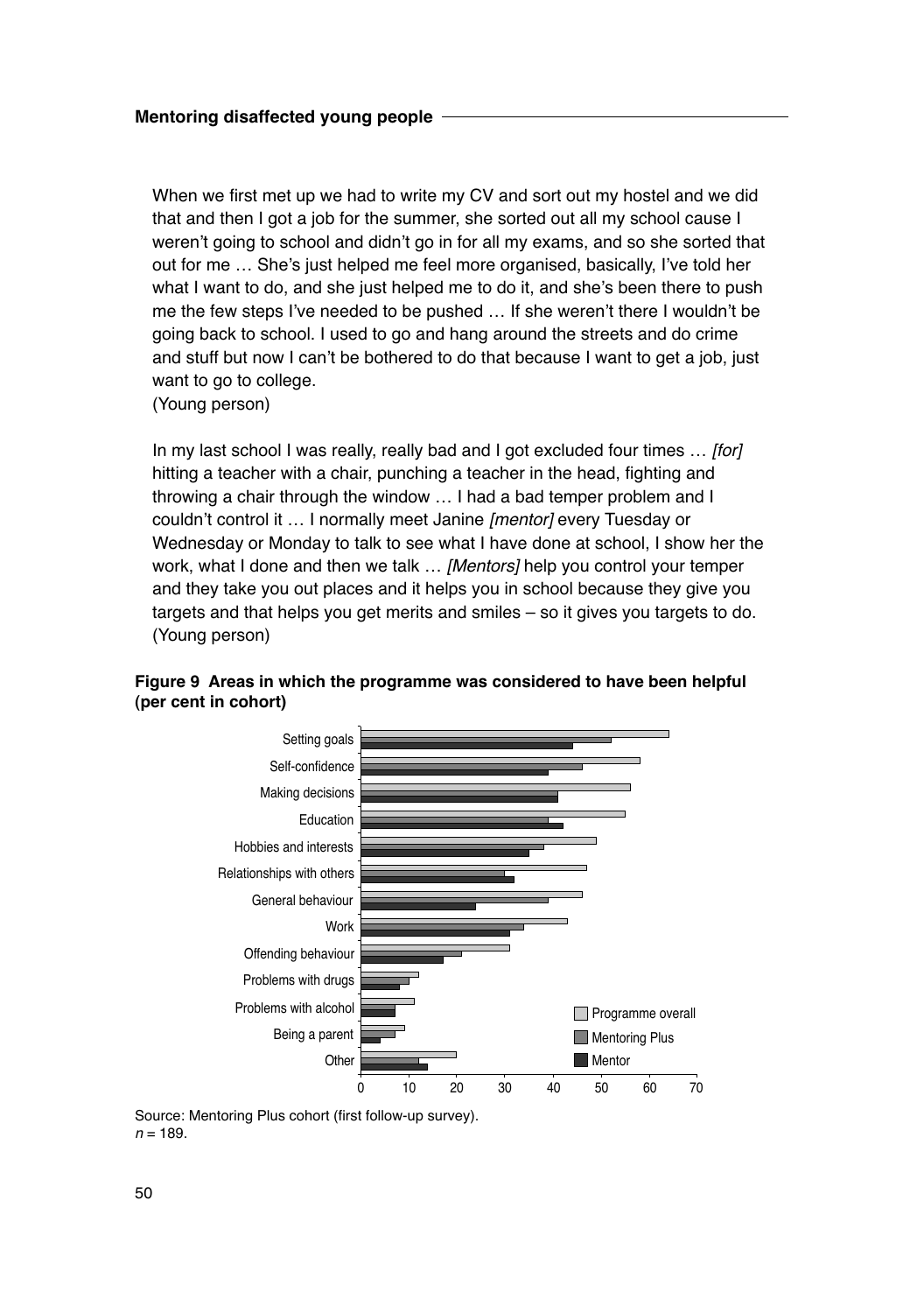> When we first met up we had to write my CV and sort out my hostel and we did that and then I got a job for the summer, she sorted out all my school cause I weren't going to school and didn't go in for all my exams, and so she sorted that out for me … She's just helped me feel more organised, basically, I've told her what I want to do, and she just helped me to do it, and she's been there to push me the few steps I've needed to be pushed … If she weren't there I wouldn't be going back to school. I used to go and hang around the streets and do crime and stuff but now I can't be bothered to do that because I want to get a job, just want to go to college.
> (Young person)

> In my last school I was really, really bad and I got excluded four times … *[for]* hitting a teacher with a chair, punching a teacher in the head, fighting and throwing a chair through the window … I had a bad temper problem and I couldn't control it … I normally meet Janine *[mentor]* every Tuesday or Wednesday or Monday to talk to see what I have done at school, I show her the work, what I done and then we talk … *[Mentors]* help you control your temper and they take you out places and it helps you in school because they give you targets and that helps you get merits and smiles – so it gives you targets to do.
> (Young person)

**Figure 9 Areas in which the programme was considered to have been helpful (per cent in cohort)**

Source: Mentoring Plus cohort (first follow-up survey).
*n* = 189.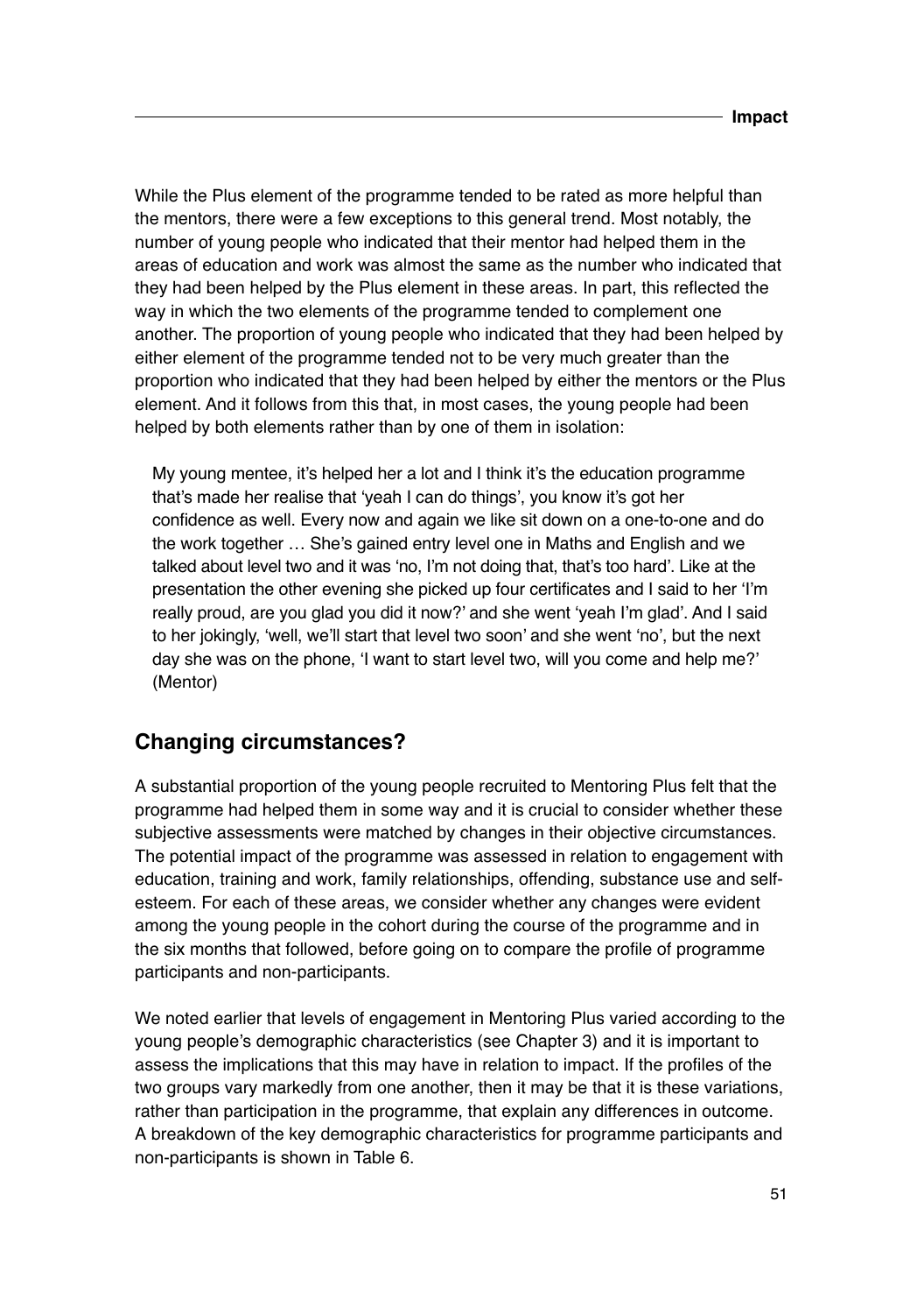While the Plus element of the programme tended to be rated as more helpful than the mentors, there were a few exceptions to this general trend. Most notably, the number of young people who indicated that their mentor had helped them in the areas of education and work was almost the same as the number who indicated that they had been helped by the Plus element in these areas. In part, this reflected the way in which the two elements of the programme tended to complement one another. The proportion of young people who indicated that they had been helped by either element of the programme tended not to be very much greater than the proportion who indicated that they had been helped by either the mentors or the Plus element. And it follows from this that, in most cases, the young people had been helped by both elements rather than by one of them in isolation:

> My young mentee, it's helped her a lot and I think it's the education programme that's made her realise that 'yeah I can do things', you know it's got her confidence as well. Every now and again we like sit down on a one-to-one and do the work together … She's gained entry level one in Maths and English and we talked about level two and it was 'no, I'm not doing that, that's too hard'. Like at the presentation the other evening she picked up four certificates and I said to her 'I'm really proud, are you glad you did it now?' and she went 'yeah I'm glad'. And I said to her jokingly, 'well, we'll start that level two soon' and she went 'no', but the next day she was on the phone, 'I want to start level two, will you come and help me?' (Mentor)

## Changing circumstances?

A substantial proportion of the young people recruited to Mentoring Plus felt that the programme had helped them in some way and it is crucial to consider whether these subjective assessments were matched by changes in their objective circumstances. The potential impact of the programme was assessed in relation to engagement with education, training and work, family relationships, offending, substance use and self-esteem. For each of these areas, we consider whether any changes were evident among the young people in the cohort during the course of the programme and in the six months that followed, before going on to compare the profile of programme participants and non-participants.

We noted earlier that levels of engagement in Mentoring Plus varied according to the young people's demographic characteristics (see Chapter 3) and it is important to assess the implications that this may have in relation to impact. If the profiles of the two groups vary markedly from one another, then it may be that it is these variations, rather than participation in the programme, that explain any differences in outcome. A breakdown of the key demographic characteristics for programme participants and non-participants is shown in Table 6.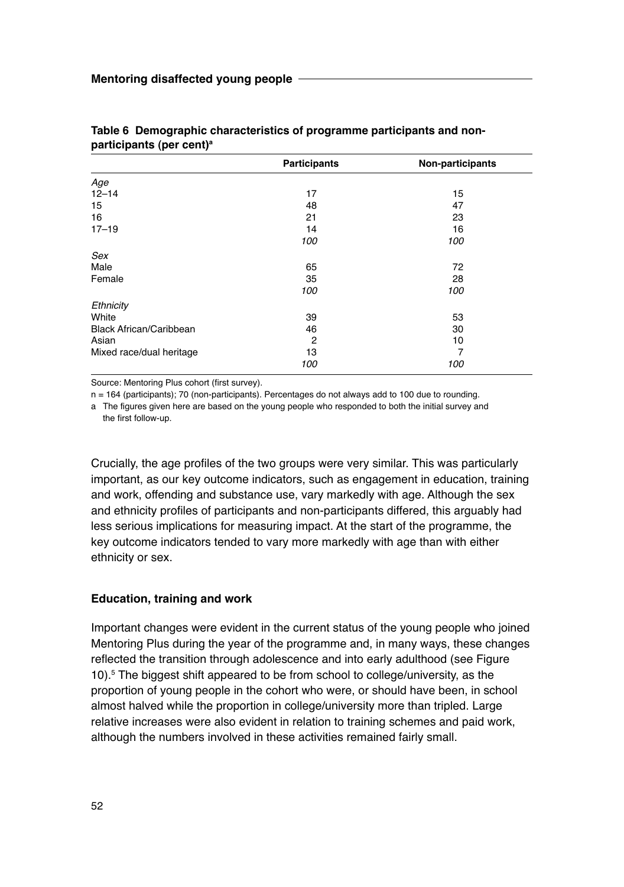**Table 6 Demographic characteristics of programme participants and non-participants (per cent)[a]**

| | Participants | Non-participants |
|---|---|---|
| *Age* | | |
| 12–14 | 17 | 15 |
| 15 | 48 | 47 |
| 16 | 21 | 23 |
| 17–19 | 14 | 16 |
| | *100* | *100* |
| *Sex* | | |
| Male | 65 | 72 |
| Female | 35 | 28 |
| | *100* | *100* |
| *Ethnicity* | | |
| White | 39 | 53 |
| Black African/Caribbean | 46 | 30 |
| Asian | 2 | 10 |
| Mixed race/dual heritage | 13 | 7 |
| | *100* | *100* |

Source: Mentoring Plus cohort (first survey).

n = 164 (participants); 70 (non-participants). Percentages do not always add to 100 due to rounding.

a The figures given here are based on the young people who responded to both the initial survey and the first follow-up.

Crucially, the age profiles of the two groups were very similar. This was particularly important, as our key outcome indicators, such as engagement in education, training and work, offending and substance use, vary markedly with age. Although the sex and ethnicity profiles of participants and non-participants differed, this arguably had less serious implications for measuring impact. At the start of the programme, the key outcome indicators tended to vary more markedly with age than with either ethnicity or sex.

### Education, training and work

Important changes were evident in the current status of the young people who joined Mentoring Plus during the year of the programme and, in many ways, these changes reflected the transition through adolescence and into early adulthood (see Figure 10).[5] The biggest shift appeared to be from school to college/university, as the proportion of young people in the cohort who were, or should have been, in school almost halved while the proportion in college/university more than tripled. Large relative increases were also evident in relation to training schemes and paid work, although the numbers involved in these activities remained fairly small.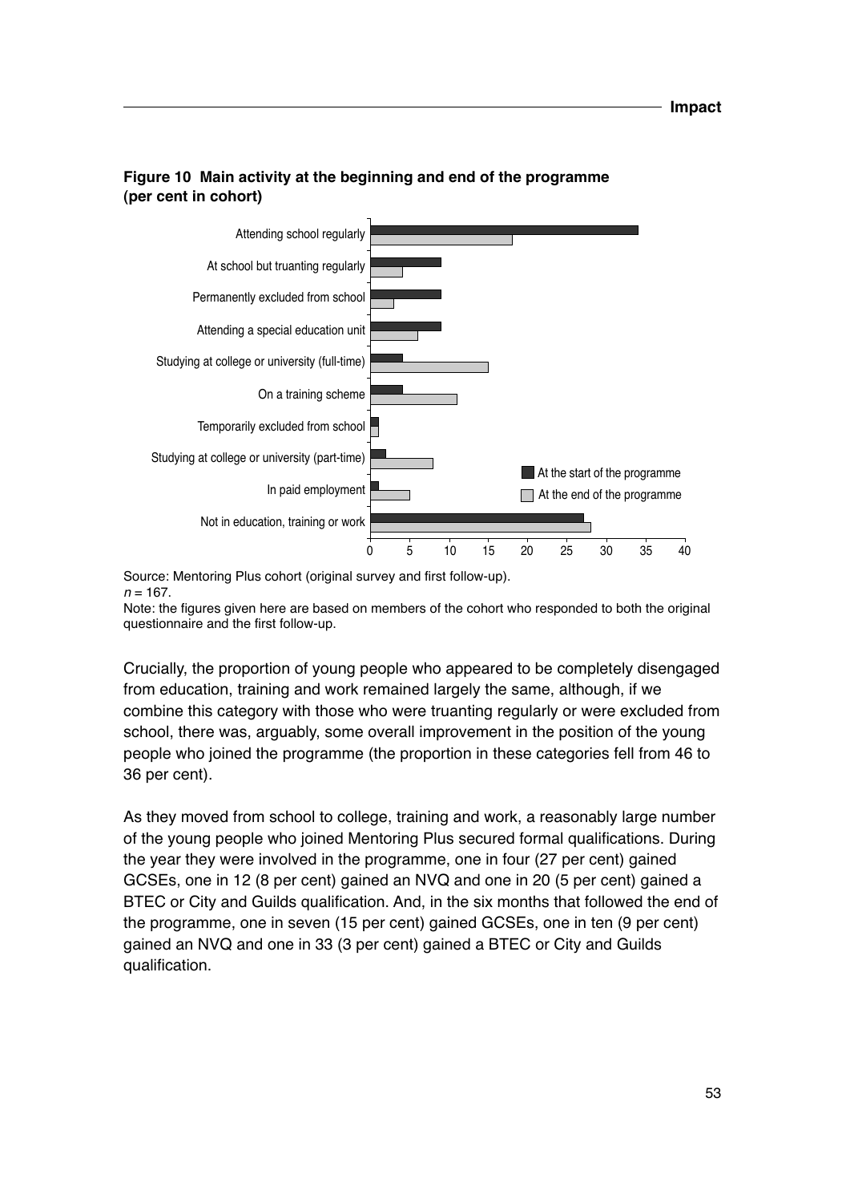**Figure 10 Main activity at the beginning and end of the programme (per cent in cohort)**

Source: Mentoring Plus cohort (original survey and first follow-up).
*n* = 167.
Note: the figures given here are based on members of the cohort who responded to both the original questionnaire and the first follow-up.

Crucially, the proportion of young people who appeared to be completely disengaged from education, training and work remained largely the same, although, if we combine this category with those who were truanting regularly or were excluded from school, there was, arguably, some overall improvement in the position of the young people who joined the programme (the proportion in these categories fell from 46 to 36 per cent).

As they moved from school to college, training and work, a reasonably large number of the young people who joined Mentoring Plus secured formal qualifications. During the year they were involved in the programme, one in four (27 per cent) gained GCSEs, one in 12 (8 per cent) gained an NVQ and one in 20 (5 per cent) gained a BTEC or City and Guilds qualification. And, in the six months that followed the end of the programme, one in seven (15 per cent) gained GCSEs, one in ten (9 per cent) gained an NVQ and one in 33 (3 per cent) gained a BTEC or City and Guilds qualification.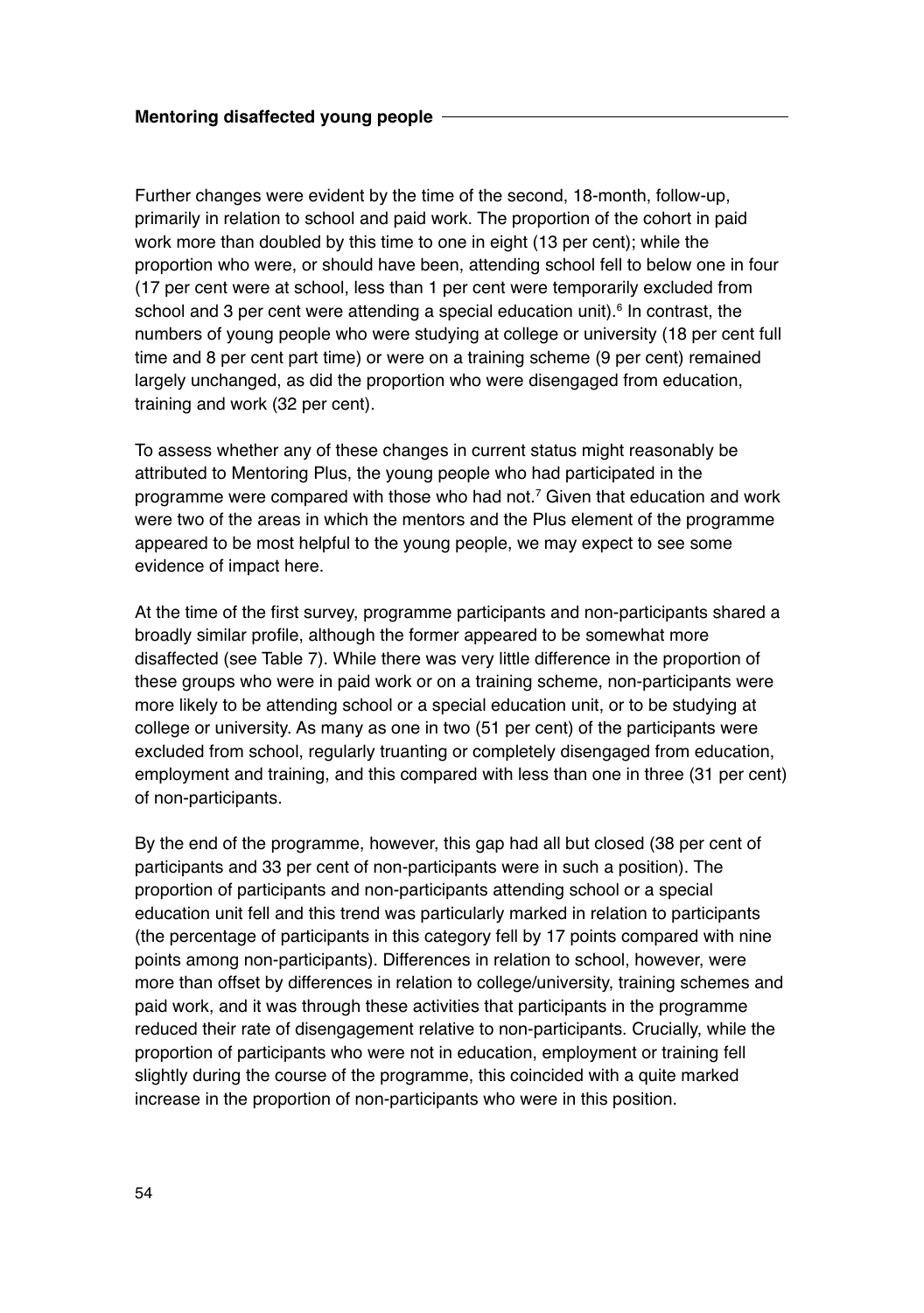Further changes were evident by the time of the second, 18-month, follow-up, primarily in relation to school and paid work. The proportion of the cohort in paid work more than doubled by this time to one in eight (13 per cent); while the proportion who were, or should have been, attending school fell to below one in four (17 per cent were at school, less than 1 per cent were temporarily excluded from school and 3 per cent were attending a special education unit).[6] In contrast, the numbers of young people who were studying at college or university (18 per cent full time and 8 per cent part time) or were on a training scheme (9 per cent) remained largely unchanged, as did the proportion who were disengaged from education, training and work (32 per cent).

To assess whether any of these changes in current status might reasonably be attributed to Mentoring Plus, the young people who had participated in the programme were compared with those who had not.[7] Given that education and work were two of the areas in which the mentors and the Plus element of the programme appeared to be most helpful to the young people, we may expect to see some evidence of impact here.

At the time of the first survey, programme participants and non-participants shared a broadly similar profile, although the former appeared to be somewhat more disaffected (see Table 7). While there was very little difference in the proportion of these groups who were in paid work or on a training scheme, non-participants were more likely to be attending school or a special education unit, or to be studying at college or university. As many as one in two (51 per cent) of the participants were excluded from school, regularly truanting or completely disengaged from education, employment and training, and this compared with less than one in three (31 per cent) of non-participants.

By the end of the programme, however, this gap had all but closed (38 per cent of participants and 33 per cent of non-participants were in such a position). The proportion of participants and non-participants attending school or a special education unit fell and this trend was particularly marked in relation to participants (the percentage of participants in this category fell by 17 points compared with nine points among non-participants). Differences in relation to school, however, were more than offset by differences in relation to college/university, training schemes and paid work, and it was through these activities that participants in the programme reduced their rate of disengagement relative to non-participants. Crucially, while the proportion of participants who were not in education, employment or training fell slightly during the course of the programme, this coincided with a quite marked increase in the proportion of non-participants who were in this position.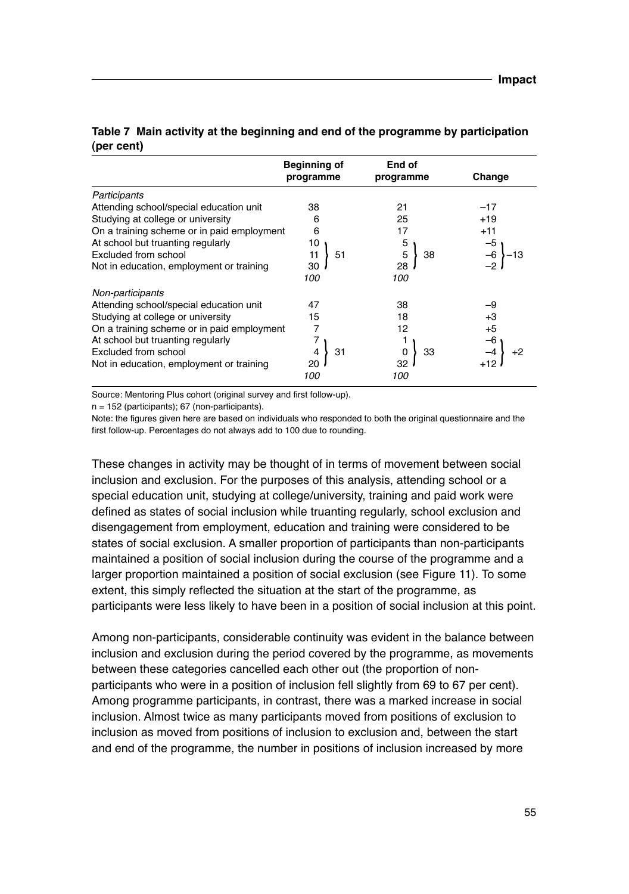**Table 7 Main activity at the beginning and end of the programme by participation (per cent)**

| | Beginning of programme | | End of programme | | Change | |
|---|---|---|---|---|---|---|
| *Participants* | | | | | | |
| Attending school/special education unit | 38 | | 21 | | –17 | |
| Studying at college or university | 6 | | 25 | | +19 | |
| On a training scheme or in paid employment | 6 | | 17 | | +11 | |
| At school but truanting regularly | 10 | | 5 | | –5 | |
| Excluded from school | 11 | 51 | 5 | 38 | –6 | –13 |
| Not in education, employment or training | 30 | | 28 | | –2 | |
| | *100* | | *100* | | | |
| *Non-participants* | | | | | | |
| Attending school/special education unit | 47 | | 38 | | –9 | |
| Studying at college or university | 15 | | 18 | | +3 | |
| On a training scheme or in paid employment | 7 | | 12 | | +5 | |
| At school but truanting regularly | 7 | | 1 | | –6 | |
| Excluded from school | 4 | 31 | 0 | 33 | –4 | +2 |
| Not in education, employment or training | 20 | | 32 | | +12 | |
| | *100* | | *100* | | | |

Source: Mentoring Plus cohort (original survey and first follow-up).

n = 152 (participants); 67 (non-participants).

Note: the figures given here are based on individuals who responded to both the original questionnaire and the first follow-up. Percentages do not always add to 100 due to rounding.

These changes in activity may be thought of in terms of movement between social inclusion and exclusion. For the purposes of this analysis, attending school or a special education unit, studying at college/university, training and paid work were defined as states of social inclusion while truanting regularly, school exclusion and disengagement from employment, education and training were considered to be states of social exclusion. A smaller proportion of participants than non-participants maintained a position of social inclusion during the course of the programme and a larger proportion maintained a position of social exclusion (see Figure 11). To some extent, this simply reflected the situation at the start of the programme, as participants were less likely to have been in a position of social inclusion at this point.

Among non-participants, considerable continuity was evident in the balance between inclusion and exclusion during the period covered by the programme, as movements between these categories cancelled each other out (the proportion of non-participants who were in a position of inclusion fell slightly from 69 to 67 per cent). Among programme participants, in contrast, there was a marked increase in social inclusion. Almost twice as many participants moved from positions of exclusion to inclusion as moved from positions of inclusion to exclusion and, between the start and end of the programme, the number in positions of inclusion increased by more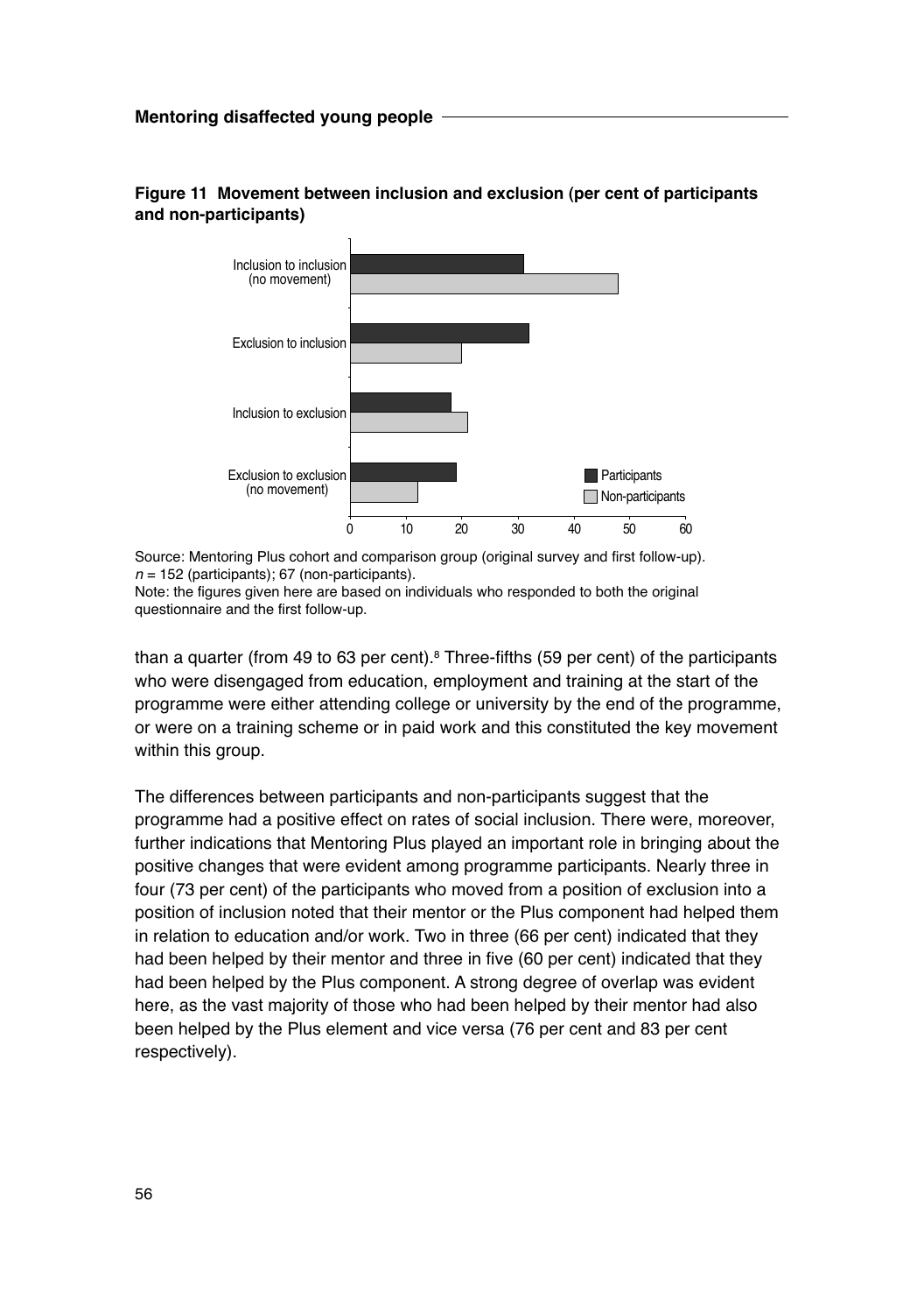**Figure 11 Movement between inclusion and exclusion (per cent of participants and non-participants)**

Source: Mentoring Plus cohort and comparison group (original survey and first follow-up). $n$ = 152 (participants); 67 (non-participants).
Note: the figures given here are based on individuals who responded to both the original questionnaire and the first follow-up.

than a quarter (from 49 to 63 per cent).[8] Three-fifths (59 per cent) of the participants who were disengaged from education, employment and training at the start of the programme were either attending college or university by the end of the programme, or were on a training scheme or in paid work and this constituted the key movement within this group.

The differences between participants and non-participants suggest that the programme had a positive effect on rates of social inclusion. There were, moreover, further indications that Mentoring Plus played an important role in bringing about the positive changes that were evident among programme participants. Nearly three in four (73 per cent) of the participants who moved from a position of exclusion into a position of inclusion noted that their mentor or the Plus component had helped them in relation to education and/or work. Two in three (66 per cent) indicated that they had been helped by their mentor and three in five (60 per cent) indicated that they had been helped by the Plus component. A strong degree of overlap was evident here, as the vast majority of those who had been helped by their mentor had also been helped by the Plus element and vice versa (76 per cent and 83 per cent respectively).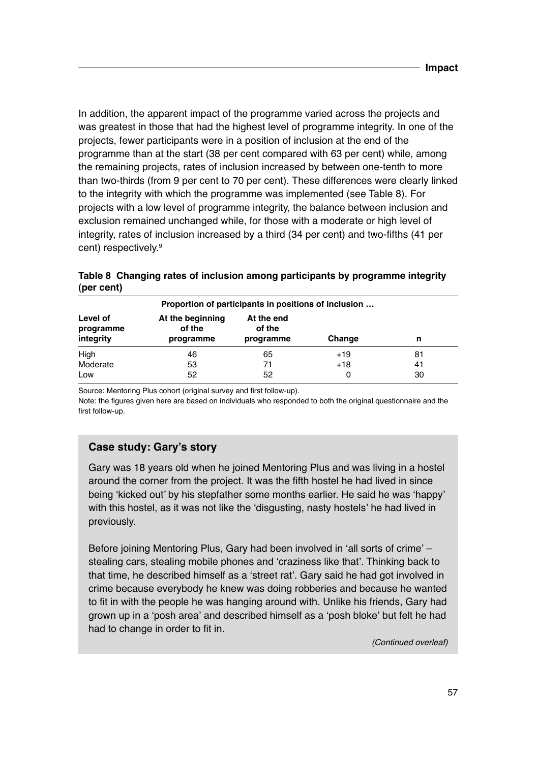In addition, the apparent impact of the programme varied across the projects and was greatest in those that had the highest level of programme integrity. In one of the projects, fewer participants were in a position of inclusion at the end of the programme than at the start (38 per cent compared with 63 per cent) while, among the remaining projects, rates of inclusion increased by between one-tenth to more than two-thirds (from 9 per cent to 70 per cent). These differences were clearly linked to the integrity with which the programme was implemented (see Table 8). For projects with a low level of programme integrity, the balance between inclusion and exclusion remained unchanged while, for those with a moderate or high level of integrity, rates of inclusion increased by a third (34 per cent) and two-fifths (41 per cent) respectively.[9]

**Table 8 Changing rates of inclusion among participants by programme integrity (per cent)**

| | Proportion of participants in positions of inclusion … | | | |
|---|---|---|---|---|
| Level of programme integrity | At the beginning of the programme | At the end of the programme | Change | n |
| High | 46 | 65 | +19 | 81 |
| Moderate | 53 | 71 | +18 | 41 |
| Low | 52 | 52 | 0 | 30 |

Source: Mentoring Plus cohort (original survey and first follow-up).

Note: the figures given here are based on individuals who responded to both the original questionnaire and the first follow-up.

### Case study: Gary's story

Gary was 18 years old when he joined Mentoring Plus and was living in a hostel around the corner from the project. It was the fifth hostel he had lived in since being 'kicked out' by his stepfather some months earlier. He said he was 'happy' with this hostel, as it was not like the 'disgusting, nasty hostels' he had lived in previously.

Before joining Mentoring Plus, Gary had been involved in 'all sorts of crime' – stealing cars, stealing mobile phones and 'craziness like that'. Thinking back to that time, he described himself as a 'street rat'. Gary said he had got involved in crime because everybody he knew was doing robberies and because he wanted to fit in with the people he was hanging around with. Unlike his friends, Gary had grown up in a 'posh area' and described himself as a 'posh bloke' but felt he had had to change in order to fit in.

*(Continued overleaf)*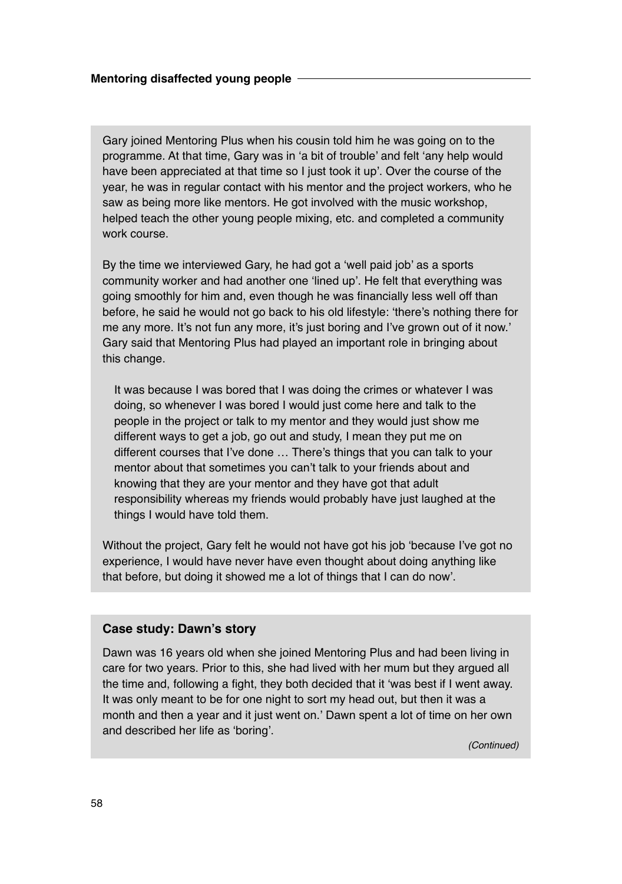Gary joined Mentoring Plus when his cousin told him he was going on to the programme. At that time, Gary was in 'a bit of trouble' and felt 'any help would have been appreciated at that time so I just took it up'. Over the course of the year, he was in regular contact with his mentor and the project workers, who he saw as being more like mentors. He got involved with the music workshop, helped teach the other young people mixing, etc. and completed a community work course.

By the time we interviewed Gary, he had got a 'well paid job' as a sports community worker and had another one 'lined up'. He felt that everything was going smoothly for him and, even though he was financially less well off than before, he said he would not go back to his old lifestyle: 'there's nothing there for me any more. It's not fun any more, it's just boring and I've grown out of it now.' Gary said that Mentoring Plus had played an important role in bringing about this change.

> It was because I was bored that I was doing the crimes or whatever I was doing, so whenever I was bored I would just come here and talk to the people in the project or talk to my mentor and they would just show me different ways to get a job, go out and study, I mean they put me on different courses that I've done … There's things that you can talk to your mentor about that sometimes you can't talk to your friends about and knowing that they are your mentor and they have got that adult responsibility whereas my friends would probably have just laughed at the things I would have told them.

Without the project, Gary felt he would not have got his job 'because I've got no experience, I would have never have even thought about doing anything like that before, but doing it showed me a lot of things that I can do now'.

### Case study: Dawn's story

Dawn was 16 years old when she joined Mentoring Plus and had been living in care for two years. Prior to this, she had lived with her mum but they argued all the time and, following a fight, they both decided that it 'was best if I went away. It was only meant to be for one night to sort my head out, but then it was a month and then a year and it just went on.' Dawn spent a lot of time on her own and described her life as 'boring'.

*(Continued)*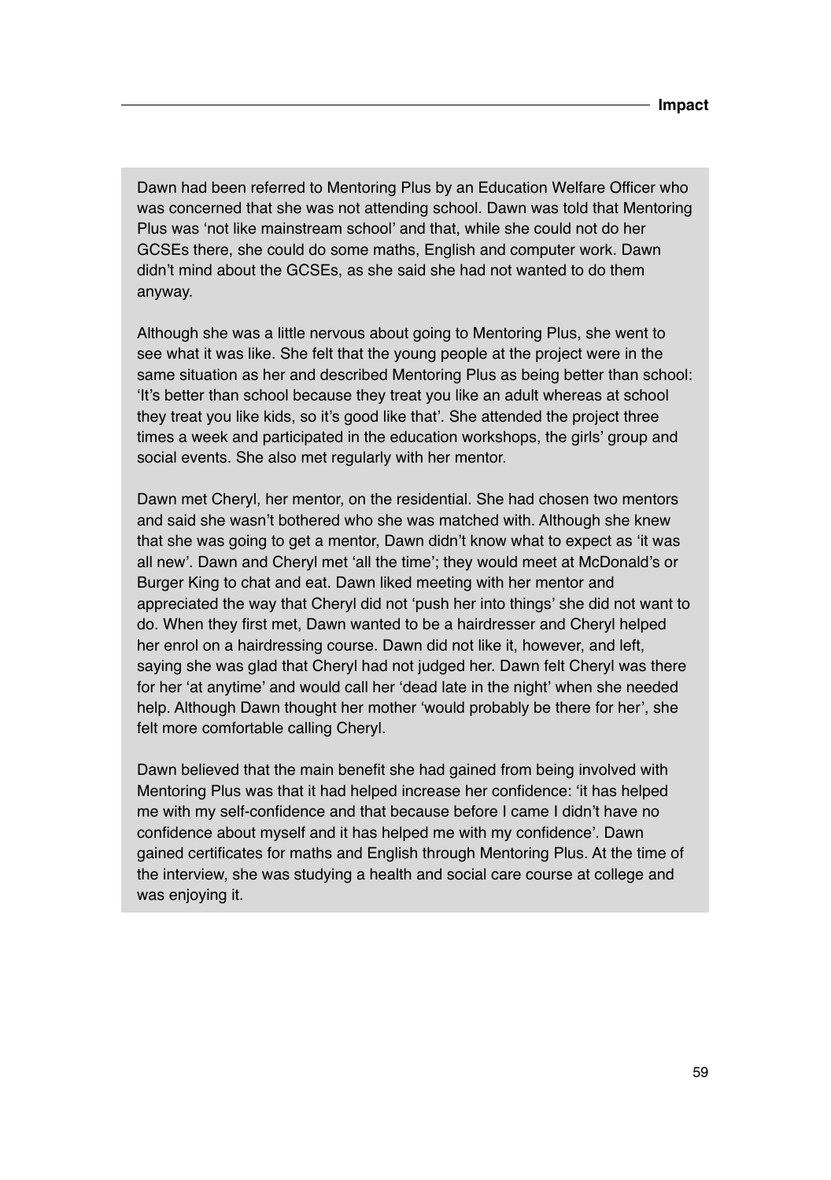Dawn had been referred to Mentoring Plus by an Education Welfare Officer who was concerned that she was not attending school. Dawn was told that Mentoring Plus was 'not like mainstream school' and that, while she could not do her GCSEs there, she could do some maths, English and computer work. Dawn didn't mind about the GCSEs, as she said she had not wanted to do them anyway.

Although she was a little nervous about going to Mentoring Plus, she went to see what it was like. She felt that the young people at the project were in the same situation as her and described Mentoring Plus as being better than school: 'It's better than school because they treat you like an adult whereas at school they treat you like kids, so it's good like that'. She attended the project three times a week and participated in the education workshops, the girls' group and social events. She also met regularly with her mentor.

Dawn met Cheryl, her mentor, on the residential. She had chosen two mentors and said she wasn't bothered who she was matched with. Although she knew that she was going to get a mentor, Dawn didn't know what to expect as 'it was all new'. Dawn and Cheryl met 'all the time'; they would meet at McDonald's or Burger King to chat and eat. Dawn liked meeting with her mentor and appreciated the way that Cheryl did not 'push her into things' she did not want to do. When they first met, Dawn wanted to be a hairdresser and Cheryl helped her enrol on a hairdressing course. Dawn did not like it, however, and left, saying she was glad that Cheryl had not judged her. Dawn felt Cheryl was there for her 'at anytime' and would call her 'dead late in the night' when she needed help. Although Dawn thought her mother 'would probably be there for her', she felt more comfortable calling Cheryl.

Dawn believed that the main benefit she had gained from being involved with Mentoring Plus was that it had helped increase her confidence: 'it has helped me with my self-confidence and that because before I came I didn't have no confidence about myself and it has helped me with my confidence'. Dawn gained certificates for maths and English through Mentoring Plus. At the time of the interview, she was studying a health and social care course at college and was enjoying it.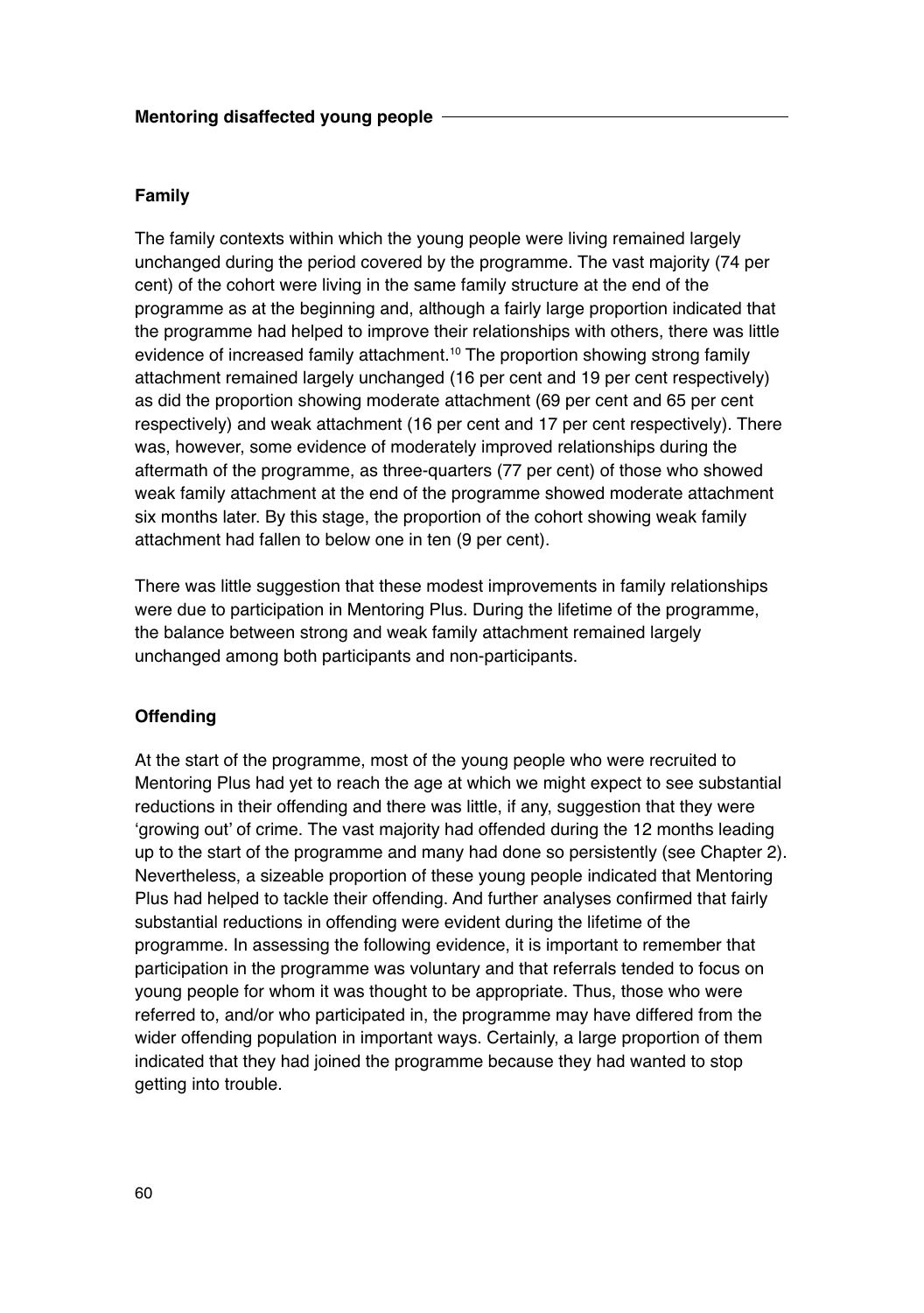### Family

The family contexts within which the young people were living remained largely unchanged during the period covered by the programme. The vast majority (74 per cent) of the cohort were living in the same family structure at the end of the programme as at the beginning and, although a fairly large proportion indicated that the programme had helped to improve their relationships with others, there was little evidence of increased family attachment.[10] The proportion showing strong family attachment remained largely unchanged (16 per cent and 19 per cent respectively) as did the proportion showing moderate attachment (69 per cent and 65 per cent respectively) and weak attachment (16 per cent and 17 per cent respectively). There was, however, some evidence of moderately improved relationships during the aftermath of the programme, as three-quarters (77 per cent) of those who showed weak family attachment at the end of the programme showed moderate attachment six months later. By this stage, the proportion of the cohort showing weak family attachment had fallen to below one in ten (9 per cent).

There was little suggestion that these modest improvements in family relationships were due to participation in Mentoring Plus. During the lifetime of the programme, the balance between strong and weak family attachment remained largely unchanged among both participants and non-participants.

### Offending

At the start of the programme, most of the young people who were recruited to Mentoring Plus had yet to reach the age at which we might expect to see substantial reductions in their offending and there was little, if any, suggestion that they were 'growing out' of crime. The vast majority had offended during the 12 months leading up to the start of the programme and many had done so persistently (see Chapter 2). Nevertheless, a sizeable proportion of these young people indicated that Mentoring Plus had helped to tackle their offending. And further analyses confirmed that fairly substantial reductions in offending were evident during the lifetime of the programme. In assessing the following evidence, it is important to remember that participation in the programme was voluntary and that referrals tended to focus on young people for whom it was thought to be appropriate. Thus, those who were referred to, and/or who participated in, the programme may have differed from the wider offending population in important ways. Certainly, a large proportion of them indicated that they had joined the programme because they had wanted to stop getting into trouble.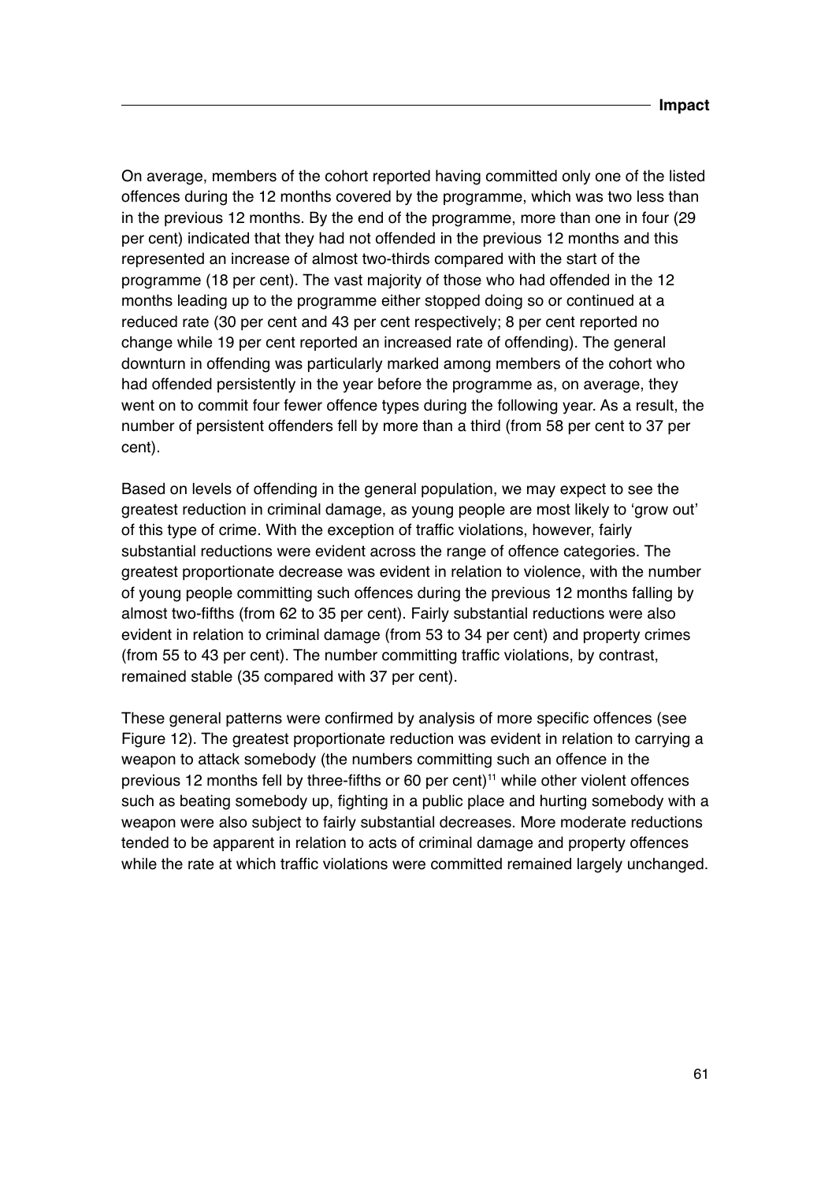On average, members of the cohort reported having committed only one of the listed offences during the 12 months covered by the programme, which was two less than in the previous 12 months. By the end of the programme, more than one in four (29 per cent) indicated that they had not offended in the previous 12 months and this represented an increase of almost two-thirds compared with the start of the programme (18 per cent). The vast majority of those who had offended in the 12 months leading up to the programme either stopped doing so or continued at a reduced rate (30 per cent and 43 per cent respectively; 8 per cent reported no change while 19 per cent reported an increased rate of offending). The general downturn in offending was particularly marked among members of the cohort who had offended persistently in the year before the programme as, on average, they went on to commit four fewer offence types during the following year. As a result, the number of persistent offenders fell by more than a third (from 58 per cent to 37 per cent).

Based on levels of offending in the general population, we may expect to see the greatest reduction in criminal damage, as young people are most likely to 'grow out' of this type of crime. With the exception of traffic violations, however, fairly substantial reductions were evident across the range of offence categories. The greatest proportionate decrease was evident in relation to violence, with the number of young people committing such offences during the previous 12 months falling by almost two-fifths (from 62 to 35 per cent). Fairly substantial reductions were also evident in relation to criminal damage (from 53 to 34 per cent) and property crimes (from 55 to 43 per cent). The number committing traffic violations, by contrast, remained stable (35 compared with 37 per cent).

These general patterns were confirmed by analysis of more specific offences (see Figure 12). The greatest proportionate reduction was evident in relation to carrying a weapon to attack somebody (the numbers committing such an offence in the previous 12 months fell by three-fifths or 60 per cent)[11] while other violent offences such as beating somebody up, fighting in a public place and hurting somebody with a weapon were also subject to fairly substantial decreases. More moderate reductions tended to be apparent in relation to acts of criminal damage and property offences while the rate at which traffic violations were committed remained largely unchanged.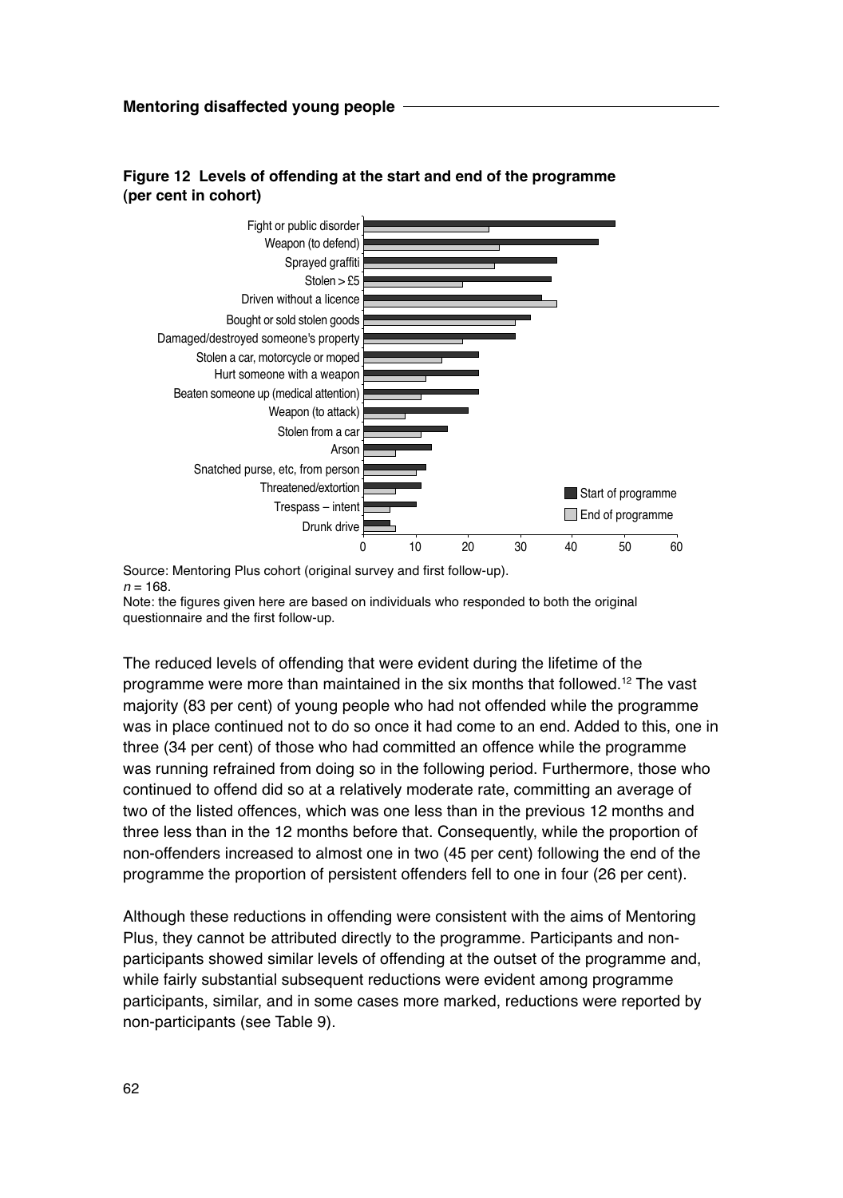**Figure 12 Levels of offending at the start and end of the programme (per cent in cohort)**

Source: Mentoring Plus cohort (original survey and first follow-up).
$n = 168$.
Note: the figures given here are based on individuals who responded to both the original questionnaire and the first follow-up.

The reduced levels of offending that were evident during the lifetime of the programme were more than maintained in the six months that followed.[12] The vast majority (83 per cent) of young people who had not offended while the programme was in place continued not to do so once it had come to an end. Added to this, one in three (34 per cent) of those who had committed an offence while the programme was running refrained from doing so in the following period. Furthermore, those who continued to offend did so at a relatively moderate rate, committing an average of two of the listed offences, which was one less than in the previous 12 months and three less than in the 12 months before that. Consequently, while the proportion of non-offenders increased to almost one in two (45 per cent) following the end of the programme the proportion of persistent offenders fell to one in four (26 per cent).

Although these reductions in offending were consistent with the aims of Mentoring Plus, they cannot be attributed directly to the programme. Participants and non-participants showed similar levels of offending at the outset of the programme and, while fairly substantial subsequent reductions were evident among programme participants, similar, and in some cases more marked, reductions were reported by non-participants (see Table 9).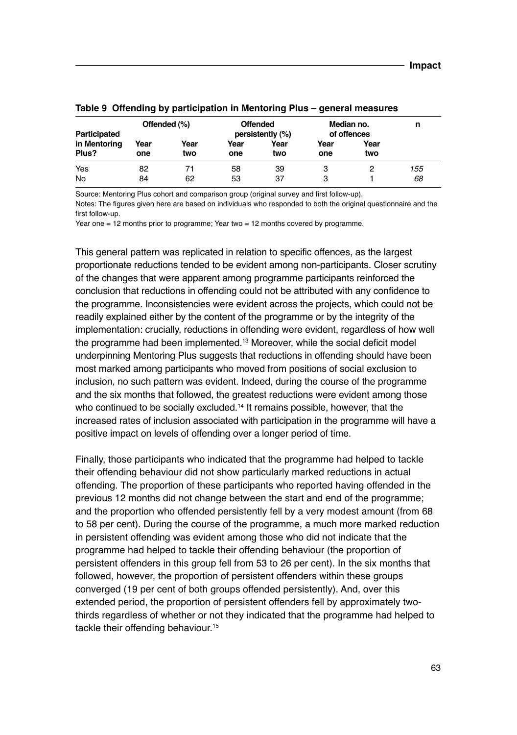**Table 9 Offending by participation in Mentoring Plus – general measures**

| Participated in Mentoring Plus? | Offended (%) | | Offended persistently (%) | | Median no. of offences | | n |
|---|---|---|---|---|---|---|---|
| | Year one | Year two | Year one | Year two | Year one | Year two | |
| Yes | 82 | 71 | 58 | 39 | 3 | 2 | *155* |
| No | 84 | 62 | 53 | 37 | 3 | 1 | *68* |

Source: Mentoring Plus cohort and comparison group (original survey and first follow-up).

Notes: The figures given here are based on individuals who responded to both the original questionnaire and the first follow-up.

Year one = 12 months prior to programme; Year two = 12 months covered by programme.

This general pattern was replicated in relation to specific offences, as the largest proportionate reductions tended to be evident among non-participants. Closer scrutiny of the changes that were apparent among programme participants reinforced the conclusion that reductions in offending could not be attributed with any confidence to the programme. Inconsistencies were evident across the projects, which could not be readily explained either by the content of the programme or by the integrity of the implementation: crucially, reductions in offending were evident, regardless of how well the programme had been implemented.[13] Moreover, while the social deficit model underpinning Mentoring Plus suggests that reductions in offending should have been most marked among participants who moved from positions of social exclusion to inclusion, no such pattern was evident. Indeed, during the course of the programme and the six months that followed, the greatest reductions were evident among those who continued to be socially excluded.[14] It remains possible, however, that the increased rates of inclusion associated with participation in the programme will have a positive impact on levels of offending over a longer period of time.

Finally, those participants who indicated that the programme had helped to tackle their offending behaviour did not show particularly marked reductions in actual offending. The proportion of these participants who reported having offended in the previous 12 months did not change between the start and end of the programme; and the proportion who offended persistently fell by a very modest amount (from 68 to 58 per cent). During the course of the programme, a much more marked reduction in persistent offending was evident among those who did not indicate that the programme had helped to tackle their offending behaviour (the proportion of persistent offenders in this group fell from 53 to 26 per cent). In the six months that followed, however, the proportion of persistent offenders within these groups converged (19 per cent of both groups offended persistently). And, over this extended period, the proportion of persistent offenders fell by approximately two-thirds regardless of whether or not they indicated that the programme had helped to tackle their offending behaviour.[15]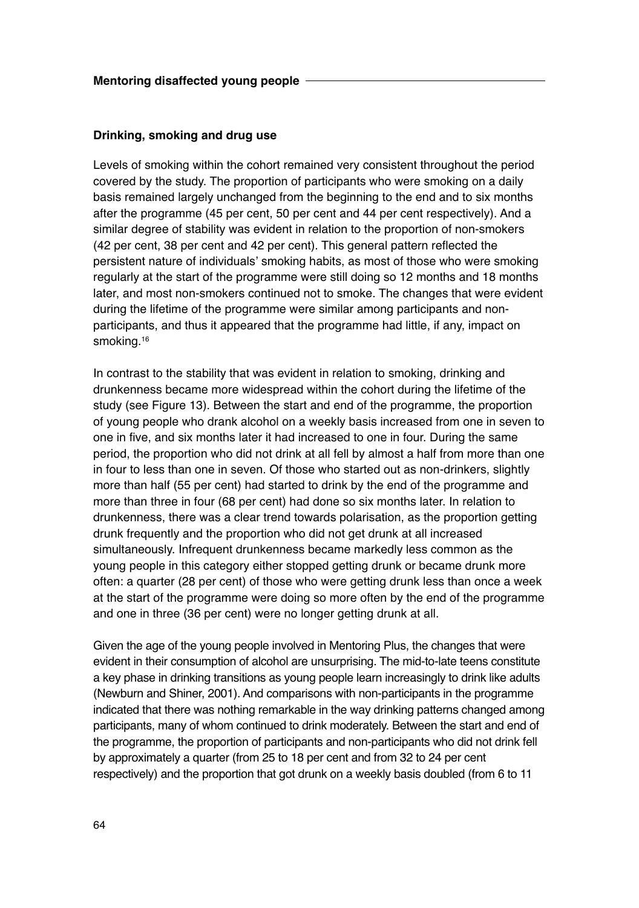### Drinking, smoking and drug use

Levels of smoking within the cohort remained very consistent throughout the period covered by the study. The proportion of participants who were smoking on a daily basis remained largely unchanged from the beginning to the end and to six months after the programme (45 per cent, 50 per cent and 44 per cent respectively). And a similar degree of stability was evident in relation to the proportion of non-smokers (42 per cent, 38 per cent and 42 per cent). This general pattern reflected the persistent nature of individuals' smoking habits, as most of those who were smoking regularly at the start of the programme were still doing so 12 months and 18 months later, and most non-smokers continued not to smoke. The changes that were evident during the lifetime of the programme were similar among participants and non-participants, and thus it appeared that the programme had little, if any, impact on smoking.[16]

In contrast to the stability that was evident in relation to smoking, drinking and drunkenness became more widespread within the cohort during the lifetime of the study (see Figure 13). Between the start and end of the programme, the proportion of young people who drank alcohol on a weekly basis increased from one in seven to one in five, and six months later it had increased to one in four. During the same period, the proportion who did not drink at all fell by almost a half from more than one in four to less than one in seven. Of those who started out as non-drinkers, slightly more than half (55 per cent) had started to drink by the end of the programme and more than three in four (68 per cent) had done so six months later. In relation to drunkenness, there was a clear trend towards polarisation, as the proportion getting drunk frequently and the proportion who did not get drunk at all increased simultaneously. Infrequent drunkenness became markedly less common as the young people in this category either stopped getting drunk or became drunk more often: a quarter (28 per cent) of those who were getting drunk less than once a week at the start of the programme were doing so more often by the end of the programme and one in three (36 per cent) were no longer getting drunk at all.

Given the age of the young people involved in Mentoring Plus, the changes that were evident in their consumption of alcohol are unsurprising. The mid-to-late teens constitute a key phase in drinking transitions as young people learn increasingly to drink like adults (Newburn and Shiner, 2001). And comparisons with non-participants in the programme indicated that there was nothing remarkable in the way drinking patterns changed among participants, many of whom continued to drink moderately. Between the start and end of the programme, the proportion of participants and non-participants who did not drink fell by approximately a quarter (from 25 to 18 per cent and from 32 to 24 per cent respectively) and the proportion that got drunk on a weekly basis doubled (from 6 to 11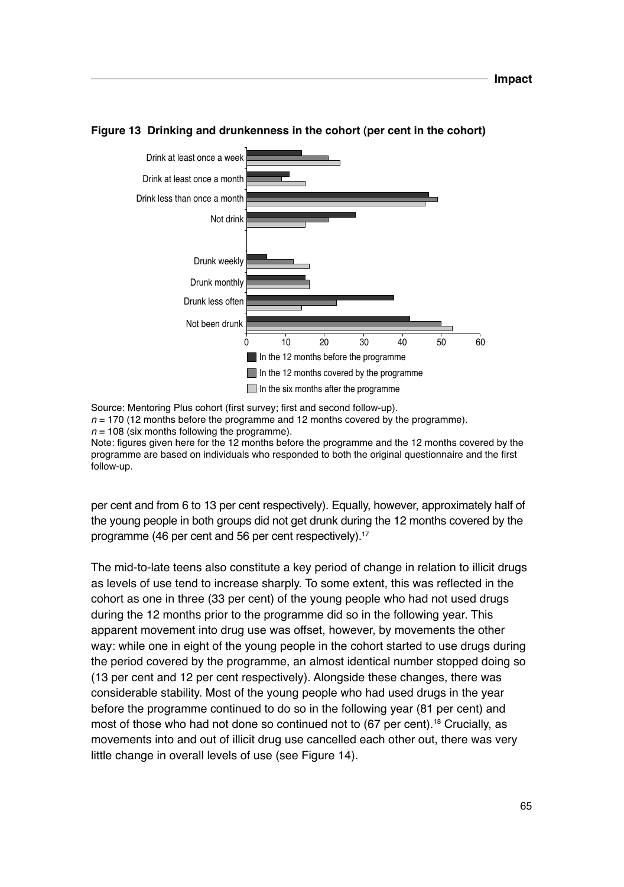**Figure 13 Drinking and drunkenness in the cohort (per cent in the cohort)**

Source: Mentoring Plus cohort (first survey; first and second follow-up).
$n$ = 170 (12 months before the programme and 12 months covered by the programme).
$n$ = 108 (six months following the programme).
Note: figures given here for the 12 months before the programme and the 12 months covered by the programme are based on individuals who responded to both the original questionnaire and the first follow-up.

per cent and from 6 to 13 per cent respectively). Equally, however, approximately half of the young people in both groups did not get drunk during the 12 months covered by the programme (46 per cent and 56 per cent respectively).[17]

The mid-to-late teens also constitute a key period of change in relation to illicit drugs as levels of use tend to increase sharply. To some extent, this was reflected in the cohort as one in three (33 per cent) of the young people who had not used drugs during the 12 months prior to the programme did so in the following year. This apparent movement into drug use was offset, however, by movements the other way: while one in eight of the young people in the cohort started to use drugs during the period covered by the programme, an almost identical number stopped doing so (13 per cent and 12 per cent respectively). Alongside these changes, there was considerable stability. Most of the young people who had used drugs in the year before the programme continued to do so in the following year (81 per cent) and most of those who had not done so continued not to (67 per cent).[18] Crucially, as movements into and out of illicit drug use cancelled each other out, there was very little change in overall levels of use (see Figure 14).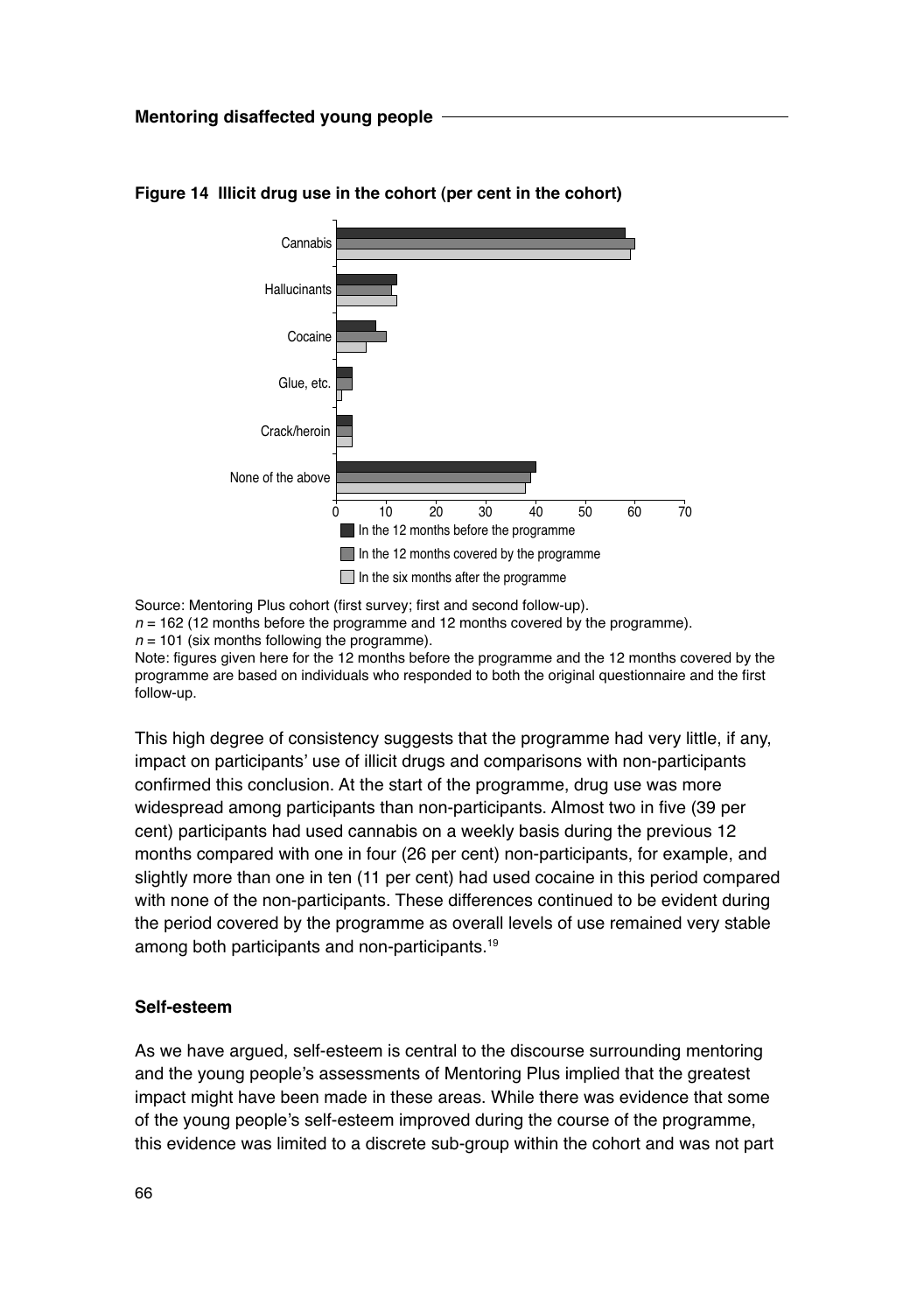**Figure 14 Illicit drug use in the cohort (per cent in the cohort)**

Source: Mentoring Plus cohort (first survey; first and second follow-up).
*n* = 162 (12 months before the programme and 12 months covered by the programme).
*n* = 101 (six months following the programme).
Note: figures given here for the 12 months before the programme and the 12 months covered by the programme are based on individuals who responded to both the original questionnaire and the first follow-up.

This high degree of consistency suggests that the programme had very little, if any, impact on participants' use of illicit drugs and comparisons with non-participants confirmed this conclusion. At the start of the programme, drug use was more widespread among participants than non-participants. Almost two in five (39 per cent) participants had used cannabis on a weekly basis during the previous 12 months compared with one in four (26 per cent) non-participants, for example, and slightly more than one in ten (11 per cent) had used cocaine in this period compared with none of the non-participants. These differences continued to be evident during the period covered by the programme as overall levels of use remained very stable among both participants and non-participants.[19]

### Self-esteem

As we have argued, self-esteem is central to the discourse surrounding mentoring and the young people's assessments of Mentoring Plus implied that the greatest impact might have been made in these areas. While there was evidence that some of the young people's self-esteem improved during the course of the programme, this evidence was limited to a discrete sub-group within the cohort and was not part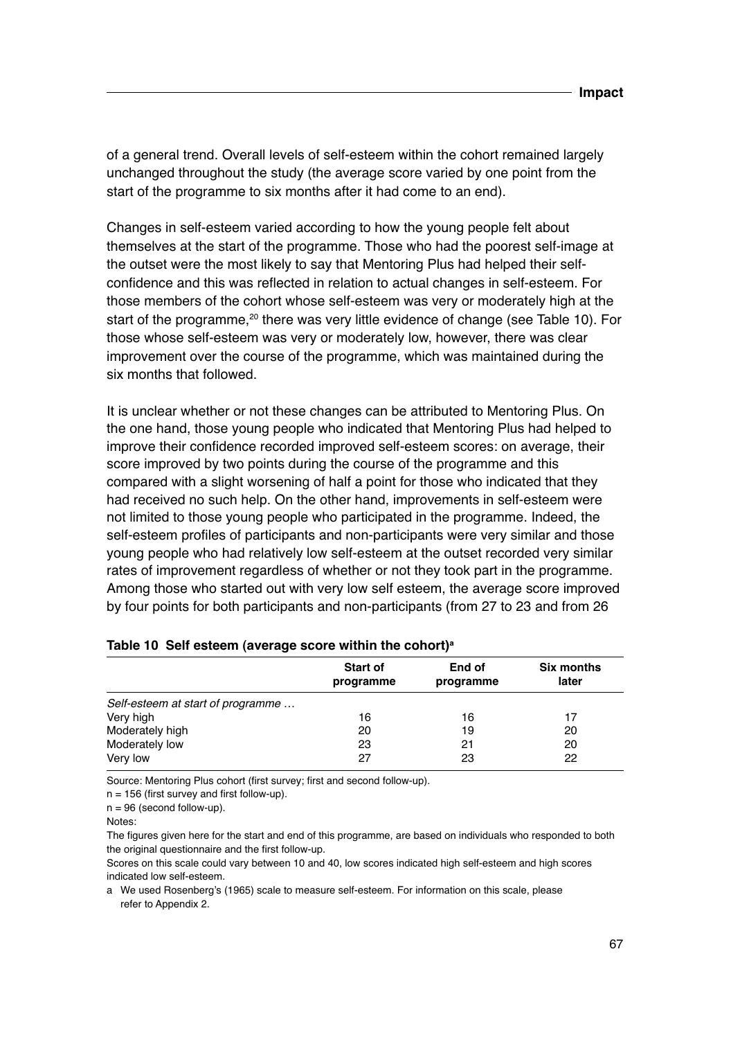of a general trend. Overall levels of self-esteem within the cohort remained largely unchanged throughout the study (the average score varied by one point from the start of the programme to six months after it had come to an end).

Changes in self-esteem varied according to how the young people felt about themselves at the start of the programme. Those who had the poorest self-image at the outset were the most likely to say that Mentoring Plus had helped their self-confidence and this was reflected in relation to actual changes in self-esteem. For those members of the cohort whose self-esteem was very or moderately high at the start of the programme,[20] there was very little evidence of change (see Table 10). For those whose self-esteem was very or moderately low, however, there was clear improvement over the course of the programme, which was maintained during the six months that followed.

It is unclear whether or not these changes can be attributed to Mentoring Plus. On the one hand, those young people who indicated that Mentoring Plus had helped to improve their confidence recorded improved self-esteem scores: on average, their score improved by two points during the course of the programme and this compared with a slight worsening of half a point for those who indicated that they had received no such help. On the other hand, improvements in self-esteem were not limited to those young people who participated in the programme. Indeed, the self-esteem profiles of participants and non-participants were very similar and those young people who had relatively low self-esteem at the outset recorded very similar rates of improvement regardless of whether or not they took part in the programme. Among those who started out with very low self esteem, the average score improved by four points for both participants and non-participants (from 27 to 23 and from 26

**Table 10 Self esteem (average score within the cohort)[a]**

| | Start of programme | End of programme | Six months later |
|---|---|---|---|
| *Self-esteem at start of programme …* | | | |
| Very high | 16 | 16 | 17 |
| Moderately high | 20 | 19 | 20 |
| Moderately low | 23 | 21 | 20 |
| Very low | 27 | 23 | 22 |

Source: Mentoring Plus cohort (first survey; first and second follow-up).

n = 156 (first survey and first follow-up).

n = 96 (second follow-up).

Notes:

The figures given here for the start and end of this programme, are based on individuals who responded to both the original questionnaire and the first follow-up.

Scores on this scale could vary between 10 and 40, low scores indicated high self-esteem and high scores indicated low self-esteem.

a We used Rosenberg's (1965) scale to measure self-esteem. For information on this scale, please refer to Appendix 2.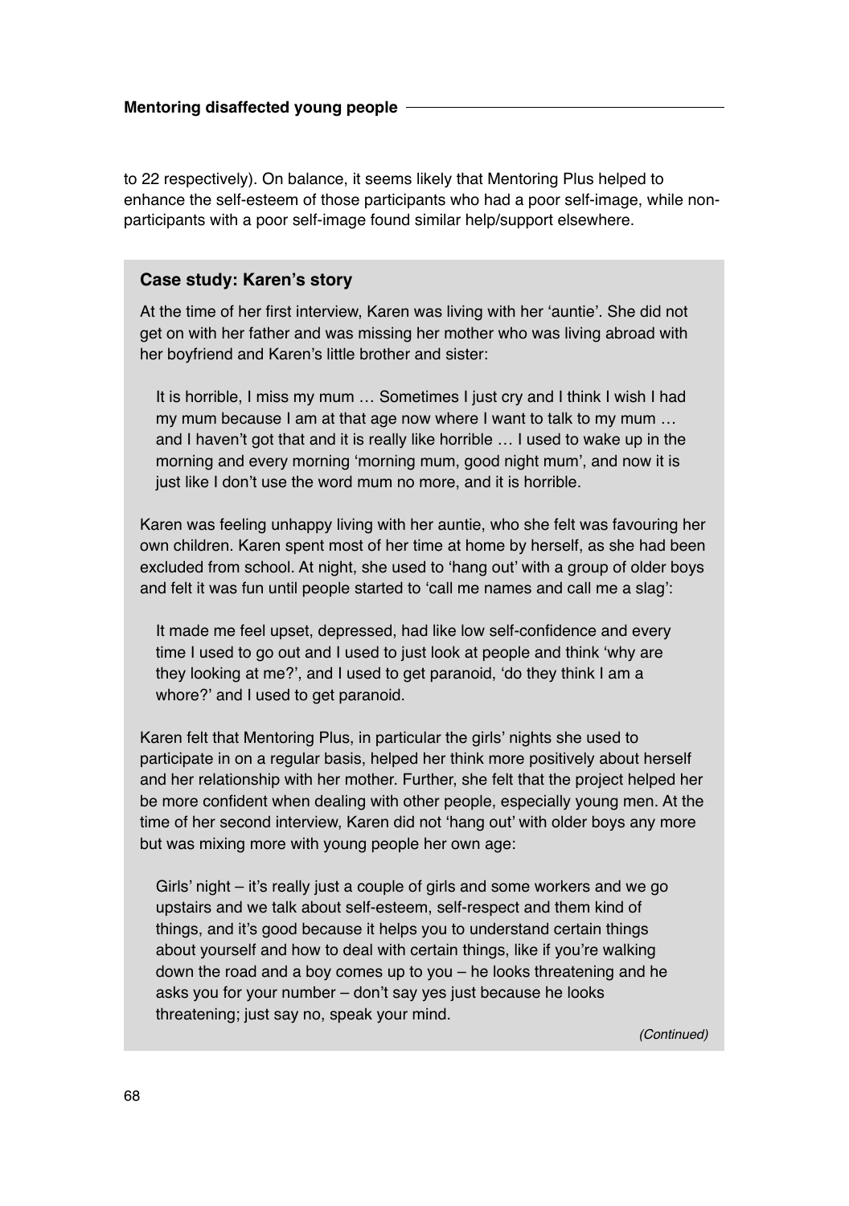to 22 respectively). On balance, it seems likely that Mentoring Plus helped to enhance the self-esteem of those participants who had a poor self-image, while non-participants with a poor self-image found similar help/support elsewhere.

### Case study: Karen's story

At the time of her first interview, Karen was living with her 'auntie'. She did not get on with her father and was missing her mother who was living abroad with her boyfriend and Karen's little brother and sister:

> It is horrible, I miss my mum … Sometimes I just cry and I think I wish I had my mum because I am at that age now where I want to talk to my mum … and I haven't got that and it is really like horrible … I used to wake up in the morning and every morning 'morning mum, good night mum', and now it is just like I don't use the word mum no more, and it is horrible.

Karen was feeling unhappy living with her auntie, who she felt was favouring her own children. Karen spent most of her time at home by herself, as she had been excluded from school. At night, she used to 'hang out' with a group of older boys and felt it was fun until people started to 'call me names and call me a slag':

> It made me feel upset, depressed, had like low self-confidence and every time I used to go out and I used to just look at people and think 'why are they looking at me?', and I used to get paranoid, 'do they think I am a whore?' and I used to get paranoid.

Karen felt that Mentoring Plus, in particular the girls' nights she used to participate in on a regular basis, helped her think more positively about herself and her relationship with her mother. Further, she felt that the project helped her be more confident when dealing with other people, especially young men. At the time of her second interview, Karen did not 'hang out' with older boys any more but was mixing more with young people her own age:

> Girls' night – it's really just a couple of girls and some workers and we go upstairs and we talk about self-esteem, self-respect and them kind of things, and it's good because it helps you to understand certain things about yourself and how to deal with certain things, like if you're walking down the road and a boy comes up to you – he looks threatening and he asks you for your number – don't say yes just because he looks threatening; just say no, speak your mind.

*(Continued)*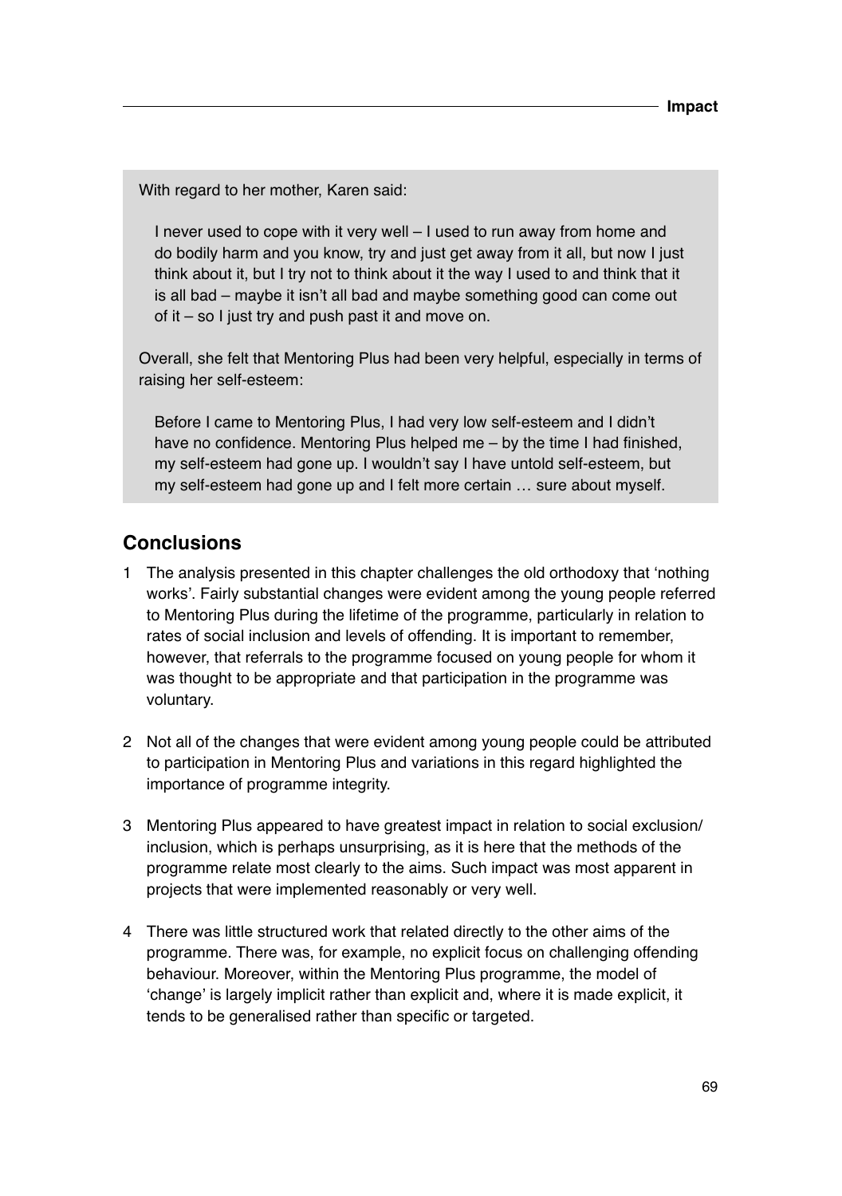With regard to her mother, Karen said:

> I never used to cope with it very well – I used to run away from home and do bodily harm and you know, try and just get away from it all, but now I just think about it, but I try not to think about it the way I used to and think that it is all bad – maybe it isn't all bad and maybe something good can come out of it – so I just try and push past it and move on.

Overall, she felt that Mentoring Plus had been very helpful, especially in terms of raising her self-esteem:

> Before I came to Mentoring Plus, I had very low self-esteem and I didn't have no confidence. Mentoring Plus helped me – by the time I had finished, my self-esteem had gone up. I wouldn't say I have untold self-esteem, but my self-esteem had gone up and I felt more certain … sure about myself.

## Conclusions

1. The analysis presented in this chapter challenges the old orthodoxy that 'nothing works'. Fairly substantial changes were evident among the young people referred to Mentoring Plus during the lifetime of the programme, particularly in relation to rates of social inclusion and levels of offending. It is important to remember, however, that referrals to the programme focused on young people for whom it was thought to be appropriate and that participation in the programme was voluntary.

2. Not all of the changes that were evident among young people could be attributed to participation in Mentoring Plus and variations in this regard highlighted the importance of programme integrity.

3. Mentoring Plus appeared to have greatest impact in relation to social exclusion/inclusion, which is perhaps unsurprising, as it is here that the methods of the programme relate most clearly to the aims. Such impact was most apparent in projects that were implemented reasonably or very well.

4. There was little structured work that related directly to the other aims of the programme. There was, for example, no explicit focus on challenging offending behaviour. Moreover, within the Mentoring Plus programme, the model of 'change' is largely implicit rather than explicit and, where it is made explicit, it tends to be generalised rather than specific or targeted.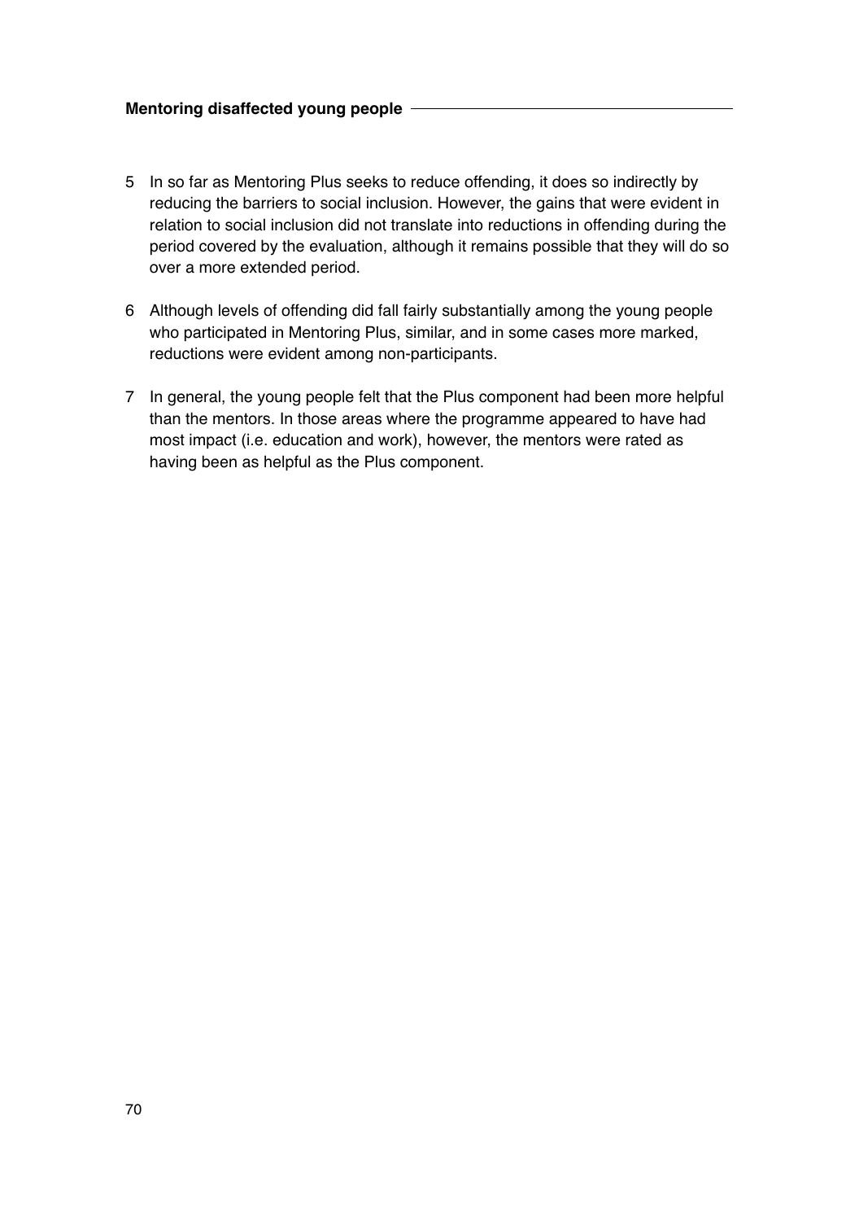5 In so far as Mentoring Plus seeks to reduce offending, it does so indirectly by reducing the barriers to social inclusion. However, the gains that were evident in relation to social inclusion did not translate into reductions in offending during the period covered by the evaluation, although it remains possible that they will do so over a more extended period.

6 Although levels of offending did fall fairly substantially among the young people who participated in Mentoring Plus, similar, and in some cases more marked, reductions were evident among non-participants.

7 In general, the young people felt that the Plus component had been more helpful than the mentors. In those areas where the programme appeared to have had most impact (i.e. education and work), however, the mentors were rated as having been as helpful as the Plus component.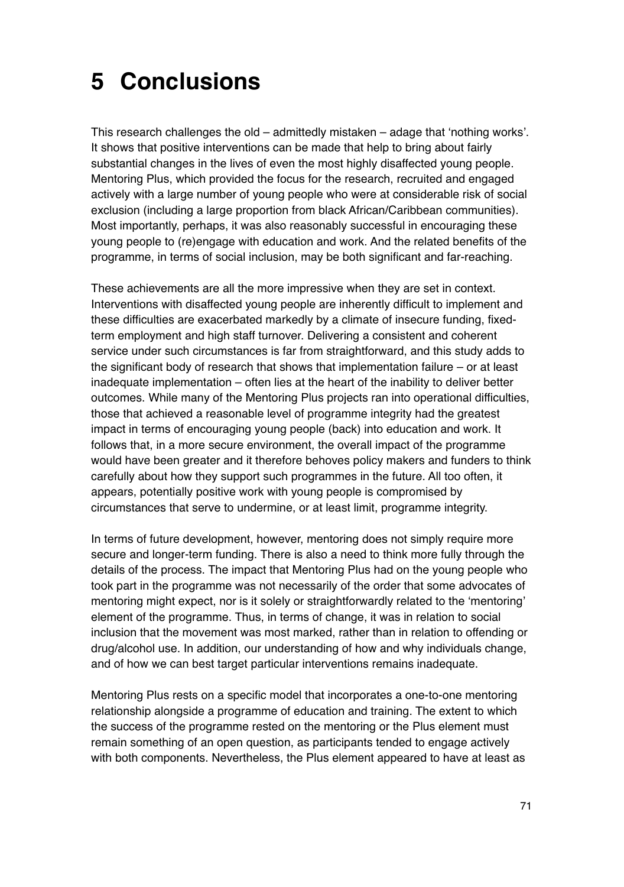# 5 Conclusions

This research challenges the old – admittedly mistaken – adage that 'nothing works'. It shows that positive interventions can be made that help to bring about fairly substantial changes in the lives of even the most highly disaffected young people. Mentoring Plus, which provided the focus for the research, recruited and engaged actively with a large number of young people who were at considerable risk of social exclusion (including a large proportion from black African/Caribbean communities). Most importantly, perhaps, it was also reasonably successful in encouraging these young people to (re)engage with education and work. And the related benefits of the programme, in terms of social inclusion, may be both significant and far-reaching.

These achievements are all the more impressive when they are set in context. Interventions with disaffected young people are inherently difficult to implement and these difficulties are exacerbated markedly by a climate of insecure funding, fixed-term employment and high staff turnover. Delivering a consistent and coherent service under such circumstances is far from straightforward, and this study adds to the significant body of research that shows that implementation failure – or at least inadequate implementation – often lies at the heart of the inability to deliver better outcomes. While many of the Mentoring Plus projects ran into operational difficulties, those that achieved a reasonable level of programme integrity had the greatest impact in terms of encouraging young people (back) into education and work. It follows that, in a more secure environment, the overall impact of the programme would have been greater and it therefore behoves policy makers and funders to think carefully about how they support such programmes in the future. All too often, it appears, potentially positive work with young people is compromised by circumstances that serve to undermine, or at least limit, programme integrity.

In terms of future development, however, mentoring does not simply require more secure and longer-term funding. There is also a need to think more fully through the details of the process. The impact that Mentoring Plus had on the young people who took part in the programme was not necessarily of the order that some advocates of mentoring might expect, nor is it solely or straightforwardly related to the 'mentoring' element of the programme. Thus, in terms of change, it was in relation to social inclusion that the movement was most marked, rather than in relation to offending or drug/alcohol use. In addition, our understanding of how and why individuals change, and of how we can best target particular interventions remains inadequate.

Mentoring Plus rests on a specific model that incorporates a one-to-one mentoring relationship alongside a programme of education and training. The extent to which the success of the programme rested on the mentoring or the Plus element must remain something of an open question, as participants tended to engage actively with both components. Nevertheless, the Plus element appeared to have at least as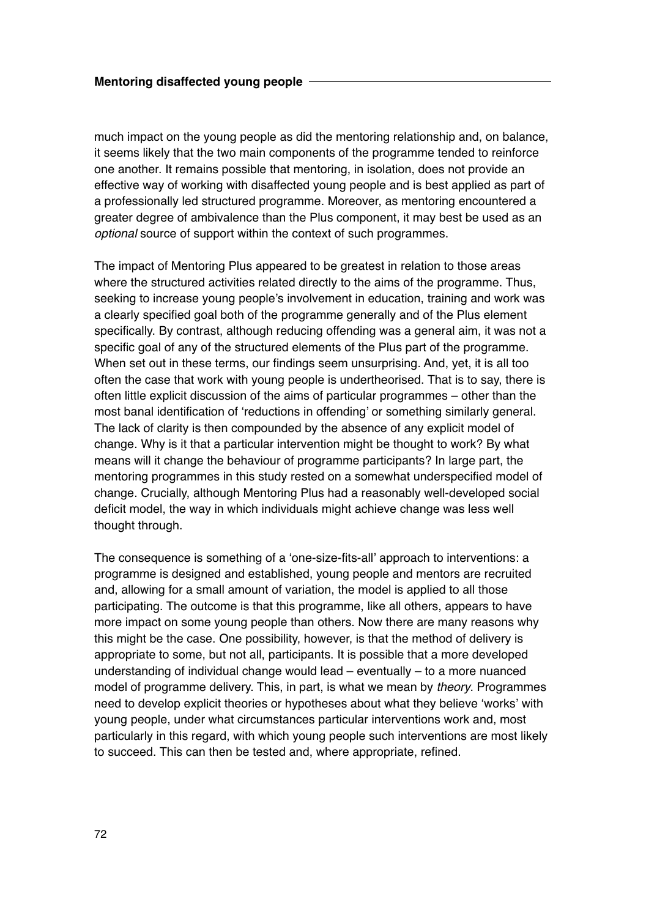much impact on the young people as did the mentoring relationship and, on balance, it seems likely that the two main components of the programme tended to reinforce one another. It remains possible that mentoring, in isolation, does not provide an effective way of working with disaffected young people and is best applied as part of a professionally led structured programme. Moreover, as mentoring encountered a greater degree of ambivalence than the Plus component, it may best be used as an *optional* source of support within the context of such programmes.

The impact of Mentoring Plus appeared to be greatest in relation to those areas where the structured activities related directly to the aims of the programme. Thus, seeking to increase young people's involvement in education, training and work was a clearly specified goal both of the programme generally and of the Plus element specifically. By contrast, although reducing offending was a general aim, it was not a specific goal of any of the structured elements of the Plus part of the programme. When set out in these terms, our findings seem unsurprising. And, yet, it is all too often the case that work with young people is undertheorised. That is to say, there is often little explicit discussion of the aims of particular programmes – other than the most banal identification of 'reductions in offending' or something similarly general. The lack of clarity is then compounded by the absence of any explicit model of change. Why is it that a particular intervention might be thought to work? By what means will it change the behaviour of programme participants? In large part, the mentoring programmes in this study rested on a somewhat underspecified model of change. Crucially, although Mentoring Plus had a reasonably well-developed social deficit model, the way in which individuals might achieve change was less well thought through.

The consequence is something of a 'one-size-fits-all' approach to interventions: a programme is designed and established, young people and mentors are recruited and, allowing for a small amount of variation, the model is applied to all those participating. The outcome is that this programme, like all others, appears to have more impact on some young people than others. Now there are many reasons why this might be the case. One possibility, however, is that the method of delivery is appropriate to some, but not all, participants. It is possible that a more developed understanding of individual change would lead – eventually – to a more nuanced model of programme delivery. This, in part, is what we mean by *theory*. Programmes need to develop explicit theories or hypotheses about what they believe 'works' with young people, under what circumstances particular interventions work and, most particularly in this regard, with which young people such interventions are most likely to succeed. This can then be tested and, where appropriate, refined.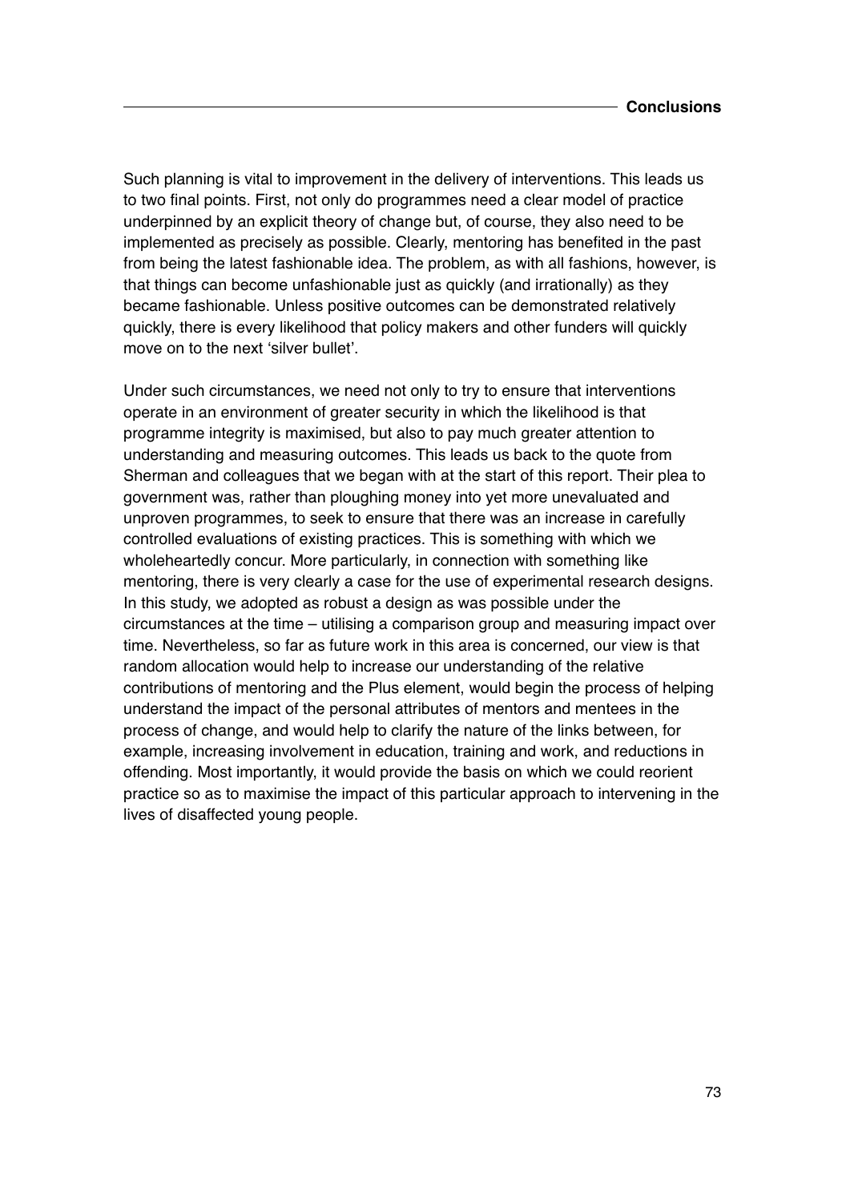Such planning is vital to improvement in the delivery of interventions. This leads us to two final points. First, not only do programmes need a clear model of practice underpinned by an explicit theory of change but, of course, they also need to be implemented as precisely as possible. Clearly, mentoring has benefited in the past from being the latest fashionable idea. The problem, as with all fashions, however, is that things can become unfashionable just as quickly (and irrationally) as they became fashionable. Unless positive outcomes can be demonstrated relatively quickly, there is every likelihood that policy makers and other funders will quickly move on to the next 'silver bullet'.

Under such circumstances, we need not only to try to ensure that interventions operate in an environment of greater security in which the likelihood is that programme integrity is maximised, but also to pay much greater attention to understanding and measuring outcomes. This leads us back to the quote from Sherman and colleagues that we began with at the start of this report. Their plea to government was, rather than ploughing money into yet more unevaluated and unproven programmes, to seek to ensure that there was an increase in carefully controlled evaluations of existing practices. This is something with which we wholeheartedly concur. More particularly, in connection with something like mentoring, there is very clearly a case for the use of experimental research designs. In this study, we adopted as robust a design as was possible under the circumstances at the time – utilising a comparison group and measuring impact over time. Nevertheless, so far as future work in this area is concerned, our view is that random allocation would help to increase our understanding of the relative contributions of mentoring and the Plus element, would begin the process of helping understand the impact of the personal attributes of mentors and mentees in the process of change, and would help to clarify the nature of the links between, for example, increasing involvement in education, training and work, and reductions in offending. Most importantly, it would provide the basis on which we could reorient practice so as to maximise the impact of this particular approach to intervening in the lives of disaffected young people.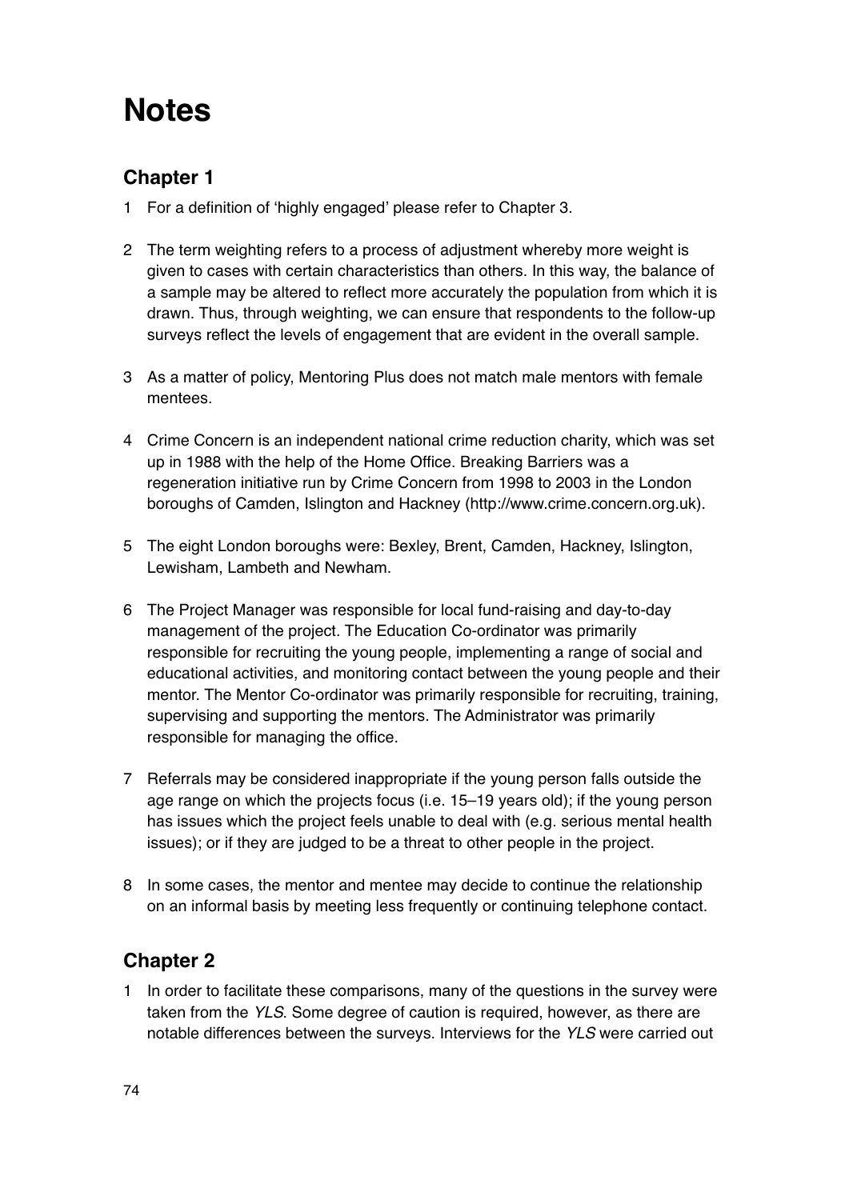# Notes

## Chapter 1

1 For a definition of 'highly engaged' please refer to Chapter 3.

2 The term weighting refers to a process of adjustment whereby more weight is given to cases with certain characteristics than others. In this way, the balance of a sample may be altered to reflect more accurately the population from which it is drawn. Thus, through weighting, we can ensure that respondents to the follow-up surveys reflect the levels of engagement that are evident in the overall sample.

3 As a matter of policy, Mentoring Plus does not match male mentors with female mentees.

4 Crime Concern is an independent national crime reduction charity, which was set up in 1988 with the help of the Home Office. Breaking Barriers was a regeneration initiative run by Crime Concern from 1998 to 2003 in the London boroughs of Camden, Islington and Hackney (http://www.crime.concern.org.uk).

5 The eight London boroughs were: Bexley, Brent, Camden, Hackney, Islington, Lewisham, Lambeth and Newham.

6 The Project Manager was responsible for local fund-raising and day-to-day management of the project. The Education Co-ordinator was primarily responsible for recruiting the young people, implementing a range of social and educational activities, and monitoring contact between the young people and their mentor. The Mentor Co-ordinator was primarily responsible for recruiting, training, supervising and supporting the mentors. The Administrator was primarily responsible for managing the office.

7 Referrals may be considered inappropriate if the young person falls outside the age range on which the projects focus (i.e. 15–19 years old); if the young person has issues which the project feels unable to deal with (e.g. serious mental health issues); or if they are judged to be a threat to other people in the project.

8 In some cases, the mentor and mentee may decide to continue the relationship on an informal basis by meeting less frequently or continuing telephone contact.

## Chapter 2

1 In order to facilitate these comparisons, many of the questions in the survey were taken from the *YLS*. Some degree of caution is required, however, as there are notable differences between the surveys. Interviews for the *YLS* were carried out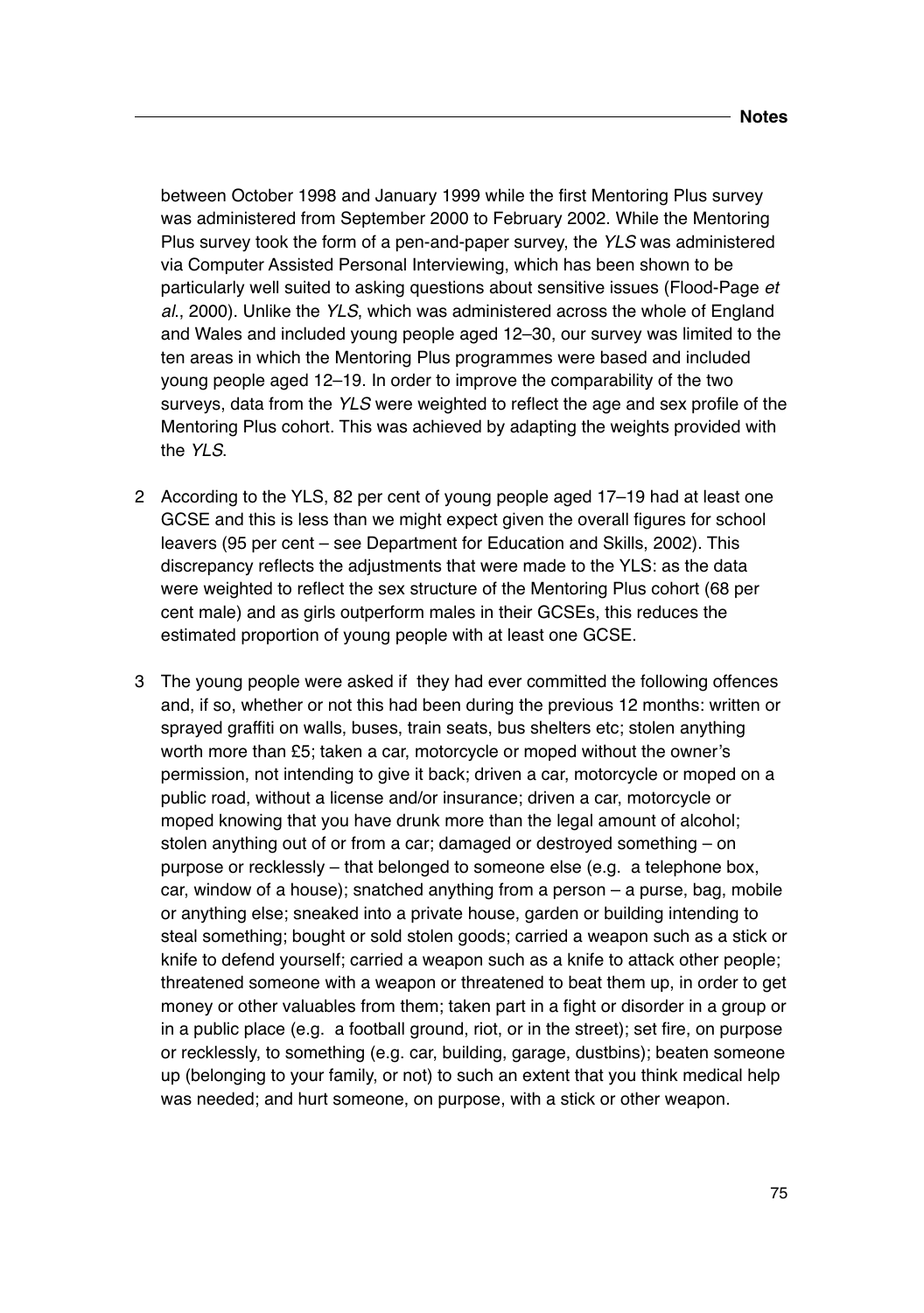between October 1998 and January 1999 while the first Mentoring Plus survey was administered from September 2000 to February 2002. While the Mentoring Plus survey took the form of a pen-and-paper survey, the *YLS* was administered via Computer Assisted Personal Interviewing, which has been shown to be particularly well suited to asking questions about sensitive issues (Flood-Page *et al*., 2000). Unlike the *YLS*, which was administered across the whole of England and Wales and included young people aged 12–30, our survey was limited to the ten areas in which the Mentoring Plus programmes were based and included young people aged 12–19. In order to improve the comparability of the two surveys, data from the *YLS* were weighted to reflect the age and sex profile of the Mentoring Plus cohort. This was achieved by adapting the weights provided with the *YLS*.

2 According to the YLS, 82 per cent of young people aged 17–19 had at least one GCSE and this is less than we might expect given the overall figures for school leavers (95 per cent – see Department for Education and Skills, 2002). This discrepancy reflects the adjustments that were made to the YLS: as the data were weighted to reflect the sex structure of the Mentoring Plus cohort (68 per cent male) and as girls outperform males in their GCSEs, this reduces the estimated proportion of young people with at least one GCSE.

3 The young people were asked if they had ever committed the following offences and, if so, whether or not this had been during the previous 12 months: written or sprayed graffiti on walls, buses, train seats, bus shelters etc; stolen anything worth more than £5; taken a car, motorcycle or moped without the owner's permission, not intending to give it back; driven a car, motorcycle or moped on a public road, without a license and/or insurance; driven a car, motorcycle or moped knowing that you have drunk more than the legal amount of alcohol; stolen anything out of or from a car; damaged or destroyed something – on purpose or recklessly – that belonged to someone else (e.g. a telephone box, car, window of a house); snatched anything from a person – a purse, bag, mobile or anything else; sneaked into a private house, garden or building intending to steal something; bought or sold stolen goods; carried a weapon such as a stick or knife to defend yourself; carried a weapon such as a knife to attack other people; threatened someone with a weapon or threatened to beat them up, in order to get money or other valuables from them; taken part in a fight or disorder in a group or in a public place (e.g. a football ground, riot, or in the street); set fire, on purpose or recklessly, to something (e.g. car, building, garage, dustbins); beaten someone up (belonging to your family, or not) to such an extent that you think medical help was needed; and hurt someone, on purpose, with a stick or other weapon.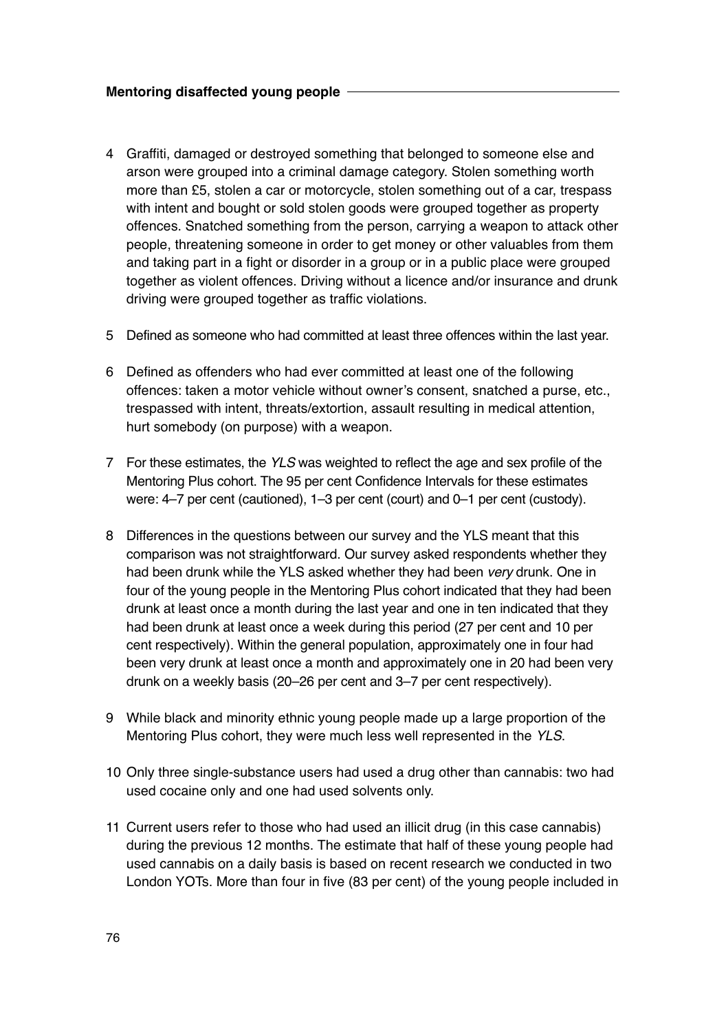4 Graffiti, damaged or destroyed something that belonged to someone else and arson were grouped into a criminal damage category. Stolen something worth more than £5, stolen a car or motorcycle, stolen something out of a car, trespass with intent and bought or sold stolen goods were grouped together as property offences. Snatched something from the person, carrying a weapon to attack other people, threatening someone in order to get money or other valuables from them and taking part in a fight or disorder in a group or in a public place were grouped together as violent offences. Driving without a licence and/or insurance and drunk driving were grouped together as traffic violations.

5 Defined as someone who had committed at least three offences within the last year.

6 Defined as offenders who had ever committed at least one of the following offences: taken a motor vehicle without owner's consent, snatched a purse, etc., trespassed with intent, threats/extortion, assault resulting in medical attention, hurt somebody (on purpose) with a weapon.

7 For these estimates, the *YLS* was weighted to reflect the age and sex profile of the Mentoring Plus cohort. The 95 per cent Confidence Intervals for these estimates were: 4–7 per cent (cautioned), 1–3 per cent (court) and 0–1 per cent (custody).

8 Differences in the questions between our survey and the YLS meant that this comparison was not straightforward. Our survey asked respondents whether they had been drunk while the YLS asked whether they had been *very* drunk. One in four of the young people in the Mentoring Plus cohort indicated that they had been drunk at least once a month during the last year and one in ten indicated that they had been drunk at least once a week during this period (27 per cent and 10 per cent respectively). Within the general population, approximately one in four had been very drunk at least once a month and approximately one in 20 had been very drunk on a weekly basis (20–26 per cent and 3–7 per cent respectively).

9 While black and minority ethnic young people made up a large proportion of the Mentoring Plus cohort, they were much less well represented in the *YLS*.

10 Only three single-substance users had used a drug other than cannabis: two had used cocaine only and one had used solvents only.

11 Current users refer to those who had used an illicit drug (in this case cannabis) during the previous 12 months. The estimate that half of these young people had used cannabis on a daily basis is based on recent research we conducted in two London YOTs. More than four in five (83 per cent) of the young people included in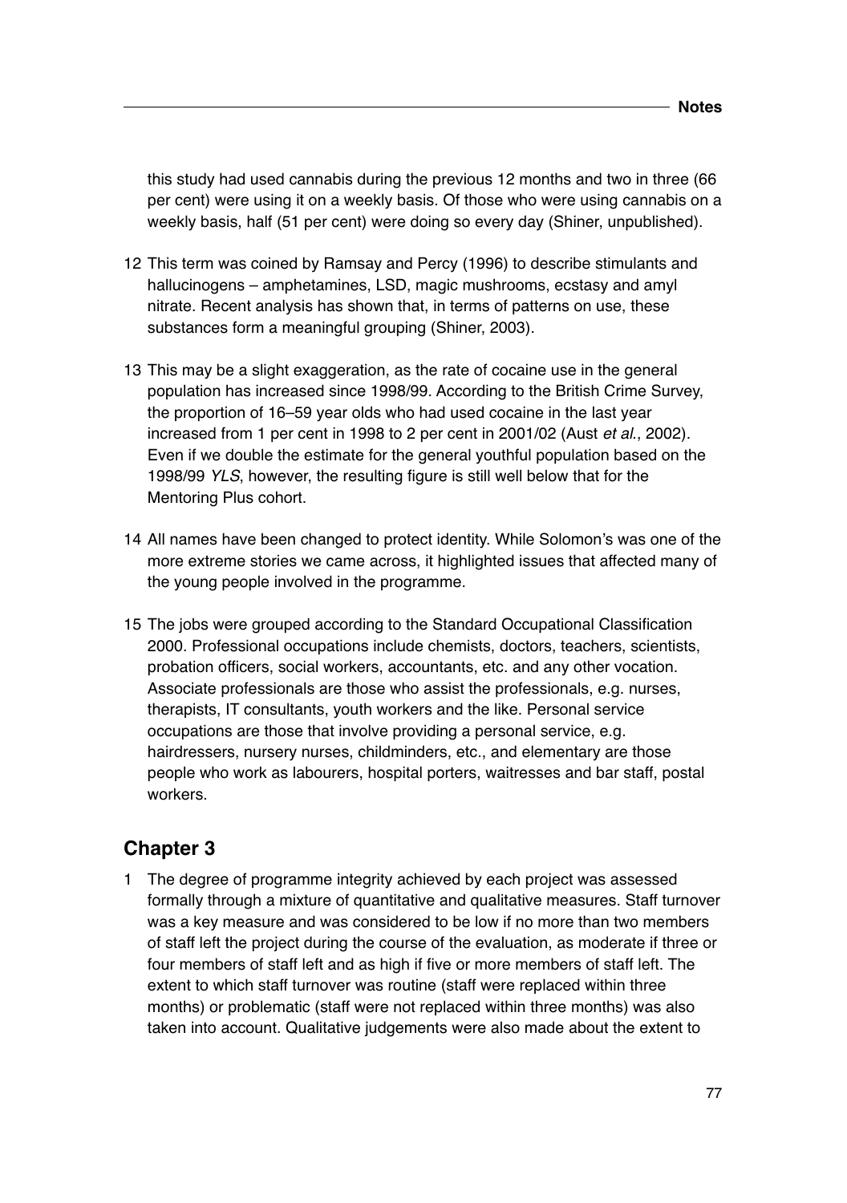this study had used cannabis during the previous 12 months and two in three (66 per cent) were using it on a weekly basis. Of those who were using cannabis on a weekly basis, half (51 per cent) were doing so every day (Shiner, unpublished).

12 This term was coined by Ramsay and Percy (1996) to describe stimulants and hallucinogens – amphetamines, LSD, magic mushrooms, ecstasy and amyl nitrate. Recent analysis has shown that, in terms of patterns on use, these substances form a meaningful grouping (Shiner, 2003).

13 This may be a slight exaggeration, as the rate of cocaine use in the general population has increased since 1998/99. According to the British Crime Survey, the proportion of 16–59 year olds who had used cocaine in the last year increased from 1 per cent in 1998 to 2 per cent in 2001/02 (Aust *et al.*, 2002). Even if we double the estimate for the general youthful population based on the 1998/99 *YLS*, however, the resulting figure is still well below that for the Mentoring Plus cohort.

14 All names have been changed to protect identity. While Solomon's was one of the more extreme stories we came across, it highlighted issues that affected many of the young people involved in the programme.

15 The jobs were grouped according to the Standard Occupational Classification 2000. Professional occupations include chemists, doctors, teachers, scientists, probation officers, social workers, accountants, etc. and any other vocation. Associate professionals are those who assist the professionals, e.g. nurses, therapists, IT consultants, youth workers and the like. Personal service occupations are those that involve providing a personal service, e.g. hairdressers, nursery nurses, childminders, etc., and elementary are those people who work as labourers, hospital porters, waitresses and bar staff, postal workers.

## Chapter 3

1 The degree of programme integrity achieved by each project was assessed formally through a mixture of quantitative and qualitative measures. Staff turnover was a key measure and was considered to be low if no more than two members of staff left the project during the course of the evaluation, as moderate if three or four members of staff left and as high if five or more members of staff left. The extent to which staff turnover was routine (staff were replaced within three months) or problematic (staff were not replaced within three months) was also taken into account. Qualitative judgements were also made about the extent to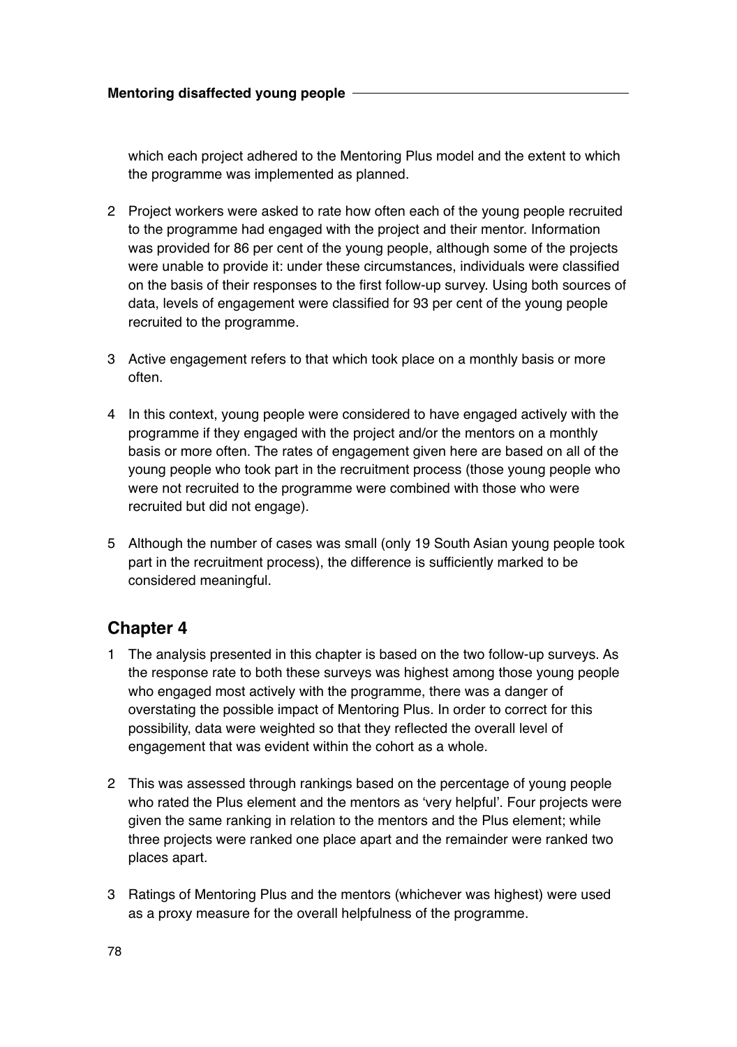which each project adhered to the Mentoring Plus model and the extent to which the programme was implemented as planned.

2 Project workers were asked to rate how often each of the young people recruited to the programme had engaged with the project and their mentor. Information was provided for 86 per cent of the young people, although some of the projects were unable to provide it: under these circumstances, individuals were classified on the basis of their responses to the first follow-up survey. Using both sources of data, levels of engagement were classified for 93 per cent of the young people recruited to the programme.

3 Active engagement refers to that which took place on a monthly basis or more often.

4 In this context, young people were considered to have engaged actively with the programme if they engaged with the project and/or the mentors on a monthly basis or more often. The rates of engagement given here are based on all of the young people who took part in the recruitment process (those young people who were not recruited to the programme were combined with those who were recruited but did not engage).

5 Although the number of cases was small (only 19 South Asian young people took part in the recruitment process), the difference is sufficiently marked to be considered meaningful.

## Chapter 4

1 The analysis presented in this chapter is based on the two follow-up surveys. As the response rate to both these surveys was highest among those young people who engaged most actively with the programme, there was a danger of overstating the possible impact of Mentoring Plus. In order to correct for this possibility, data were weighted so that they reflected the overall level of engagement that was evident within the cohort as a whole.

2 This was assessed through rankings based on the percentage of young people who rated the Plus element and the mentors as 'very helpful'. Four projects were given the same ranking in relation to the mentors and the Plus element; while three projects were ranked one place apart and the remainder were ranked two places apart.

3 Ratings of Mentoring Plus and the mentors (whichever was highest) were used as a proxy measure for the overall helpfulness of the programme.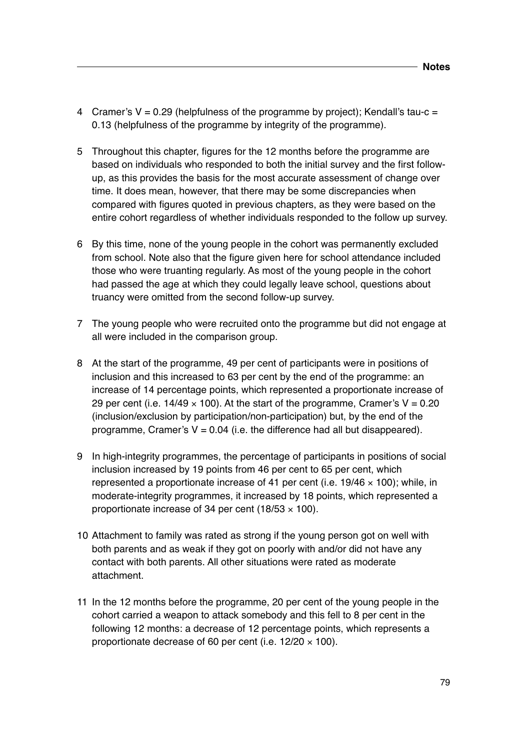4 Cramer's V = 0.29 (helpfulness of the programme by project); Kendall's tau-c = 0.13 (helpfulness of the programme by integrity of the programme).

5 Throughout this chapter, figures for the 12 months before the programme are based on individuals who responded to both the initial survey and the first follow-up, as this provides the basis for the most accurate assessment of change over time. It does mean, however, that there may be some discrepancies when compared with figures quoted in previous chapters, as they were based on the entire cohort regardless of whether individuals responded to the follow up survey.

6 By this time, none of the young people in the cohort was permanently excluded from school. Note also that the figure given here for school attendance included those who were truanting regularly. As most of the young people in the cohort had passed the age at which they could legally leave school, questions about truancy were omitted from the second follow-up survey.

7 The young people who were recruited onto the programme but did not engage at all were included in the comparison group.

8 At the start of the programme, 49 per cent of participants were in positions of inclusion and this increased to 63 per cent by the end of the programme: an increase of 14 percentage points, which represented a proportionate increase of 29 per cent (i.e. $14/49 \times 100$). At the start of the programme, Cramer's V = 0.20 (inclusion/exclusion by participation/non-participation) but, by the end of the programme, Cramer's V = 0.04 (i.e. the difference had all but disappeared).

9 In high-integrity programmes, the percentage of participants in positions of social inclusion increased by 19 points from 46 per cent to 65 per cent, which represented a proportionate increase of 41 per cent (i.e. $19/46 \times 100$); while, in moderate-integrity programmes, it increased by 18 points, which represented a proportionate increase of 34 per cent ($18/53 \times 100$).

10 Attachment to family was rated as strong if the young person got on well with both parents and as weak if they got on poorly with and/or did not have any contact with both parents. All other situations were rated as moderate attachment.

11 In the 12 months before the programme, 20 per cent of the young people in the cohort carried a weapon to attack somebody and this fell to 8 per cent in the following 12 months: a decrease of 12 percentage points, which represents a proportionate decrease of 60 per cent (i.e. $12/20 \times 100$).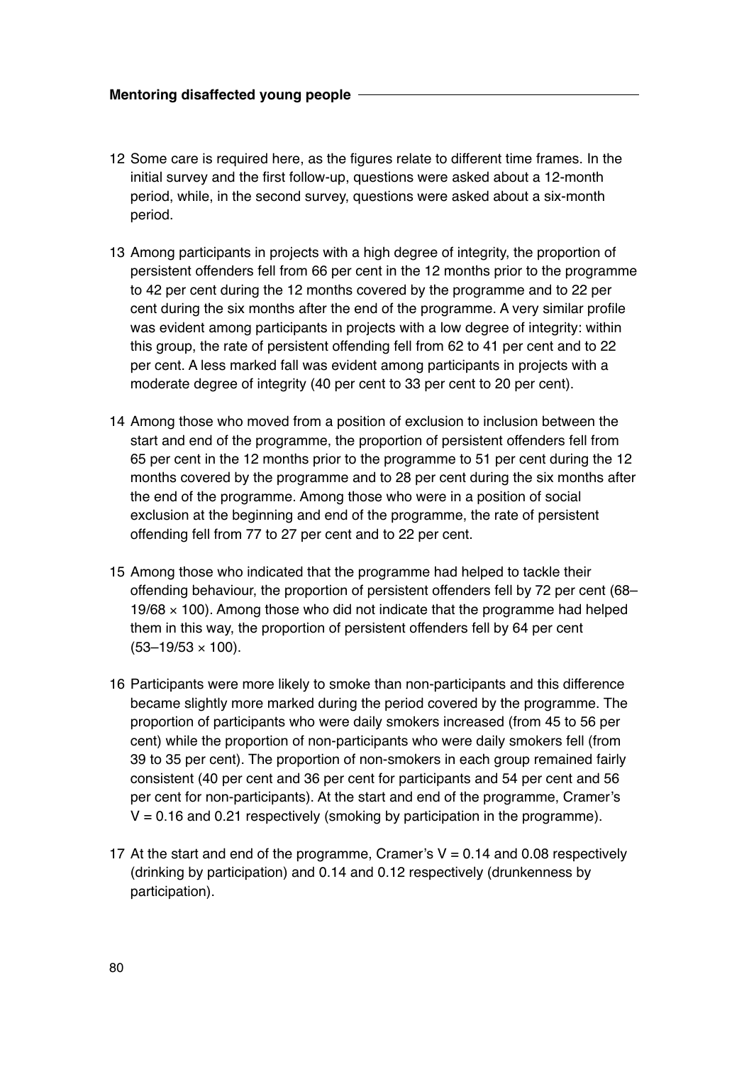12 Some care is required here, as the figures relate to different time frames. In the initial survey and the first follow-up, questions were asked about a 12-month period, while, in the second survey, questions were asked about a six-month period.

13 Among participants in projects with a high degree of integrity, the proportion of persistent offenders fell from 66 per cent in the 12 months prior to the programme to 42 per cent during the 12 months covered by the programme and to 22 per cent during the six months after the end of the programme. A very similar profile was evident among participants in projects with a low degree of integrity: within this group, the rate of persistent offending fell from 62 to 41 per cent and to 22 per cent. A less marked fall was evident among participants in projects with a moderate degree of integrity (40 per cent to 33 per cent to 20 per cent).

14 Among those who moved from a position of exclusion to inclusion between the start and end of the programme, the proportion of persistent offenders fell from 65 per cent in the 12 months prior to the programme to 51 per cent during the 12 months covered by the programme and to 28 per cent during the six months after the end of the programme. Among those who were in a position of social exclusion at the beginning and end of the programme, the rate of persistent offending fell from 77 to 27 per cent and to 22 per cent.

15 Among those who indicated that the programme had helped to tackle their offending behaviour, the proportion of persistent offenders fell by 72 per cent ($68–19/68 \times 100$). Among those who did not indicate that the programme had helped them in this way, the proportion of persistent offenders fell by 64 per cent ($53–19/53 \times 100$).

16 Participants were more likely to smoke than non-participants and this difference became slightly more marked during the period covered by the programme. The proportion of participants who were daily smokers increased (from 45 to 56 per cent) while the proportion of non-participants who were daily smokers fell (from 39 to 35 per cent). The proportion of non-smokers in each group remained fairly consistent (40 per cent and 36 per cent for participants and 54 per cent and 56 per cent for non-participants). At the start and end of the programme, Cramer's $V = 0.16$ and $0.21$ respectively (smoking by participation in the programme).

17 At the start and end of the programme, Cramer's $V = 0.14$ and $0.08$ respectively (drinking by participation) and 0.14 and 0.12 respectively (drunkenness by participation).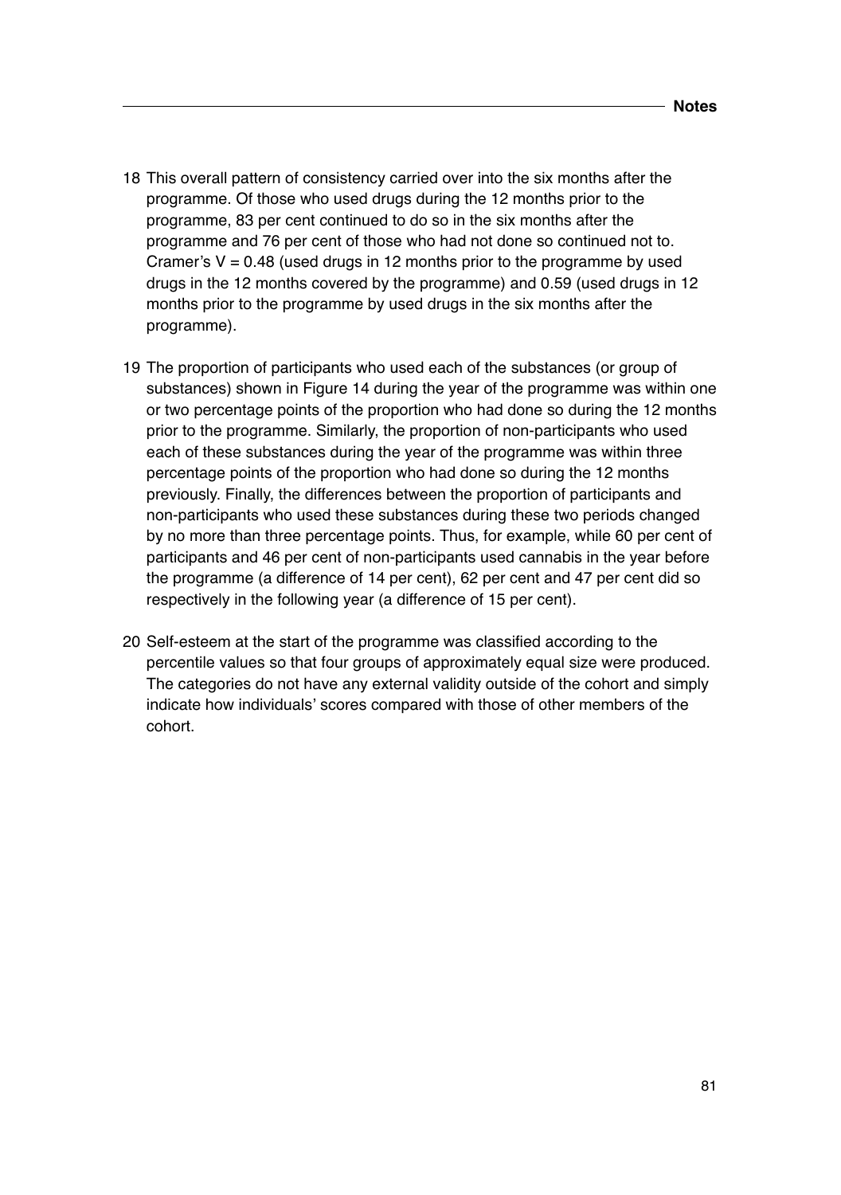18 This overall pattern of consistency carried over into the six months after the programme. Of those who used drugs during the 12 months prior to the programme, 83 per cent continued to do so in the six months after the programme and 76 per cent of those who had not done so continued not to. Cramer's V = 0.48 (used drugs in 12 months prior to the programme by used drugs in the 12 months covered by the programme) and 0.59 (used drugs in 12 months prior to the programme by used drugs in the six months after the programme).

19 The proportion of participants who used each of the substances (or group of substances) shown in Figure 14 during the year of the programme was within one or two percentage points of the proportion who had done so during the 12 months prior to the programme. Similarly, the proportion of non-participants who used each of these substances during the year of the programme was within three percentage points of the proportion who had done so during the 12 months previously. Finally, the differences between the proportion of participants and non-participants who used these substances during these two periods changed by no more than three percentage points. Thus, for example, while 60 per cent of participants and 46 per cent of non-participants used cannabis in the year before the programme (a difference of 14 per cent), 62 per cent and 47 per cent did so respectively in the following year (a difference of 15 per cent).

20 Self-esteem at the start of the programme was classified according to the percentile values so that four groups of approximately equal size were produced. The categories do not have any external validity outside of the cohort and simply indicate how individuals' scores compared with those of other members of the cohort.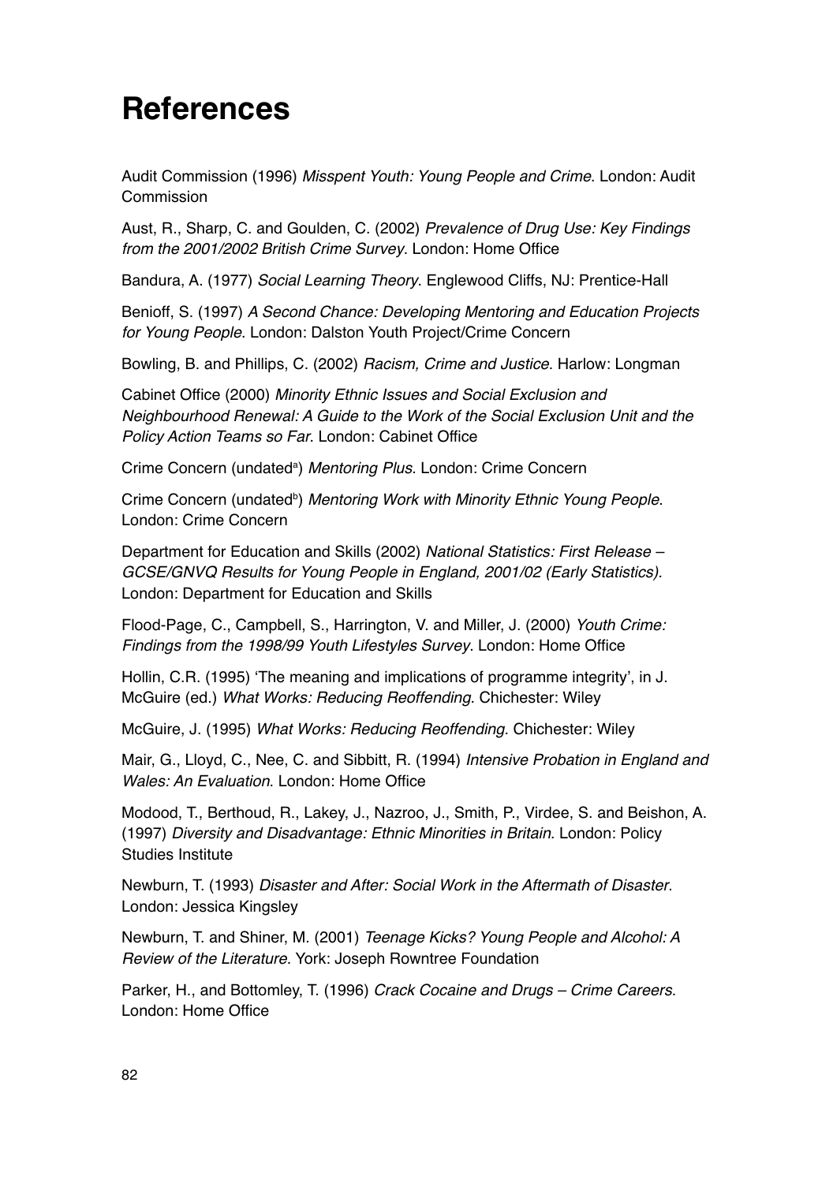# References

Audit Commission (1996) *Misspent Youth: Young People and Crime*. London: Audit Commission

Aust, R., Sharp, C. and Goulden, C. (2002) *Prevalence of Drug Use: Key Findings from the 2001/2002 British Crime Survey*. London: Home Office

Bandura, A. (1977) *Social Learning Theory*. Englewood Cliffs, NJ: Prentice-Hall

Benioff, S. (1997) *A Second Chance: Developing Mentoring and Education Projects for Young People*. London: Dalston Youth Project/Crime Concern

Bowling, B. and Phillips, C. (2002) *Racism, Crime and Justice*. Harlow: Longman

Cabinet Office (2000) *Minority Ethnic Issues and Social Exclusion and Neighbourhood Renewal: A Guide to the Work of the Social Exclusion Unit and the Policy Action Teams so Far*. London: Cabinet Office

Crime Concern (undated[a]) *Mentoring Plus*. London: Crime Concern

Crime Concern (undated[b]) *Mentoring Work with Minority Ethnic Young People*. London: Crime Concern

Department for Education and Skills (2002) *National Statistics: First Release – GCSE/GNVQ Results for Young People in England, 2001/02 (Early Statistics).* London: Department for Education and Skills

Flood-Page, C., Campbell, S., Harrington, V. and Miller, J. (2000) *Youth Crime: Findings from the 1998/99 Youth Lifestyles Survey*. London: Home Office

Hollin, C.R. (1995) 'The meaning and implications of programme integrity', in J. McGuire (ed.) *What Works: Reducing Reoffending*. Chichester: Wiley

McGuire, J. (1995) *What Works: Reducing Reoffending*. Chichester: Wiley

Mair, G., Lloyd, C., Nee, C. and Sibbitt, R. (1994) *Intensive Probation in England and Wales: An Evaluation*. London: Home Office

Modood, T., Berthoud, R., Lakey, J., Nazroo, J., Smith, P., Virdee, S. and Beishon, A. (1997) *Diversity and Disadvantage: Ethnic Minorities in Britain*. London: Policy Studies Institute

Newburn, T. (1993) *Disaster and After: Social Work in the Aftermath of Disaster*. London: Jessica Kingsley

Newburn, T. and Shiner, M. (2001) *Teenage Kicks? Young People and Alcohol: A Review of the Literature*. York: Joseph Rowntree Foundation

Parker, H., and Bottomley, T. (1996) *Crack Cocaine and Drugs – Crime Careers*. London: Home Office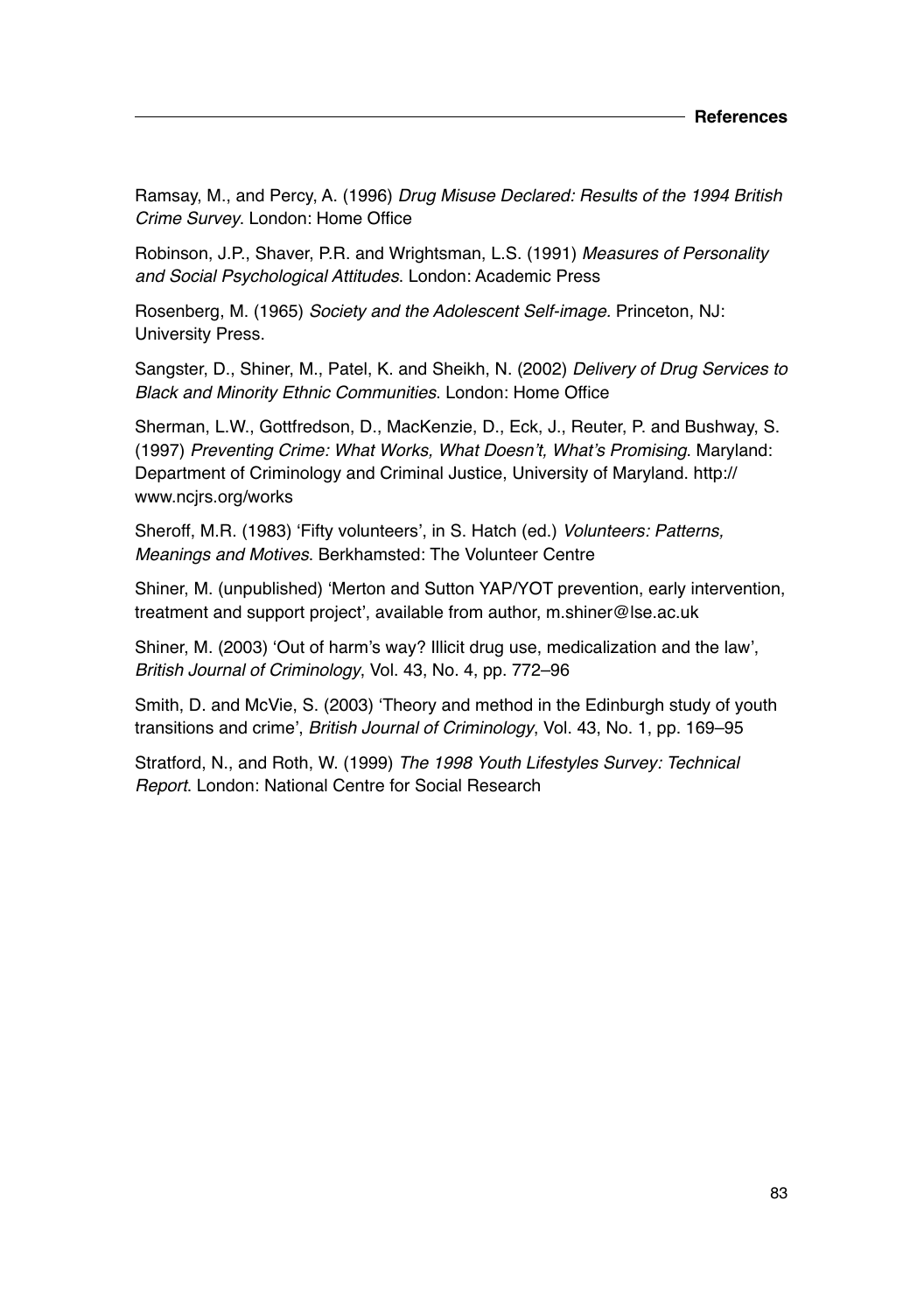Ramsay, M., and Percy, A. (1996) *Drug Misuse Declared: Results of the 1994 British Crime Survey*. London: Home Office

Robinson, J.P., Shaver, P.R. and Wrightsman, L.S. (1991) *Measures of Personality and Social Psychological Attitudes*. London: Academic Press

Rosenberg, M. (1965) *Society and the Adolescent Self-image.* Princeton, NJ: University Press.

Sangster, D., Shiner, M., Patel, K. and Sheikh, N. (2002) *Delivery of Drug Services to Black and Minority Ethnic Communities*. London: Home Office

Sherman, L.W., Gottfredson, D., MacKenzie, D., Eck, J., Reuter, P. and Bushway, S. (1997) *Preventing Crime: What Works, What Doesn't, What's Promising*. Maryland: Department of Criminology and Criminal Justice, University of Maryland. http://www.ncjrs.org/works

Sheroff, M.R. (1983) 'Fifty volunteers', in S. Hatch (ed.) *Volunteers: Patterns, Meanings and Motives*. Berkhamsted: The Volunteer Centre

Shiner, M. (unpublished) 'Merton and Sutton YAP/YOT prevention, early intervention, treatment and support project', available from author, m.shiner@lse.ac.uk

Shiner, M. (2003) 'Out of harm's way? Illicit drug use, medicalization and the law', *British Journal of Criminology*, Vol. 43, No. 4, pp. 772–96

Smith, D. and McVie, S. (2003) 'Theory and method in the Edinburgh study of youth transitions and crime', *British Journal of Criminology*, Vol. 43, No. 1, pp. 169–95

Stratford, N., and Roth, W. (1999) *The 1998 Youth Lifestyles Survey: Technical Report*. London: National Centre for Social Research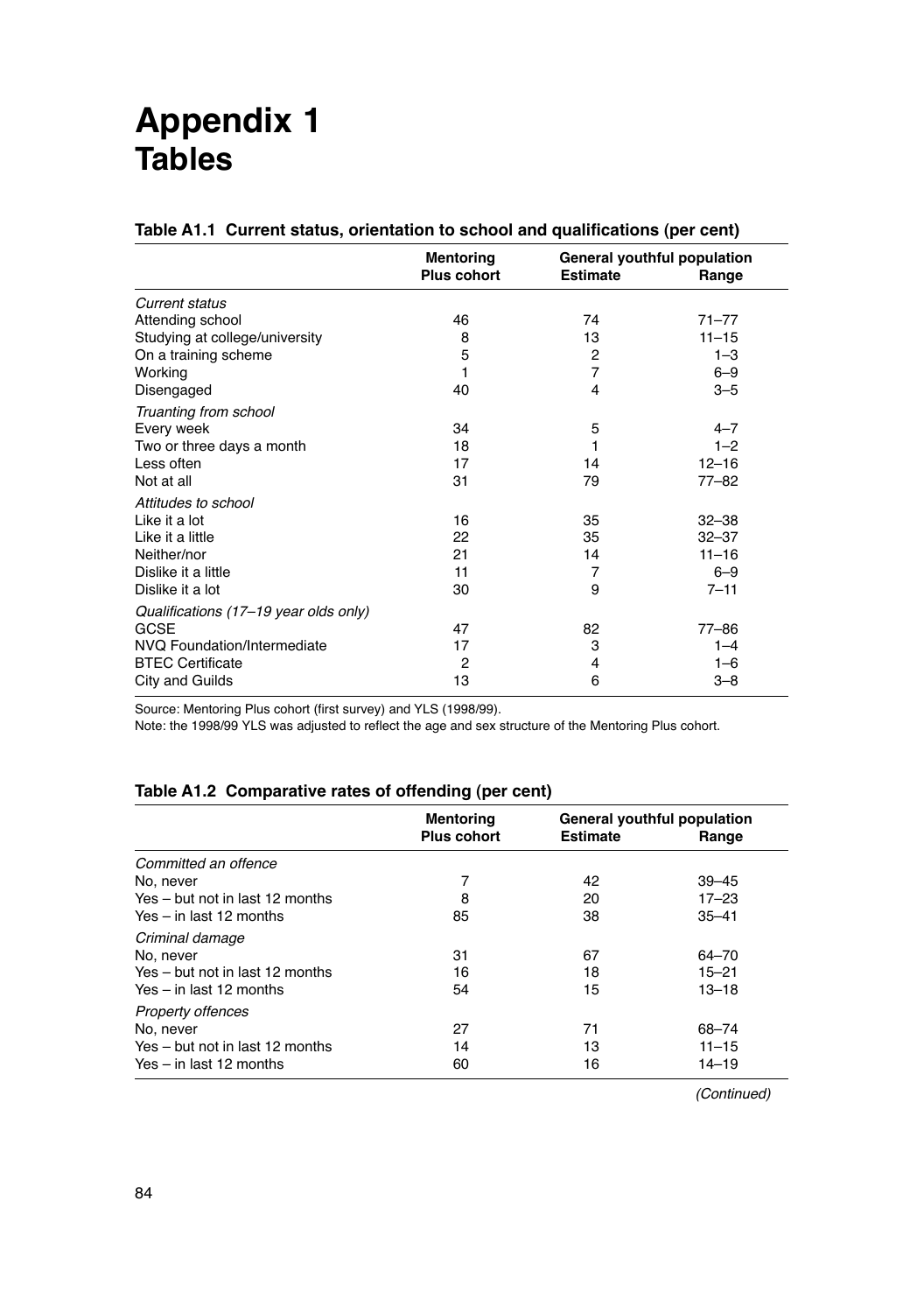# Appendix 1
## Tables

**Table A1.1 Current status, orientation to school and qualifications (per cent)**

| | Mentoring Plus cohort | General youthful population Estimate | Range |
|---|---|---|---|
| *Current status* | | | |
| Attending school | 46 | 74 | 71–77 |
| Studying at college/university | 8 | 13 | 11–15 |
| On a training scheme | 5 | 2 | 1–3 |
| Working | 1 | 7 | 6–9 |
| Disengaged | 40 | 4 | 3–5 |
| *Truanting from school* | | | |
| Every week | 34 | 5 | 4–7 |
| Two or three days a month | 18 | 1 | 1–2 |
| Less often | 17 | 14 | 12–16 |
| Not at all | 31 | 79 | 77–82 |
| *Attitudes to school* | | | |
| Like it a lot | 16 | 35 | 32–38 |
| Like it a little | 22 | 35 | 32–37 |
| Neither/nor | 21 | 14 | 11–16 |
| Dislike it a little | 11 | 7 | 6–9 |
| Dislike it a lot | 30 | 9 | 7–11 |
| *Qualifications (17–19 year olds only)* | | | |
| GCSE | 47 | 82 | 77–86 |
| NVQ Foundation/Intermediate | 17 | 3 | 1–4 |
| BTEC Certificate | 2 | 4 | 1–6 |
| City and Guilds | 13 | 6 | 3–8 |

Source: Mentoring Plus cohort (first survey) and YLS (1998/99).
Note: the 1998/99 YLS was adjusted to reflect the age and sex structure of the Mentoring Plus cohort.

**Table A1.2 Comparative rates of offending (per cent)**

| | Mentoring Plus cohort | General youthful population Estimate | Range |
|---|---|---|---|
| *Committed an offence* | | | |
| No, never | 7 | 42 | 39–45 |
| Yes – but not in last 12 months | 8 | 20 | 17–23 |
| Yes – in last 12 months | 85 | 38 | 35–41 |
| *Criminal damage* | | | |
| No, never | 31 | 67 | 64–70 |
| Yes – but not in last 12 months | 16 | 18 | 15–21 |
| Yes – in last 12 months | 54 | 15 | 13–18 |
| *Property offences* | | | |
| No, never | 27 | 71 | 68–74 |
| Yes – but not in last 12 months | 14 | 13 | 11–15 |
| Yes – in last 12 months | 60 | 16 | 14–19 |

*(Continued)*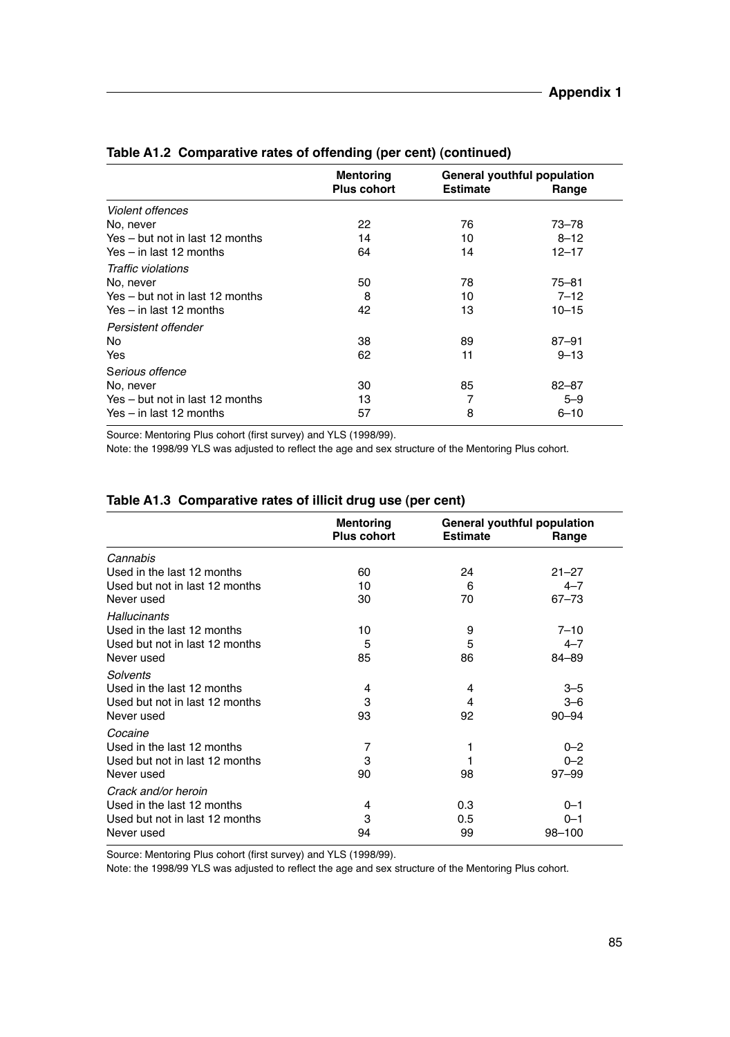**Table A1.2 Comparative rates of offending (per cent) (continued)**

| | Mentoring Plus cohort | General youthful population | |
|---|---|---|---|
| | | Estimate | Range |
| *Violent offences* | | | |
| No, never | 22 | 76 | 73–78 |
| Yes – but not in last 12 months | 14 | 10 | 8–12 |
| Yes – in last 12 months | 64 | 14 | 12–17 |
| *Traffic violations* | | | |
| No, never | 50 | 78 | 75–81 |
| Yes – but not in last 12 months | 8 | 10 | 7–12 |
| Yes – in last 12 months | 42 | 13 | 10–15 |
| *Persistent offender* | | | |
| No | 38 | 89 | 87–91 |
| Yes | 62 | 11 | 9–13 |
| *Serious offence* | | | |
| No, never | 30 | 85 | 82–87 |
| Yes – but not in last 12 months | 13 | 7 | 5–9 |
| Yes – in last 12 months | 57 | 8 | 6–10 |

Source: Mentoring Plus cohort (first survey) and YLS (1998/99).
Note: the 1998/99 YLS was adjusted to reflect the age and sex structure of the Mentoring Plus cohort.

**Table A1.3 Comparative rates of illicit drug use (per cent)**

| | Mentoring Plus cohort | General youthful population | |
|---|---|---|---|
| | | Estimate | Range |
| *Cannabis* | | | |
| Used in the last 12 months | 60 | 24 | 21–27 |
| Used but not in last 12 months | 10 | 6 | 4–7 |
| Never used | 30 | 70 | 67–73 |
| *Hallucinants* | | | |
| Used in the last 12 months | 10 | 9 | 7–10 |
| Used but not in last 12 months | 5 | 5 | 4–7 |
| Never used | 85 | 86 | 84–89 |
| *Solvents* | | | |
| Used in the last 12 months | 4 | 4 | 3–5 |
| Used but not in last 12 months | 3 | 4 | 3–6 |
| Never used | 93 | 92 | 90–94 |
| *Cocaine* | | | |
| Used in the last 12 months | 7 | 1 | 0–2 |
| Used but not in last 12 months | 3 | 1 | 0–2 |
| Never used | 90 | 98 | 97–99 |
| *Crack and/or heroin* | | | |
| Used in the last 12 months | 4 | 0.3 | 0–1 |
| Used but not in last 12 months | 3 | 0.5 | 0–1 |
| Never used | 94 | 99 | 98–100 |

Source: Mentoring Plus cohort (first survey) and YLS (1998/99).
Note: the 1998/99 YLS was adjusted to reflect the age and sex structure of the Mentoring Plus cohort.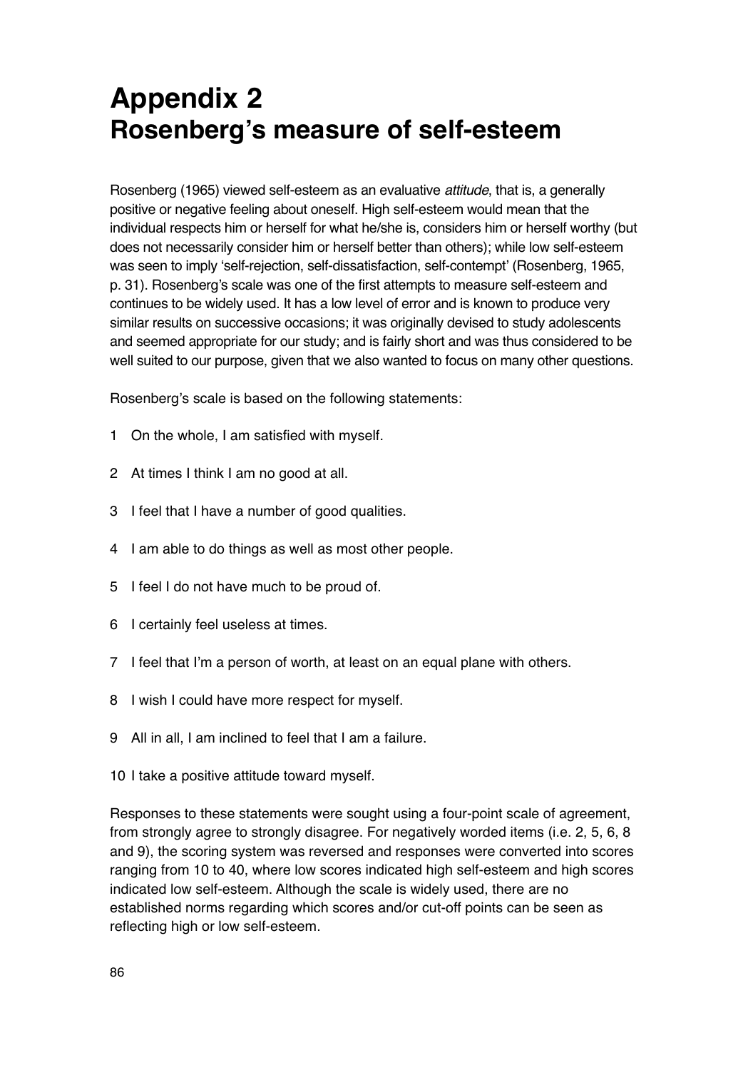# Appendix 2
# Rosenberg's measure of self-esteem

Rosenberg (1965) viewed self-esteem as an evaluative *attitude*, that is, a generally positive or negative feeling about oneself. High self-esteem would mean that the individual respects him or herself for what he/she is, considers him or herself worthy (but does not necessarily consider him or herself better than others); while low self-esteem was seen to imply 'self-rejection, self-dissatisfaction, self-contempt' (Rosenberg, 1965, p. 31). Rosenberg's scale was one of the first attempts to measure self-esteem and continues to be widely used. It has a low level of error and is known to produce very similar results on successive occasions; it was originally devised to study adolescents and seemed appropriate for our study; and is fairly short and was thus considered to be well suited to our purpose, given that we also wanted to focus on many other questions.

Rosenberg's scale is based on the following statements:

1. On the whole, I am satisfied with myself.
2. At times I think I am no good at all.
3. I feel that I have a number of good qualities.
4. I am able to do things as well as most other people.
5. I feel I do not have much to be proud of.
6. I certainly feel useless at times.
7. I feel that I'm a person of worth, at least on an equal plane with others.
8. I wish I could have more respect for myself.
9. All in all, I am inclined to feel that I am a failure.
10. I take a positive attitude toward myself.

Responses to these statements were sought using a four-point scale of agreement, from strongly agree to strongly disagree. For negatively worded items (i.e. 2, 5, 6, 8 and 9), the scoring system was reversed and responses were converted into scores ranging from 10 to 40, where low scores indicated high self-esteem and high scores indicated low self-esteem. Although the scale is widely used, there are no established norms regarding which scores and/or cut-off points can be seen as reflecting high or low self-esteem.